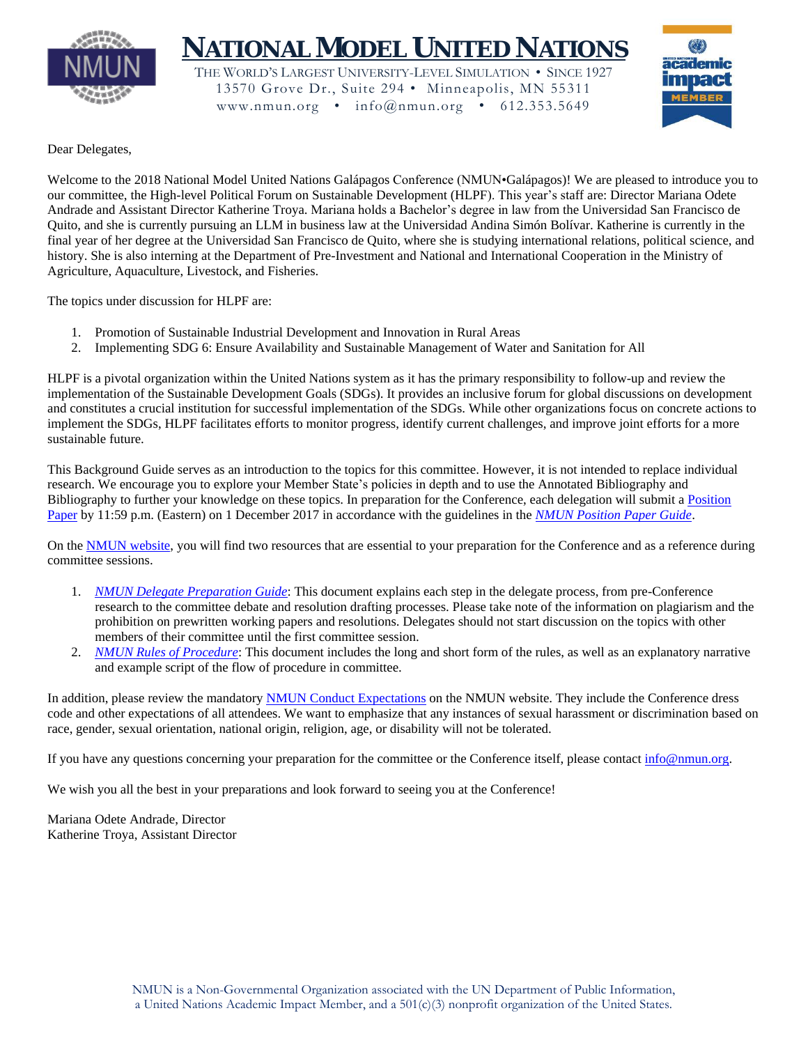# NATIONAL MODEL UNITED NATIONS

THE WORLD'S LARGEST UNIVERSITY-LEVEL SIMULATION • SINCE 1927
13570 Grove Dr., Suite 294 • Minneapolis, MN 55311
www.nmun.org • info@nmun.org • 612.353.5649

Dear Delegates,

Welcome to the 2018 National Model United Nations Galápagos Conference (NMUN•Galápagos)! We are pleased to introduce you to our committee, the High-level Political Forum on Sustainable Development (HLPF). This year's staff are: Director Mariana Odete Andrade and Assistant Director Katherine Troya. Mariana holds a Bachelor's degree in law from the Universidad San Francisco de Quito, and she is currently pursuing an LLM in business law at the Universidad Andina Simón Bolívar. Katherine is currently in the final year of her degree at the Universidad San Francisco de Quito, where she is studying international relations, political science, and history. She is also interning at the Department of Pre-Investment and National and International Cooperation in the Ministry of Agriculture, Aquaculture, Livestock, and Fisheries.

The topics under discussion for HLPF are:

1. Promotion of Sustainable Industrial Development and Innovation in Rural Areas
2. Implementing SDG 6: Ensure Availability and Sustainable Management of Water and Sanitation for All

HLPF is a pivotal organization within the United Nations system as it has the primary responsibility to follow-up and review the implementation of the Sustainable Development Goals (SDGs). It provides an inclusive forum for global discussions on development and constitutes a crucial institution for successful implementation of the SDGs. While other organizations focus on concrete actions to implement the SDGs, HLPF facilitates efforts to monitor progress, identify current challenges, and improve joint efforts for a more sustainable future.

This Background Guide serves as an introduction to the topics for this committee. However, it is not intended to replace individual research. We encourage you to explore your Member State's policies in depth and to use the Annotated Bibliography and Bibliography to further your knowledge on these topics. In preparation for the Conference, each delegation will submit a Position Paper by 11:59 p.m. (Eastern) on 1 December 2017 in accordance with the guidelines in the *NMUN Position Paper Guide*.

On the NMUN website, you will find two resources that are essential to your preparation for the Conference and as a reference during committee sessions.

1. *NMUN Delegate Preparation Guide*: This document explains each step in the delegate process, from pre-Conference research to the committee debate and resolution drafting processes. Please take note of the information on plagiarism and the prohibition on prewritten working papers and resolutions. Delegates should not start discussion on the topics with other members of their committee until the first committee session.
2. *NMUN Rules of Procedure*: This document includes the long and short form of the rules, as well as an explanatory narrative and example script of the flow of procedure in committee.

In addition, please review the mandatory NMUN Conduct Expectations on the NMUN website. They include the Conference dress code and other expectations of all attendees. We want to emphasize that any instances of sexual harassment or discrimination based on race, gender, sexual orientation, national origin, religion, age, or disability will not be tolerated.

If you have any questions concerning your preparation for the committee or the Conference itself, please contact info@nmun.org.

We wish you all the best in your preparations and look forward to seeing you at the Conference!

Mariana Odete Andrade, Director
Katherine Troya, Assistant Director

NMUN is a Non-Governmental Organization associated with the UN Department of Public Information, a United Nations Academic Impact Member, and a 501(c)(3) nonprofit organization of the United States.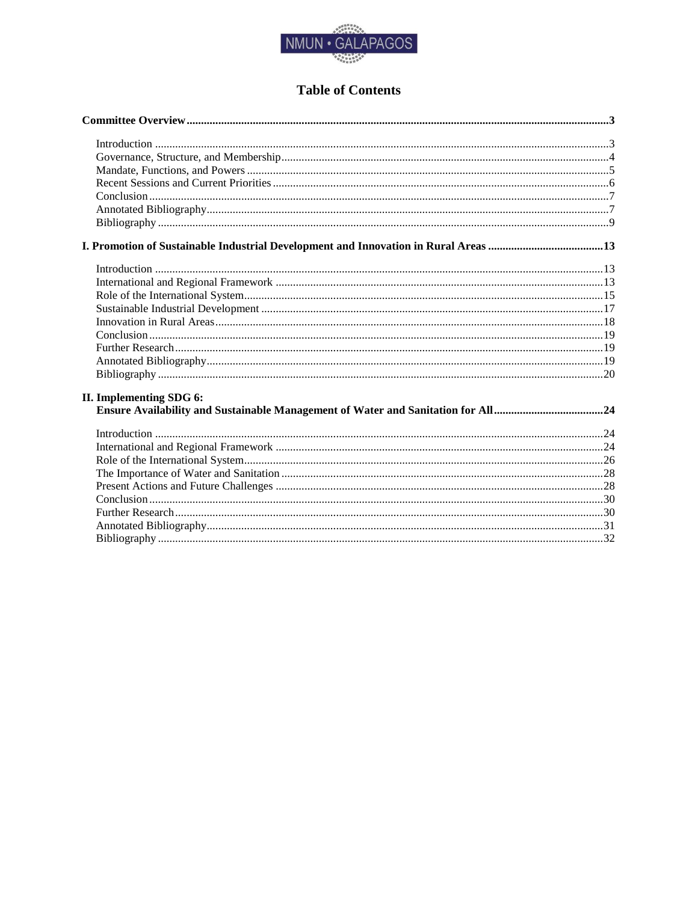# Table of Contents

**Committee Overview** ..... **3**

- Introduction ..... 3
- Governance, Structure, and Membership ..... 4
- Mandate, Functions, and Powers ..... 5
- Recent Sessions and Current Priorities ..... 6
- Conclusion ..... 7
- Annotated Bibliography ..... 7
- Bibliography ..... 9

**I. Promotion of Sustainable Industrial Development and Innovation in Rural Areas** ..... **13**

- Introduction ..... 13
- International and Regional Framework ..... 13
- Role of the International System ..... 15
- Sustainable Industrial Development ..... 17
- Innovation in Rural Areas ..... 18
- Conclusion ..... 19
- Further Research ..... 19
- Annotated Bibliography ..... 19
- Bibliography ..... 20

**II. Implementing SDG 6: Ensure Availability and Sustainable Management of Water and Sanitation for All** ..... **24**

- Introduction ..... 24
- International and Regional Framework ..... 24
- Role of the International System ..... 26
- The Importance of Water and Sanitation ..... 28
- Present Actions and Future Challenges ..... 28
- Conclusion ..... 30
- Further Research ..... 30
- Annotated Bibliography ..... 31
- Bibliography ..... 32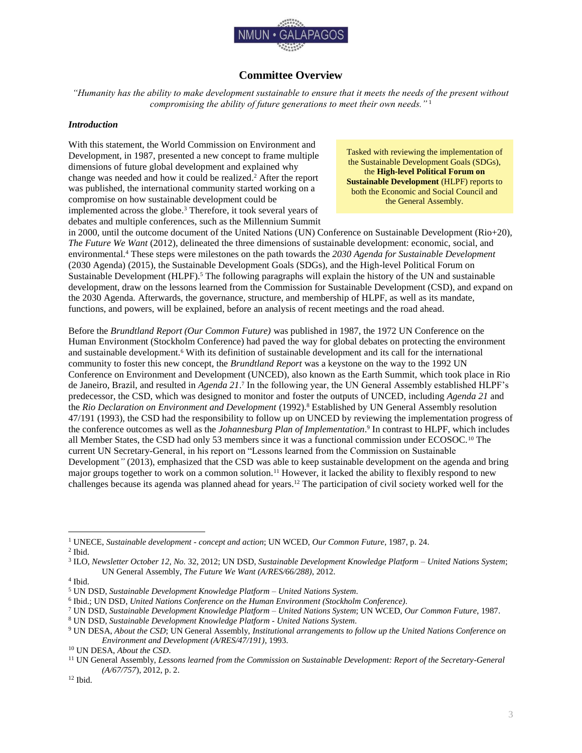## Committee Overview

*"Humanity has the ability to make development sustainable to ensure that it meets the needs of the present without compromising the ability of future generations to meet their own needs."*[1]

### *Introduction*

> Tasked with reviewing the implementation of the Sustainable Development Goals (SDGs), the **High-level Political Forum on Sustainable Development** (HLPF) reports to both the Economic and Social Council and the General Assembly.

With this statement, the World Commission on Environment and Development, in 1987, presented a new concept to frame multiple dimensions of future global development and explained why change was needed and how it could be realized.[2] After the report was published, the international community started working on a compromise on how sustainable development could be implemented across the globe.[3] Therefore, it took several years of debates and multiple conferences, such as the Millennium Summit in 2000, until the outcome document of the United Nations (UN) Conference on Sustainable Development (Rio+20), *The Future We Want* (2012), delineated the three dimensions of sustainable development: economic, social, and environmental.[4] These steps were milestones on the path towards the *2030 Agenda for Sustainable Development* (2030 Agenda) (2015), the Sustainable Development Goals (SDGs), and the High-level Political Forum on Sustainable Development (HLPF).[5] The following paragraphs will explain the history of the UN and sustainable development, draw on the lessons learned from the Commission for Sustainable Development (CSD), and expand on the 2030 Agenda. Afterwards, the governance, structure, and membership of HLPF, as well as its mandate, functions, and powers, will be explained, before an analysis of recent meetings and the road ahead.

Before the *Brundtland Report (Our Common Future)* was published in 1987, the 1972 UN Conference on the Human Environment (Stockholm Conference) had paved the way for global debates on protecting the environment and sustainable development.[6] With its definition of sustainable development and its call for the international community to foster this new concept, the *Brundtland Report* was a keystone on the way to the 1992 UN Conference on Environment and Development (UNCED), also known as the Earth Summit, which took place in Rio de Janeiro, Brazil, and resulted in *Agenda 21*.[7] In the following year, the UN General Assembly established HLPF's predecessor, the CSD, which was designed to monitor and foster the outputs of UNCED, including *Agenda 21* and the *Rio Declaration on Environment and Development* (1992).[8] Established by UN General Assembly resolution 47/191 (1993), the CSD had the responsibility to follow up on UNCED by reviewing the implementation progress of the conference outcomes as well as the *Johannesburg Plan of Implementation*.[9] In contrast to HLPF, which includes all Member States, the CSD had only 53 members since it was a functional commission under ECOSOC.[10] The current UN Secretary-General, in his report on "Lessons learned from the Commission on Sustainable Development*"* (2013), emphasized that the CSD was able to keep sustainable development on the agenda and bring major groups together to work on a common solution.[11] However, it lacked the ability to flexibly respond to new challenges because its agenda was planned ahead for years.[12] The participation of civil society worked well for the

---

[1] UNECE, *Sustainable development - concept and action*; UN WCED, *Our Common Future*, 1987, p. 24.
[2] Ibid.
[3] ILO, *Newsletter October 12, No.* 32, 2012; UN DSD, *Sustainable Development Knowledge Platform – United Nations System*; UN General Assembly, *The Future We Want (A/RES/66/288)*, 2012.
[4] Ibid.
[5] UN DSD, *Sustainable Development Knowledge Platform – United Nations System*.
[6] Ibid.; UN DSD, *United Nations Conference on the Human Environment (Stockholm Conference)*.
[7] UN DSD, *Sustainable Development Knowledge Platform – United Nations System*; UN WCED, *Our Common Future*, 1987.
[8] UN DSD, *Sustainable Development Knowledge Platform - United Nations System*.
[9] UN DESA, *About the CSD*; UN General Assembly, *Institutional arrangements to follow up the United Nations Conference on Environment and Development (A/RES/47/191)*, 1993.
[10] UN DESA, *About the CSD*.
[11] UN General Assembly, *Lessons learned from the Commission on Sustainable Development: Report of the Secretary-General (A/67/757)*, 2012, p. 2.
[12] Ibid.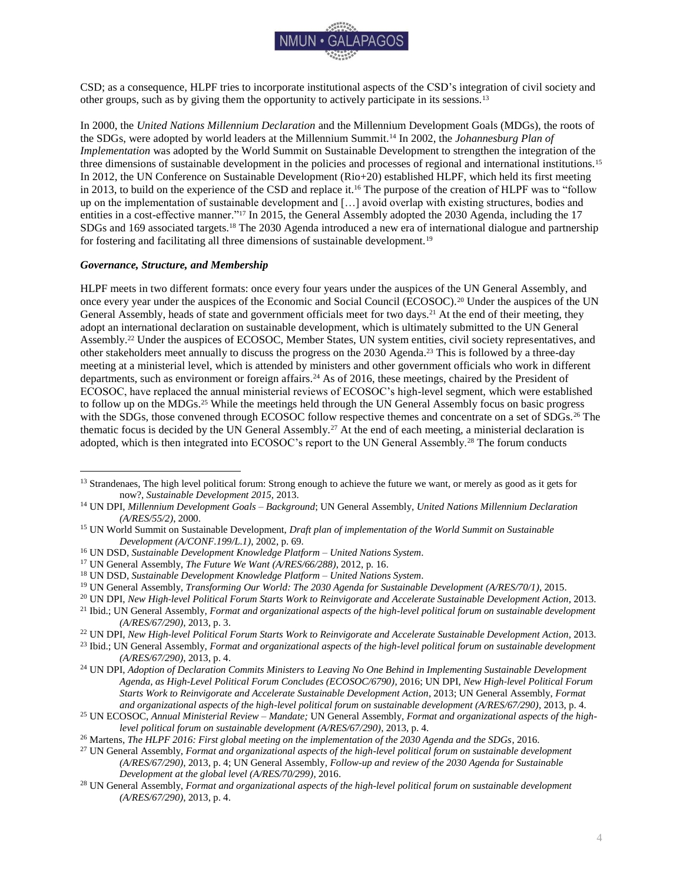CSD; as a consequence, HLPF tries to incorporate institutional aspects of the CSD's integration of civil society and other groups, such as by giving them the opportunity to actively participate in its sessions.[13]

In 2000, the *United Nations Millennium Declaration* and the Millennium Development Goals (MDGs), the roots of the SDGs, were adopted by world leaders at the Millennium Summit.[14] In 2002, the *Johannesburg Plan of Implementation* was adopted by the World Summit on Sustainable Development to strengthen the integration of the three dimensions of sustainable development in the policies and processes of regional and international institutions.[15] In 2012, the UN Conference on Sustainable Development (Rio+20) established HLPF, which held its first meeting in 2013, to build on the experience of the CSD and replace it.[16] The purpose of the creation of HLPF was to "follow up on the implementation of sustainable development and […] avoid overlap with existing structures, bodies and entities in a cost-effective manner."[17] In 2015, the General Assembly adopted the 2030 Agenda, including the 17 SDGs and 169 associated targets.[18] The 2030 Agenda introduced a new era of international dialogue and partnership for fostering and facilitating all three dimensions of sustainable development.[19]

### *Governance, Structure, and Membership*

HLPF meets in two different formats: once every four years under the auspices of the UN General Assembly, and once every year under the auspices of the Economic and Social Council (ECOSOC).[20] Under the auspices of the UN General Assembly, heads of state and government officials meet for two days.[21] At the end of their meeting, they adopt an international declaration on sustainable development, which is ultimately submitted to the UN General Assembly.[22] Under the auspices of ECOSOC, Member States, UN system entities, civil society representatives, and other stakeholders meet annually to discuss the progress on the 2030 Agenda.[23] This is followed by a three-day meeting at a ministerial level, which is attended by ministers and other government officials who work in different departments, such as environment or foreign affairs.[24] As of 2016, these meetings, chaired by the President of ECOSOC, have replaced the annual ministerial reviews of ECOSOC's high-level segment, which were established to follow up on the MDGs.[25] While the meetings held through the UN General Assembly focus on basic progress with the SDGs, those convened through ECOSOC follow respective themes and concentrate on a set of SDGs.[26] The thematic focus is decided by the UN General Assembly.[27] At the end of each meeting, a ministerial declaration is adopted, which is then integrated into ECOSOC's report to the UN General Assembly.[28] The forum conducts

---

[13] Strandenaes, The high level political forum: Strong enough to achieve the future we want, or merely as good as it gets for now?, *Sustainable Development 2015*, 2013.

[14] UN DPI, *Millennium Development Goals – Background*; UN General Assembly, *United Nations Millennium Declaration (A/RES/55/2)*, 2000.

[15] UN World Summit on Sustainable Development, *Draft plan of implementation of the World Summit on Sustainable Development (A/CONF.199/L.1)*, 2002, p. 69.

[16] UN DSD, *Sustainable Development Knowledge Platform – United Nations System*.

[17] UN General Assembly, *The Future We Want (A/RES/66/288)*, 2012, p. 16.

[18] UN DSD, *Sustainable Development Knowledge Platform – United Nations System*.

[19] UN General Assembly, *Transforming Our World: The 2030 Agenda for Sustainable Development (A/RES/70/1)*, 2015.

[20] UN DPI, *New High-level Political Forum Starts Work to Reinvigorate and Accelerate Sustainable Development Action*, 2013.

[21] Ibid.; UN General Assembly, *Format and organizational aspects of the high-level political forum on sustainable development (A/RES/67/290)*, 2013, p. 3.

[22] UN DPI, *New High-level Political Forum Starts Work to Reinvigorate and Accelerate Sustainable Development Action*, 2013.

[23] Ibid.; UN General Assembly, *Format and organizational aspects of the high-level political forum on sustainable development (A/RES/67/290)*, 2013, p. 4.

[24] UN DPI, *Adoption of Declaration Commits Ministers to Leaving No One Behind in Implementing Sustainable Development Agenda, as High-Level Political Forum Concludes (ECOSOC/6790)*, 2016; UN DPI, *New High-level Political Forum Starts Work to Reinvigorate and Accelerate Sustainable Development Action*, 2013; UN General Assembly, *Format and organizational aspects of the high-level political forum on sustainable development (A/RES/67/290)*, 2013, p. 4.

[25] UN ECOSOC, *Annual Ministerial Review – Mandate;* UN General Assembly, *Format and organizational aspects of the high-level political forum on sustainable development (A/RES/67/290)*, 2013, p. 4.

[26] Martens, *The HLPF 2016: First global meeting on the implementation of the 2030 Agenda and the SDGs*, 2016.

[27] UN General Assembly, *Format and organizational aspects of the high-level political forum on sustainable development (A/RES/67/290)*, 2013, p. 4; UN General Assembly, *Follow-up and review of the 2030 Agenda for Sustainable Development at the global level (A/RES/70/299)*, 2016.

[28] UN General Assembly, *Format and organizational aspects of the high-level political forum on sustainable development (A/RES/67/290)*, 2013, p. 4.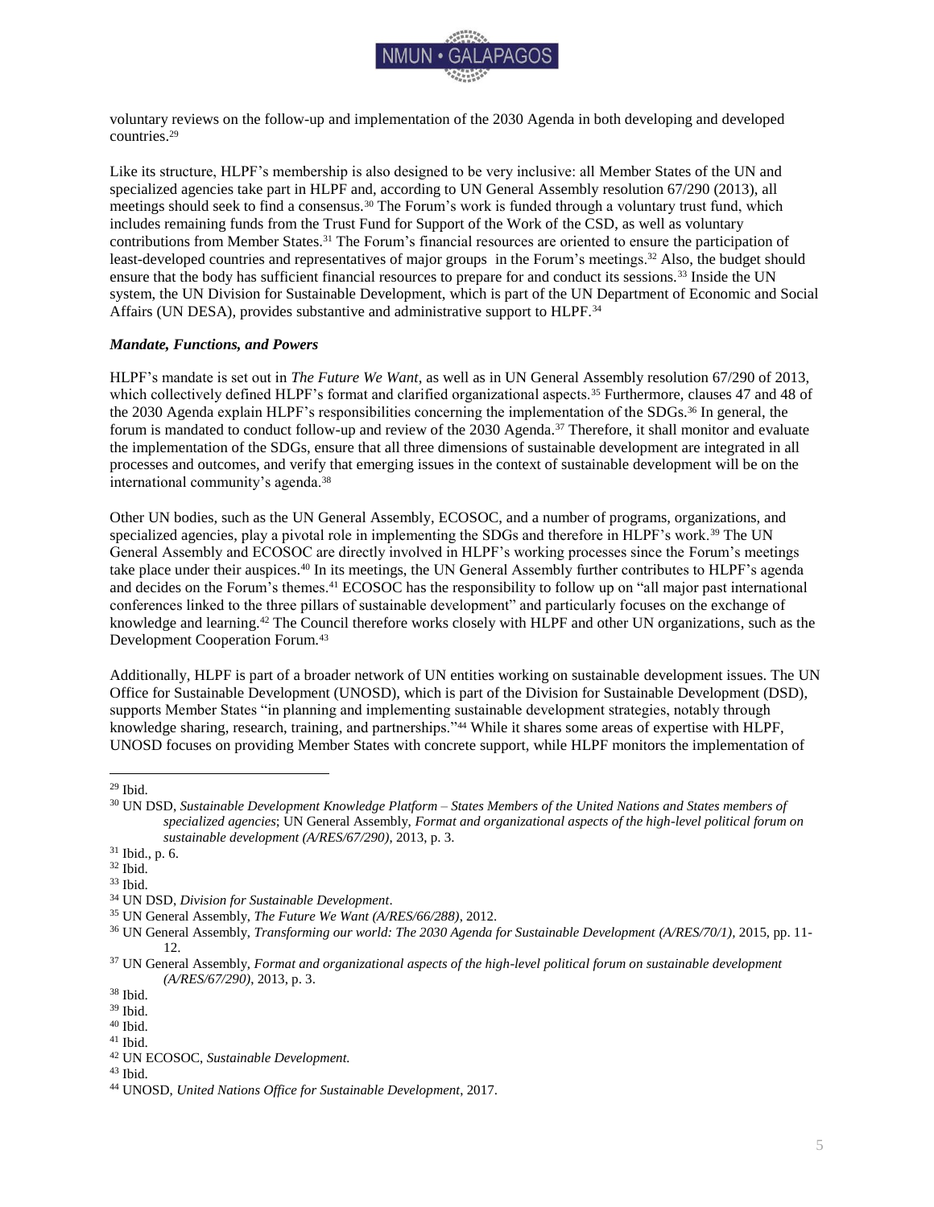voluntary reviews on the follow-up and implementation of the 2030 Agenda in both developing and developed countries.[29]

Like its structure, HLPF's membership is also designed to be very inclusive: all Member States of the UN and specialized agencies take part in HLPF and, according to UN General Assembly resolution 67/290 (2013), all meetings should seek to find a consensus.[30] The Forum's work is funded through a voluntary trust fund, which includes remaining funds from the Trust Fund for Support of the Work of the CSD, as well as voluntary contributions from Member States.[31] The Forum's financial resources are oriented to ensure the participation of least-developed countries and representatives of major groups in the Forum's meetings.[32] Also, the budget should ensure that the body has sufficient financial resources to prepare for and conduct its sessions.[33] Inside the UN system, the UN Division for Sustainable Development, which is part of the UN Department of Economic and Social Affairs (UN DESA), provides substantive and administrative support to HLPF.[34]

### *Mandate, Functions, and Powers*

HLPF's mandate is set out in *The Future We Want*, as well as in UN General Assembly resolution 67/290 of 2013, which collectively defined HLPF's format and clarified organizational aspects.[35] Furthermore, clauses 47 and 48 of the 2030 Agenda explain HLPF's responsibilities concerning the implementation of the SDGs.[36] In general, the forum is mandated to conduct follow-up and review of the 2030 Agenda.[37] Therefore, it shall monitor and evaluate the implementation of the SDGs, ensure that all three dimensions of sustainable development are integrated in all processes and outcomes, and verify that emerging issues in the context of sustainable development will be on the international community's agenda.[38]

Other UN bodies, such as the UN General Assembly, ECOSOC, and a number of programs, organizations, and specialized agencies, play a pivotal role in implementing the SDGs and therefore in HLPF's work.[39] The UN General Assembly and ECOSOC are directly involved in HLPF's working processes since the Forum's meetings take place under their auspices.[40] In its meetings, the UN General Assembly further contributes to HLPF's agenda and decides on the Forum's themes.[41] ECOSOC has the responsibility to follow up on "all major past international conferences linked to the three pillars of sustainable development" and particularly focuses on the exchange of knowledge and learning.[42] The Council therefore works closely with HLPF and other UN organizations, such as the Development Cooperation Forum.[43]

Additionally, HLPF is part of a broader network of UN entities working on sustainable development issues. The UN Office for Sustainable Development (UNOSD), which is part of the Division for Sustainable Development (DSD), supports Member States "in planning and implementing sustainable development strategies, notably through knowledge sharing, research, training, and partnerships."[44] While it shares some areas of expertise with HLPF, UNOSD focuses on providing Member States with concrete support, while HLPF monitors the implementation of

---

[29] Ibid.

[30] UN DSD, *Sustainable Development Knowledge Platform – States Members of the United Nations and States members of specialized agencies*; UN General Assembly, *Format and organizational aspects of the high-level political forum on sustainable development (A/RES/67/290)*, 2013, p. 3.

[31] Ibid., p. 6.

[32] Ibid.

[33] Ibid.

[34] UN DSD, *Division for Sustainable Development*.

[35] UN General Assembly, *The Future We Want (A/RES/66/288)*, 2012.

[36] UN General Assembly, *Transforming our world: The 2030 Agenda for Sustainable Development (A/RES/70/1)*, 2015, pp. 11-12.

[37] UN General Assembly, *Format and organizational aspects of the high-level political forum on sustainable development (A/RES/67/290)*, 2013, p. 3.

[38] Ibid.

[39] Ibid.

[40] Ibid.

[41] Ibid.

[42] UN ECOSOC, *Sustainable Development.*

[43] Ibid.

[44] UNOSD, *United Nations Office for Sustainable Development*, 2017.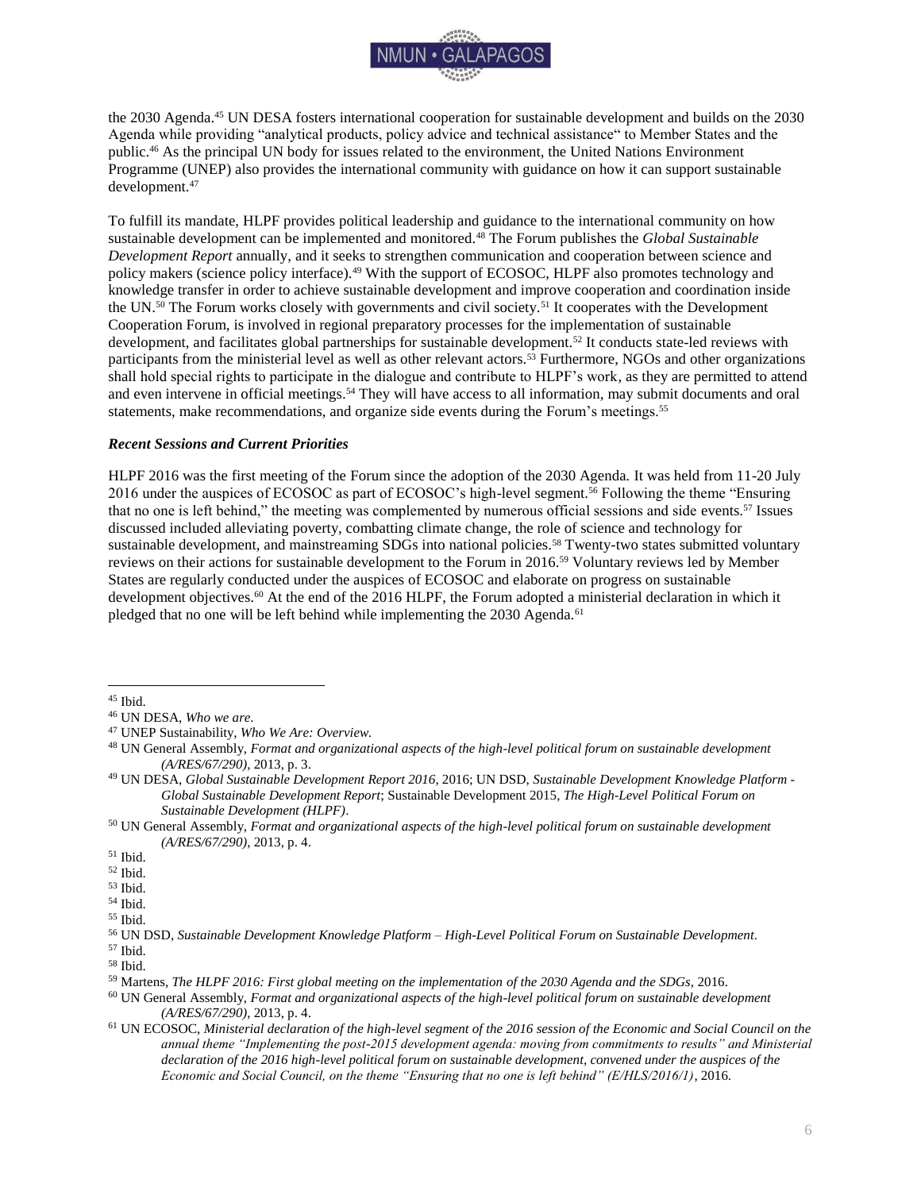the 2030 Agenda.[45] UN DESA fosters international cooperation for sustainable development and builds on the 2030 Agenda while providing "analytical products, policy advice and technical assistance" to Member States and the public.[46] As the principal UN body for issues related to the environment, the United Nations Environment Programme (UNEP) also provides the international community with guidance on how it can support sustainable development.[47]

To fulfill its mandate, HLPF provides political leadership and guidance to the international community on how sustainable development can be implemented and monitored.[48] The Forum publishes the *Global Sustainable Development Report* annually, and it seeks to strengthen communication and cooperation between science and policy makers (science policy interface).[49] With the support of ECOSOC, HLPF also promotes technology and knowledge transfer in order to achieve sustainable development and improve cooperation and coordination inside the UN.[50] The Forum works closely with governments and civil society.[51] It cooperates with the Development Cooperation Forum, is involved in regional preparatory processes for the implementation of sustainable development, and facilitates global partnerships for sustainable development.[52] It conducts state-led reviews with participants from the ministerial level as well as other relevant actors.[53] Furthermore, NGOs and other organizations shall hold special rights to participate in the dialogue and contribute to HLPF's work, as they are permitted to attend and even intervene in official meetings.[54] They will have access to all information, may submit documents and oral statements, make recommendations, and organize side events during the Forum's meetings.[55]

### *Recent Sessions and Current Priorities*

HLPF 2016 was the first meeting of the Forum since the adoption of the 2030 Agenda. It was held from 11-20 July 2016 under the auspices of ECOSOC as part of ECOSOC's high-level segment.[56] Following the theme "Ensuring that no one is left behind," the meeting was complemented by numerous official sessions and side events.[57] Issues discussed included alleviating poverty, combatting climate change, the role of science and technology for sustainable development, and mainstreaming SDGs into national policies.[58] Twenty-two states submitted voluntary reviews on their actions for sustainable development to the Forum in 2016.[59] Voluntary reviews led by Member States are regularly conducted under the auspices of ECOSOC and elaborate on progress on sustainable development objectives.[60] At the end of the 2016 HLPF, the Forum adopted a ministerial declaration in which it pledged that no one will be left behind while implementing the 2030 Agenda.[61]

---

[45] Ibid.

[46] UN DESA, *Who we are*.

[47] UNEP Sustainability, *Who We Are: Overview.*

[48] UN General Assembly, *Format and organizational aspects of the high-level political forum on sustainable development (A/RES/67/290)*, 2013, p. 3.

[49] UN DESA, *Global Sustainable Development Report 2016*, 2016; UN DSD, *Sustainable Development Knowledge Platform - Global Sustainable Development Report*; Sustainable Development 2015, *The High-Level Political Forum on Sustainable Development (HLPF)*.

[50] UN General Assembly, *Format and organizational aspects of the high-level political forum on sustainable development (A/RES/67/290)*, 2013, p. 4.

[51] Ibid.

[52] Ibid.

[53] Ibid.

[54] Ibid.

[55] Ibid.

[56] UN DSD, *Sustainable Development Knowledge Platform – High-Level Political Forum on Sustainable Development*.

[57] Ibid.

[58] Ibid.

[59] Martens, *The HLPF 2016: First global meeting on the implementation of the 2030 Agenda and the SDGs*, 2016.

[60] UN General Assembly, *Format and organizational aspects of the high-level political forum on sustainable development (A/RES/67/290)*, 2013, p. 4.

[61] UN ECOSOC, *Ministerial declaration of the high-level segment of the 2016 session of the Economic and Social Council on the annual theme "Implementing the post-2015 development agenda: moving from commitments to results" and Ministerial declaration of the 2016 high-level political forum on sustainable development, convened under the auspices of the Economic and Social Council, on the theme "Ensuring that no one is left behind" (E/HLS/2016/1)*, 2016.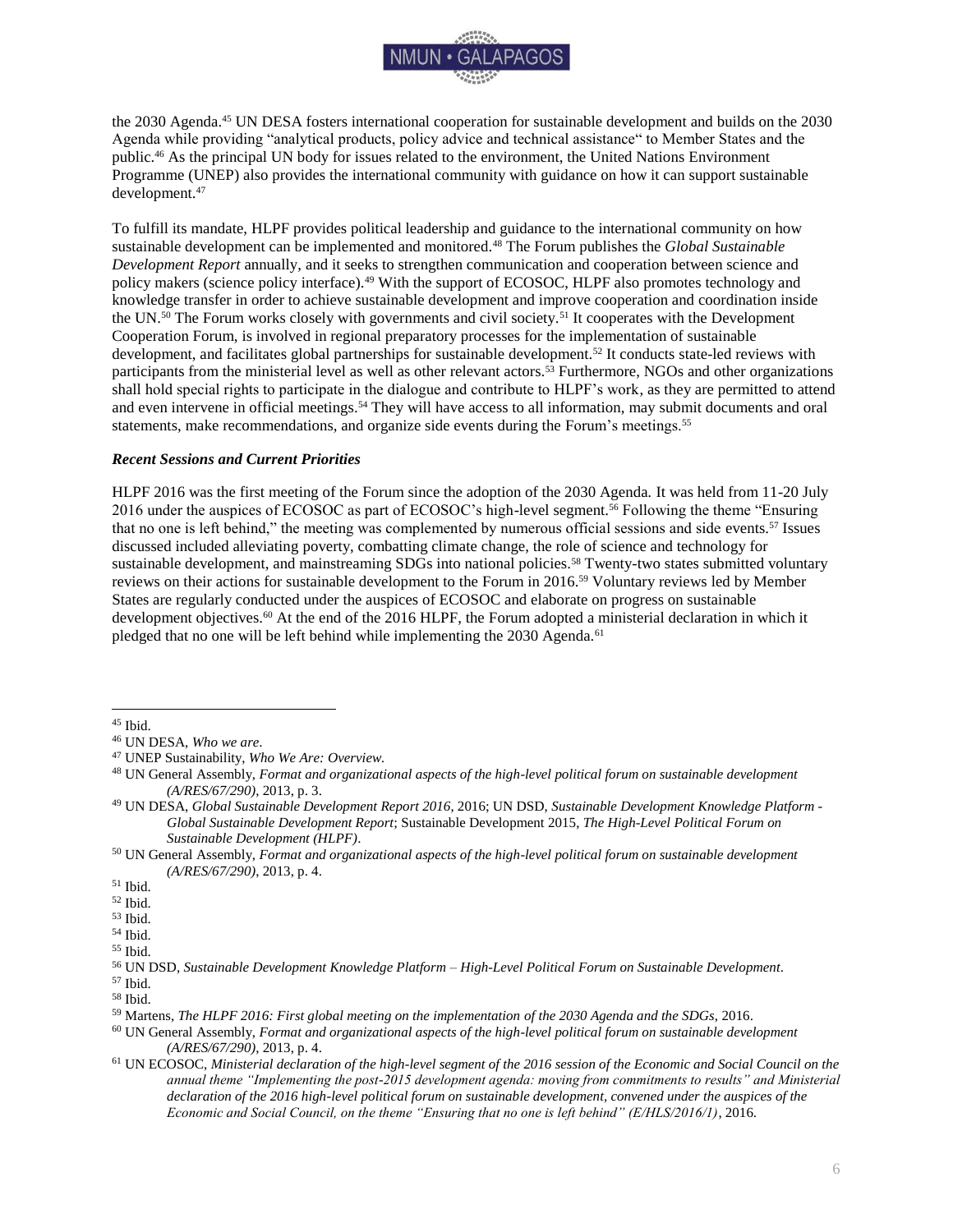the 2030 Agenda.[45] UN DESA fosters international cooperation for sustainable development and builds on the 2030 Agenda while providing "analytical products, policy advice and technical assistance" to Member States and the public.[46] As the principal UN body for issues related to the environment, the United Nations Environment Programme (UNEP) also provides the international community with guidance on how it can support sustainable development.[47]

To fulfill its mandate, HLPF provides political leadership and guidance to the international community on how sustainable development can be implemented and monitored.[48] The Forum publishes the *Global Sustainable Development Report* annually, and it seeks to strengthen communication and cooperation between science and policy makers (science policy interface).[49] With the support of ECOSOC, HLPF also promotes technology and knowledge transfer in order to achieve sustainable development and improve cooperation and coordination inside the UN.[50] The Forum works closely with governments and civil society.[51] It cooperates with the Development Cooperation Forum, is involved in regional preparatory processes for the implementation of sustainable development, and facilitates global partnerships for sustainable development.[52] It conducts state-led reviews with participants from the ministerial level as well as other relevant actors.[53] Furthermore, NGOs and other organizations shall hold special rights to participate in the dialogue and contribute to HLPF's work, as they are permitted to attend and even intervene in official meetings.[54] They will have access to all information, may submit documents and oral statements, make recommendations, and organize side events during the Forum's meetings.[55]

### *Recent Sessions and Current Priorities*

HLPF 2016 was the first meeting of the Forum since the adoption of the 2030 Agenda. It was held from 11-20 July 2016 under the auspices of ECOSOC as part of ECOSOC's high-level segment.[56] Following the theme "Ensuring that no one is left behind," the meeting was complemented by numerous official sessions and side events.[57] Issues discussed included alleviating poverty, combatting climate change, the role of science and technology for sustainable development, and mainstreaming SDGs into national policies.[58] Twenty-two states submitted voluntary reviews on their actions for sustainable development to the Forum in 2016.[59] Voluntary reviews led by Member States are regularly conducted under the auspices of ECOSOC and elaborate on progress on sustainable development objectives.[60] At the end of the 2016 HLPF, the Forum adopted a ministerial declaration in which it pledged that no one will be left behind while implementing the 2030 Agenda.[61]

---

[45] Ibid.

[46] UN DESA, *Who we are*.

[47] UNEP Sustainability, *Who We Are: Overview*.

[48] UN General Assembly, *Format and organizational aspects of the high-level political forum on sustainable development (A/RES/67/290)*, 2013, p. 3.

[49] UN DESA, *Global Sustainable Development Report 2016*, 2016; UN DSD, *Sustainable Development Knowledge Platform - Global Sustainable Development Report*; Sustainable Development 2015, *The High-Level Political Forum on Sustainable Development (HLPF)*.

[50] UN General Assembly, *Format and organizational aspects of the high-level political forum on sustainable development (A/RES/67/290)*, 2013, p. 4.

[51] Ibid.

[52] Ibid.

[53] Ibid.

[54] Ibid.

[55] Ibid.

[56] UN DSD, *Sustainable Development Knowledge Platform – High-Level Political Forum on Sustainable Development*.

[57] Ibid.

[58] Ibid.

[59] Martens, *The HLPF 2016: First global meeting on the implementation of the 2030 Agenda and the SDGs*, 2016.

[60] UN General Assembly, *Format and organizational aspects of the high-level political forum on sustainable development (A/RES/67/290)*, 2013, p. 4.

[61] UN ECOSOC, *Ministerial declaration of the high-level segment of the 2016 session of the Economic and Social Council on the annual theme "Implementing the post-2015 development agenda: moving from commitments to results" and Ministerial declaration of the 2016 high-level political forum on sustainable development, convened under the auspices of the Economic and Social Council, on the theme "Ensuring that no one is left behind" (E/HLS/2016/1)*, 2016.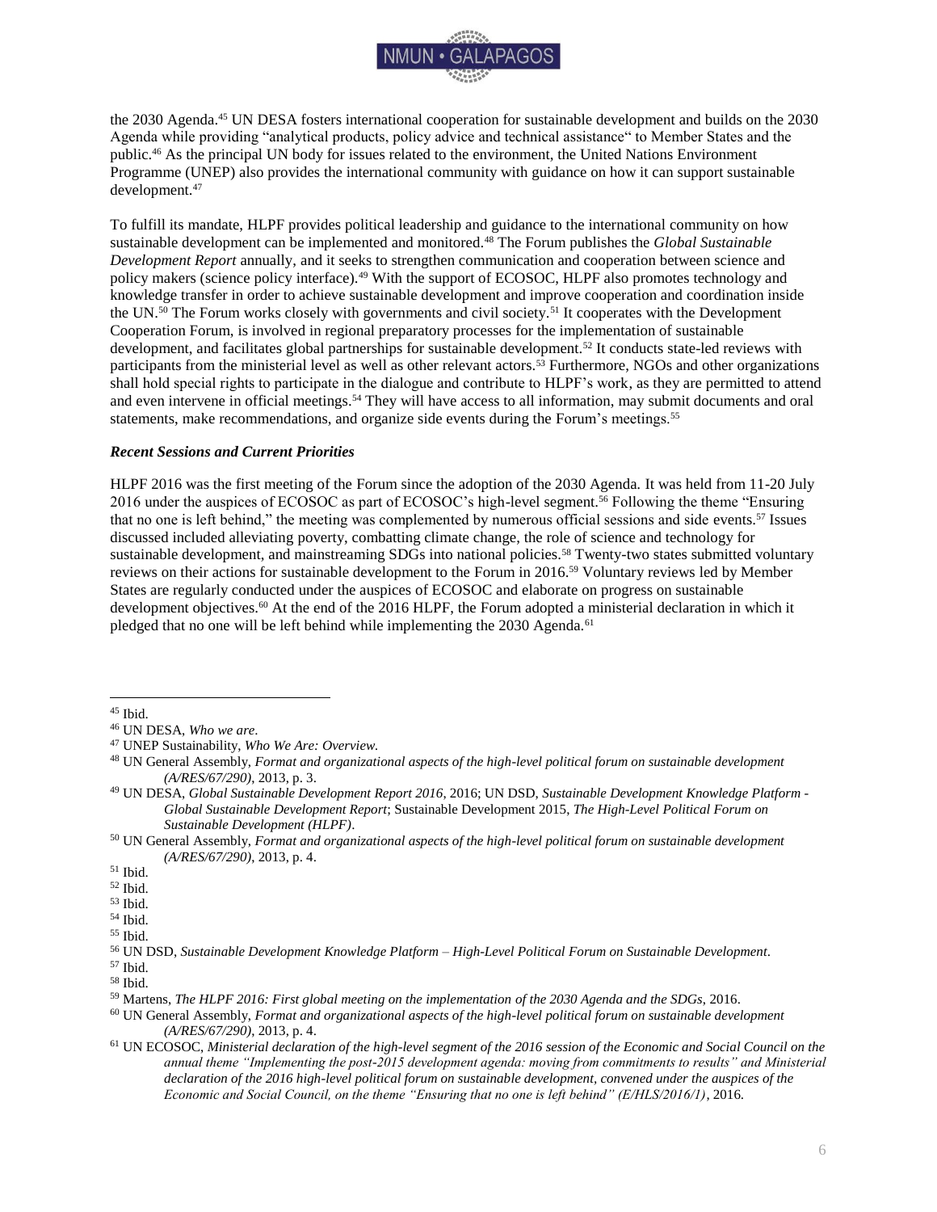the 2030 Agenda.[45] UN DESA fosters international cooperation for sustainable development and builds on the 2030 Agenda while providing "analytical products, policy advice and technical assistance" to Member States and the public.[46] As the principal UN body for issues related to the environment, the United Nations Environment Programme (UNEP) also provides the international community with guidance on how it can support sustainable development.[47]

To fulfill its mandate, HLPF provides political leadership and guidance to the international community on how sustainable development can be implemented and monitored.[48] The Forum publishes the *Global Sustainable Development Report* annually, and it seeks to strengthen communication and cooperation between science and policy makers (science policy interface).[49] With the support of ECOSOC, HLPF also promotes technology and knowledge transfer in order to achieve sustainable development and improve cooperation and coordination inside the UN.[50] The Forum works closely with governments and civil society.[51] It cooperates with the Development Cooperation Forum, is involved in regional preparatory processes for the implementation of sustainable development, and facilitates global partnerships for sustainable development.[52] It conducts state-led reviews with participants from the ministerial level as well as other relevant actors.[53] Furthermore, NGOs and other organizations shall hold special rights to participate in the dialogue and contribute to HLPF's work, as they are permitted to attend and even intervene in official meetings.[54] They will have access to all information, may submit documents and oral statements, make recommendations, and organize side events during the Forum's meetings.[55]

### *Recent Sessions and Current Priorities*

HLPF 2016 was the first meeting of the Forum since the adoption of the 2030 Agenda. It was held from 11-20 July 2016 under the auspices of ECOSOC as part of ECOSOC's high-level segment.[56] Following the theme "Ensuring that no one is left behind," the meeting was complemented by numerous official sessions and side events.[57] Issues discussed included alleviating poverty, combatting climate change, the role of science and technology for sustainable development, and mainstreaming SDGs into national policies.[58] Twenty-two states submitted voluntary reviews on their actions for sustainable development to the Forum in 2016.[59] Voluntary reviews led by Member States are regularly conducted under the auspices of ECOSOC and elaborate on progress on sustainable development objectives.[60] At the end of the 2016 HLPF, the Forum adopted a ministerial declaration in which it pledged that no one will be left behind while implementing the 2030 Agenda.[61]

---

[45] Ibid.

[46] UN DESA, *Who we are*.

[47] UNEP Sustainability, *Who We Are: Overview.*

[48] UN General Assembly, *Format and organizational aspects of the high-level political forum on sustainable development (A/RES/67/290)*, 2013, p. 3.

[49] UN DESA, *Global Sustainable Development Report 2016*, 2016; UN DSD, *Sustainable Development Knowledge Platform - Global Sustainable Development Report*; Sustainable Development 2015, *The High-Level Political Forum on Sustainable Development (HLPF)*.

[50] UN General Assembly, *Format and organizational aspects of the high-level political forum on sustainable development (A/RES/67/290)*, 2013, p. 4.

[51] Ibid.

[52] Ibid.

[53] Ibid.

[54] Ibid.

[55] Ibid.

[56] UN DSD, *Sustainable Development Knowledge Platform – High-Level Political Forum on Sustainable Development*.

[57] Ibid.

[58] Ibid.

[59] Martens, *The HLPF 2016: First global meeting on the implementation of the 2030 Agenda and the SDGs*, 2016.

[60] UN General Assembly, *Format and organizational aspects of the high-level political forum on sustainable development (A/RES/67/290)*, 2013, p. 4.

[61] UN ECOSOC, *Ministerial declaration of the high-level segment of the 2016 session of the Economic and Social Council on the annual theme "Implementing the post-2015 development agenda: moving from commitments to results" and Ministerial declaration of the 2016 high-level political forum on sustainable development, convened under the auspices of the Economic and Social Council, on the theme "Ensuring that no one is left behind" (E/HLS/2016/1)*, 2016.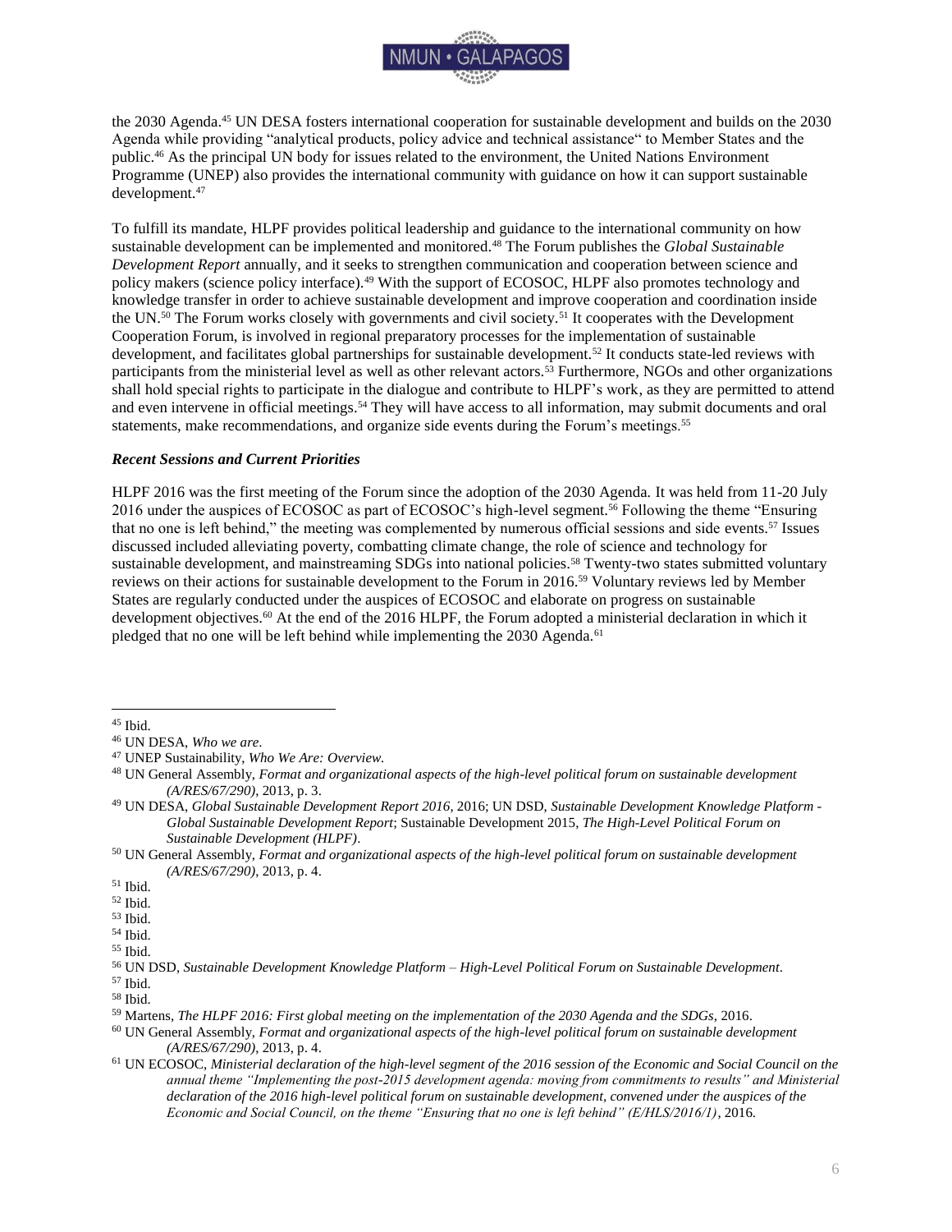the 2030 Agenda.[45] UN DESA fosters international cooperation for sustainable development and builds on the 2030 Agenda while providing "analytical products, policy advice and technical assistance" to Member States and the public.[46] As the principal UN body for issues related to the environment, the United Nations Environment Programme (UNEP) also provides the international community with guidance on how it can support sustainable development.[47]

To fulfill its mandate, HLPF provides political leadership and guidance to the international community on how sustainable development can be implemented and monitored.[48] The Forum publishes the *Global Sustainable Development Report* annually, and it seeks to strengthen communication and cooperation between science and policy makers (science policy interface).[49] With the support of ECOSOC, HLPF also promotes technology and knowledge transfer in order to achieve sustainable development and improve cooperation and coordination inside the UN.[50] The Forum works closely with governments and civil society.[51] It cooperates with the Development Cooperation Forum, is involved in regional preparatory processes for the implementation of sustainable development, and facilitates global partnerships for sustainable development.[52] It conducts state-led reviews with participants from the ministerial level as well as other relevant actors.[53] Furthermore, NGOs and other organizations shall hold special rights to participate in the dialogue and contribute to HLPF's work, as they are permitted to attend and even intervene in official meetings.[54] They will have access to all information, may submit documents and oral statements, make recommendations, and organize side events during the Forum's meetings.[55]

### *Recent Sessions and Current Priorities*

HLPF 2016 was the first meeting of the Forum since the adoption of the 2030 Agenda. It was held from 11-20 July 2016 under the auspices of ECOSOC as part of ECOSOC's high-level segment.[56] Following the theme "Ensuring that no one is left behind," the meeting was complemented by numerous official sessions and side events.[57] Issues discussed included alleviating poverty, combatting climate change, the role of science and technology for sustainable development, and mainstreaming SDGs into national policies.[58] Twenty-two states submitted voluntary reviews on their actions for sustainable development to the Forum in 2016.[59] Voluntary reviews led by Member States are regularly conducted under the auspices of ECOSOC and elaborate on progress on sustainable development objectives.[60] At the end of the 2016 HLPF, the Forum adopted a ministerial declaration in which it pledged that no one will be left behind while implementing the 2030 Agenda.[61]

---

[45] Ibid.
[46] UN DESA, *Who we are*.
[47] UNEP Sustainability, *Who We Are: Overview.*
[48] UN General Assembly, *Format and organizational aspects of the high-level political forum on sustainable development (A/RES/67/290)*, 2013, p. 3.
[49] UN DESA, *Global Sustainable Development Report 2016*, 2016; UN DSD, *Sustainable Development Knowledge Platform - Global Sustainable Development Report*; Sustainable Development 2015, *The High-Level Political Forum on Sustainable Development (HLPF)*.
[50] UN General Assembly, *Format and organizational aspects of the high-level political forum on sustainable development (A/RES/67/290)*, 2013, p. 4.
[51] Ibid.
[52] Ibid.
[53] Ibid.
[54] Ibid.
[55] Ibid.
[56] UN DSD, *Sustainable Development Knowledge Platform – High-Level Political Forum on Sustainable Development*.
[57] Ibid.
[58] Ibid.
[59] Martens, *The HLPF 2016: First global meeting on the implementation of the 2030 Agenda and the SDGs*, 2016.
[60] UN General Assembly, *Format and organizational aspects of the high-level political forum on sustainable development (A/RES/67/290)*, 2013, p. 4.
[61] UN ECOSOC, *Ministerial declaration of the high-level segment of the 2016 session of the Economic and Social Council on the annual theme "Implementing the post-2015 development agenda: moving from commitments to results" and Ministerial declaration of the 2016 high-level political forum on sustainable development, convened under the auspices of the Economic and Social Council, on the theme "Ensuring that no one is left behind" (E/HLS/2016/1)*, 2016.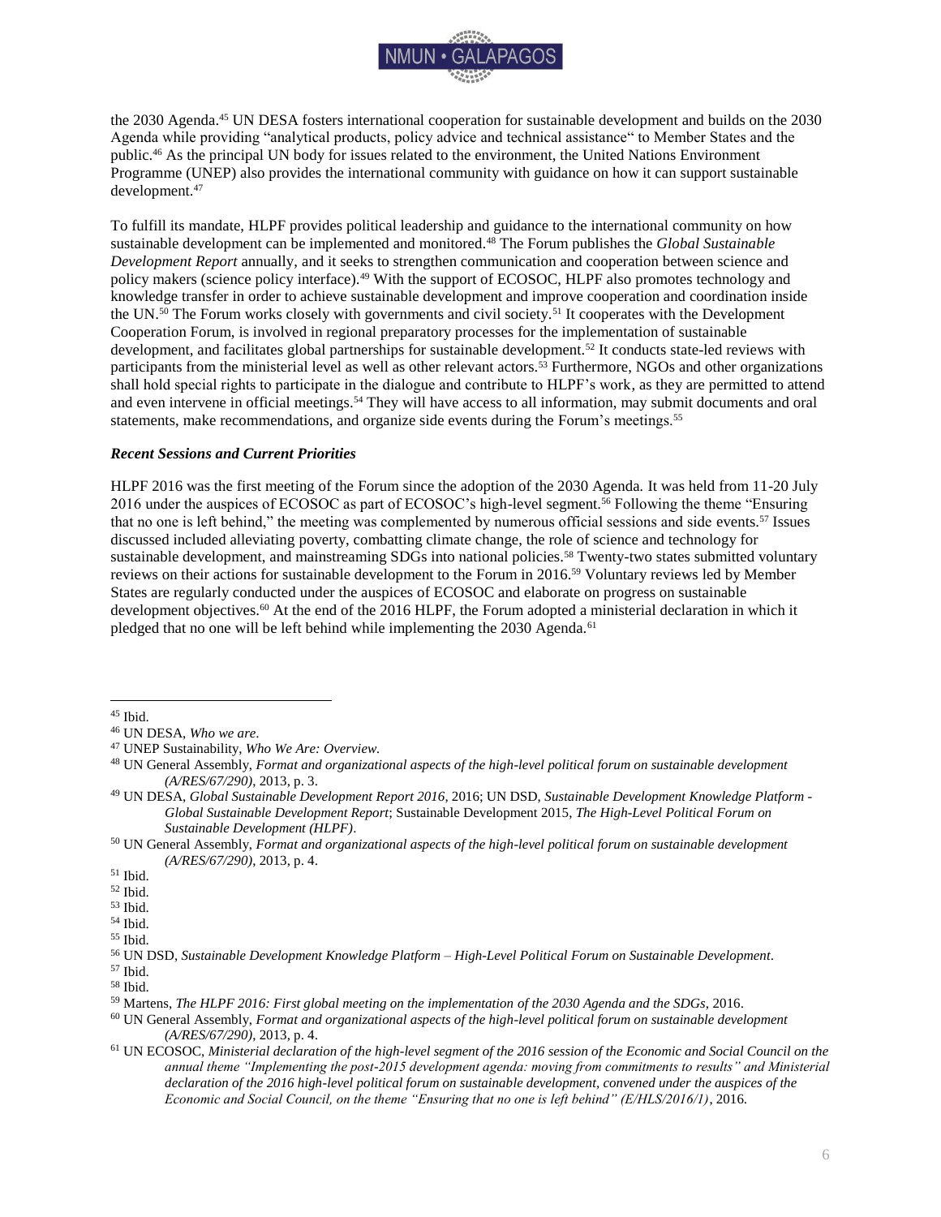the 2030 Agenda.[45] UN DESA fosters international cooperation for sustainable development and builds on the 2030 Agenda while providing "analytical products, policy advice and technical assistance" to Member States and the public.[46] As the principal UN body for issues related to the environment, the United Nations Environment Programme (UNEP) also provides the international community with guidance on how it can support sustainable development.[47]

To fulfill its mandate, HLPF provides political leadership and guidance to the international community on how sustainable development can be implemented and monitored.[48] The Forum publishes the *Global Sustainable Development Report* annually, and it seeks to strengthen communication and cooperation between science and policy makers (science policy interface).[49] With the support of ECOSOC, HLPF also promotes technology and knowledge transfer in order to achieve sustainable development and improve cooperation and coordination inside the UN.[50] The Forum works closely with governments and civil society.[51] It cooperates with the Development Cooperation Forum, is involved in regional preparatory processes for the implementation of sustainable development, and facilitates global partnerships for sustainable development.[52] It conducts state-led reviews with participants from the ministerial level as well as other relevant actors.[53] Furthermore, NGOs and other organizations shall hold special rights to participate in the dialogue and contribute to HLPF's work, as they are permitted to attend and even intervene in official meetings.[54] They will have access to all information, may submit documents and oral statements, make recommendations, and organize side events during the Forum's meetings.[55]

### *Recent Sessions and Current Priorities*

HLPF 2016 was the first meeting of the Forum since the adoption of the 2030 Agenda. It was held from 11-20 July 2016 under the auspices of ECOSOC as part of ECOSOC's high-level segment.[56] Following the theme "Ensuring that no one is left behind," the meeting was complemented by numerous official sessions and side events.[57] Issues discussed included alleviating poverty, combatting climate change, the role of science and technology for sustainable development, and mainstreaming SDGs into national policies.[58] Twenty-two states submitted voluntary reviews on their actions for sustainable development to the Forum in 2016.[59] Voluntary reviews led by Member States are regularly conducted under the auspices of ECOSOC and elaborate on progress on sustainable development objectives.[60] At the end of the 2016 HLPF, the Forum adopted a ministerial declaration in which it pledged that no one will be left behind while implementing the 2030 Agenda.[61]

---

[45] Ibid.

[46] UN DESA, *Who we are*.

[47] UNEP Sustainability, *Who We Are: Overview.*

[48] UN General Assembly, *Format and organizational aspects of the high-level political forum on sustainable development (A/RES/67/290)*, 2013, p. 3.

[49] UN DESA, *Global Sustainable Development Report 2016*, 2016; UN DSD, *Sustainable Development Knowledge Platform - Global Sustainable Development Report*; Sustainable Development 2015, *The High-Level Political Forum on Sustainable Development (HLPF)*.

[50] UN General Assembly, *Format and organizational aspects of the high-level political forum on sustainable development (A/RES/67/290)*, 2013, p. 4.

[51] Ibid.

[52] Ibid.

[53] Ibid.

[54] Ibid.

[55] Ibid.

[56] UN DSD, *Sustainable Development Knowledge Platform – High-Level Political Forum on Sustainable Development*.

[57] Ibid.

[58] Ibid.

[59] Martens, *The HLPF 2016: First global meeting on the implementation of the 2030 Agenda and the SDGs*, 2016.

[60] UN General Assembly, *Format and organizational aspects of the high-level political forum on sustainable development (A/RES/67/290)*, 2013, p. 4.

[61] UN ECOSOC, *Ministerial declaration of the high-level segment of the 2016 session of the Economic and Social Council on the annual theme "Implementing the post-2015 development agenda: moving from commitments to results" and Ministerial declaration of the 2016 high-level political forum on sustainable development, convened under the auspices of the Economic and Social Council, on the theme "Ensuring that no one is left behind" (E/HLS/2016/1)*, 2016.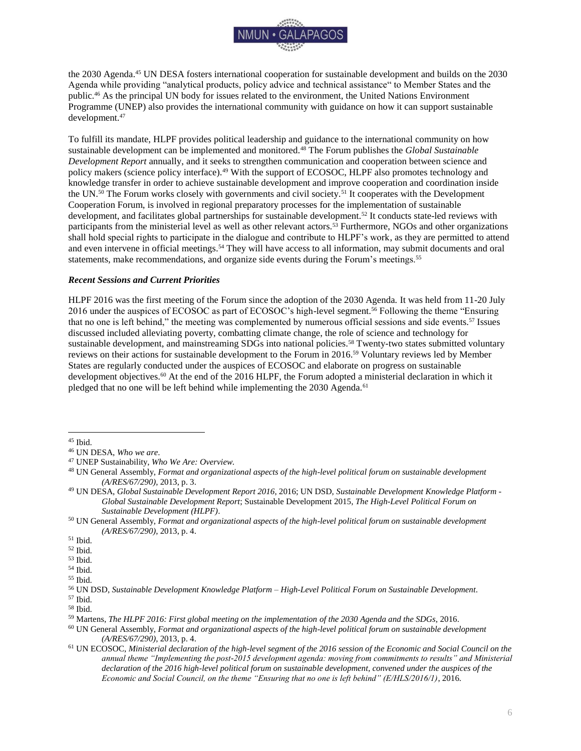the 2030 Agenda.[45] UN DESA fosters international cooperation for sustainable development and builds on the 2030 Agenda while providing "analytical products, policy advice and technical assistance" to Member States and the public.[46] As the principal UN body for issues related to the environment, the United Nations Environment Programme (UNEP) also provides the international community with guidance on how it can support sustainable development.[47]

To fulfill its mandate, HLPF provides political leadership and guidance to the international community on how sustainable development can be implemented and monitored.[48] The Forum publishes the *Global Sustainable Development Report* annually, and it seeks to strengthen communication and cooperation between science and policy makers (science policy interface).[49] With the support of ECOSOC, HLPF also promotes technology and knowledge transfer in order to achieve sustainable development and improve cooperation and coordination inside the UN.[50] The Forum works closely with governments and civil society.[51] It cooperates with the Development Cooperation Forum, is involved in regional preparatory processes for the implementation of sustainable development, and facilitates global partnerships for sustainable development.[52] It conducts state-led reviews with participants from the ministerial level as well as other relevant actors.[53] Furthermore, NGOs and other organizations shall hold special rights to participate in the dialogue and contribute to HLPF's work, as they are permitted to attend and even intervene in official meetings.[54] They will have access to all information, may submit documents and oral statements, make recommendations, and organize side events during the Forum's meetings.[55]

### *Recent Sessions and Current Priorities*

HLPF 2016 was the first meeting of the Forum since the adoption of the 2030 Agenda. It was held from 11-20 July 2016 under the auspices of ECOSOC as part of ECOSOC's high-level segment.[56] Following the theme "Ensuring that no one is left behind," the meeting was complemented by numerous official sessions and side events.[57] Issues discussed included alleviating poverty, combatting climate change, the role of science and technology for sustainable development, and mainstreaming SDGs into national policies.[58] Twenty-two states submitted voluntary reviews on their actions for sustainable development to the Forum in 2016.[59] Voluntary reviews led by Member States are regularly conducted under the auspices of ECOSOC and elaborate on progress on sustainable development objectives.[60] At the end of the 2016 HLPF, the Forum adopted a ministerial declaration in which it pledged that no one will be left behind while implementing the 2030 Agenda.[61]

---

[45] Ibid.
[46] UN DESA, *Who we are*.
[47] UNEP Sustainability, *Who We Are: Overview*.
[48] UN General Assembly, *Format and organizational aspects of the high-level political forum on sustainable development (A/RES/67/290)*, 2013, p. 3.
[49] UN DESA, *Global Sustainable Development Report 2016*, 2016; UN DSD, *Sustainable Development Knowledge Platform - Global Sustainable Development Report*; Sustainable Development 2015, *The High-Level Political Forum on Sustainable Development (HLPF)*.
[50] UN General Assembly, *Format and organizational aspects of the high-level political forum on sustainable development (A/RES/67/290)*, 2013, p. 4.
[51] Ibid.
[52] Ibid.
[53] Ibid.
[54] Ibid.
[55] Ibid.
[56] UN DSD, *Sustainable Development Knowledge Platform – High-Level Political Forum on Sustainable Development*.
[57] Ibid.
[58] Ibid.
[59] Martens, *The HLPF 2016: First global meeting on the implementation of the 2030 Agenda and the SDGs*, 2016.
[60] UN General Assembly, *Format and organizational aspects of the high-level political forum on sustainable development (A/RES/67/290)*, 2013, p. 4.
[61] UN ECOSOC, *Ministerial declaration of the high-level segment of the 2016 session of the Economic and Social Council on the annual theme "Implementing the post-2015 development agenda: moving from commitments to results" and Ministerial declaration of the 2016 high-level political forum on sustainable development, convened under the auspices of the Economic and Social Council, on the theme "Ensuring that no one is left behind" (E/HLS/2016/1)*, 2016.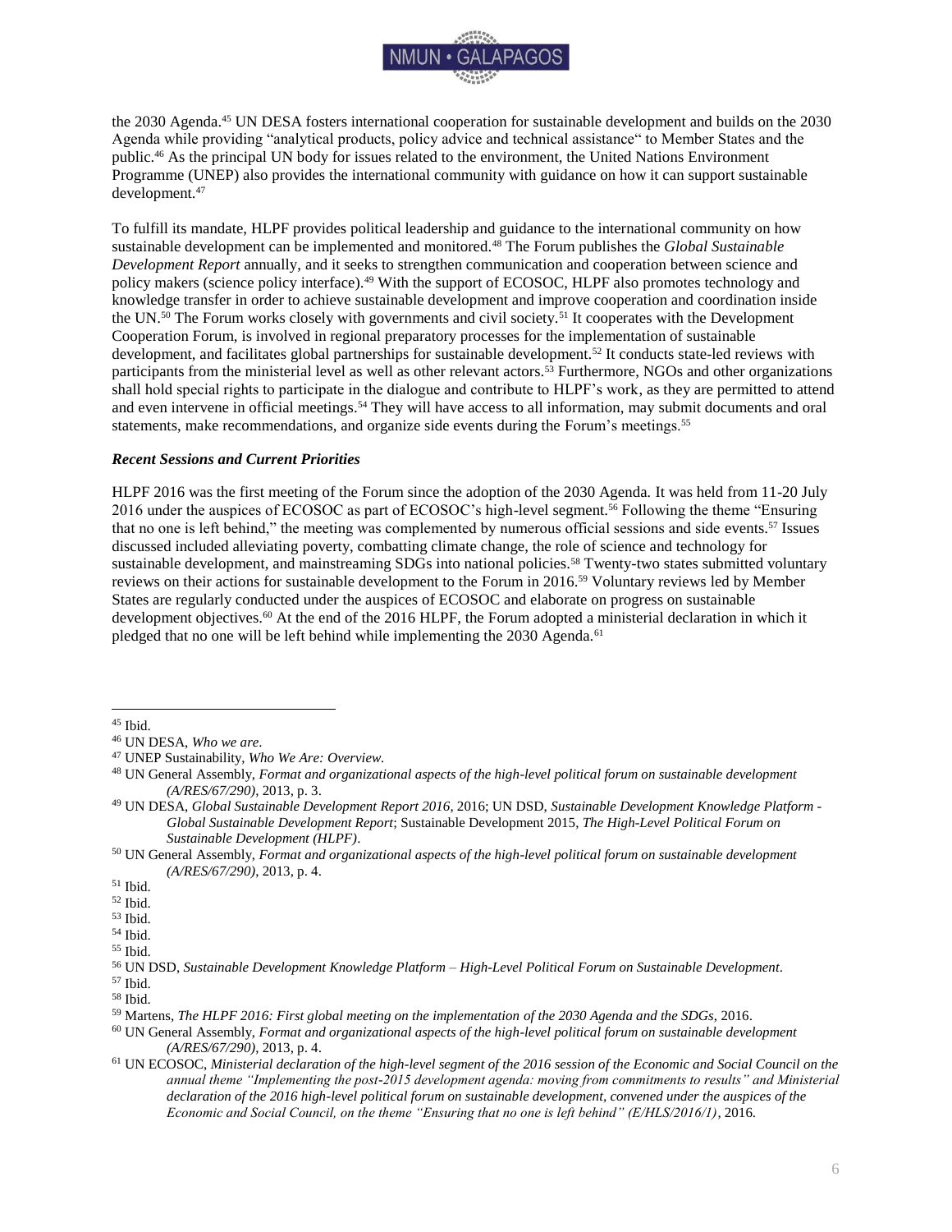the 2030 Agenda.[45] UN DESA fosters international cooperation for sustainable development and builds on the 2030 Agenda while providing "analytical products, policy advice and technical assistance" to Member States and the public.[46] As the principal UN body for issues related to the environment, the United Nations Environment Programme (UNEP) also provides the international community with guidance on how it can support sustainable development.[47]

To fulfill its mandate, HLPF provides political leadership and guidance to the international community on how sustainable development can be implemented and monitored.[48] The Forum publishes the *Global Sustainable Development Report* annually, and it seeks to strengthen communication and cooperation between science and policy makers (science policy interface).[49] With the support of ECOSOC, HLPF also promotes technology and knowledge transfer in order to achieve sustainable development and improve cooperation and coordination inside the UN.[50] The Forum works closely with governments and civil society.[51] It cooperates with the Development Cooperation Forum, is involved in regional preparatory processes for the implementation of sustainable development, and facilitates global partnerships for sustainable development.[52] It conducts state-led reviews with participants from the ministerial level as well as other relevant actors.[53] Furthermore, NGOs and other organizations shall hold special rights to participate in the dialogue and contribute to HLPF's work, as they are permitted to attend and even intervene in official meetings.[54] They will have access to all information, may submit documents and oral statements, make recommendations, and organize side events during the Forum's meetings.[55]

### *Recent Sessions and Current Priorities*

HLPF 2016 was the first meeting of the Forum since the adoption of the 2030 Agenda. It was held from 11-20 July 2016 under the auspices of ECOSOC as part of ECOSOC's high-level segment.[56] Following the theme "Ensuring that no one is left behind," the meeting was complemented by numerous official sessions and side events.[57] Issues discussed included alleviating poverty, combatting climate change, the role of science and technology for sustainable development, and mainstreaming SDGs into national policies.[58] Twenty-two states submitted voluntary reviews on their actions for sustainable development to the Forum in 2016.[59] Voluntary reviews led by Member States are regularly conducted under the auspices of ECOSOC and elaborate on progress on sustainable development objectives.[60] At the end of the 2016 HLPF, the Forum adopted a ministerial declaration in which it pledged that no one will be left behind while implementing the 2030 Agenda.[61]

---

[45] Ibid.

[46] UN DESA, *Who we are*.

[47] UNEP Sustainability, *Who We Are: Overview.*

[48] UN General Assembly, *Format and organizational aspects of the high-level political forum on sustainable development (A/RES/67/290)*, 2013, p. 3.

[49] UN DESA, *Global Sustainable Development Report 2016*, 2016; UN DSD, *Sustainable Development Knowledge Platform - Global Sustainable Development Report*; Sustainable Development 2015, *The High-Level Political Forum on Sustainable Development (HLPF)*.

[50] UN General Assembly, *Format and organizational aspects of the high-level political forum on sustainable development (A/RES/67/290)*, 2013, p. 4.

[51] Ibid.

[52] Ibid.

[53] Ibid.

[54] Ibid.

[55] Ibid.

[56] UN DSD, *Sustainable Development Knowledge Platform – High-Level Political Forum on Sustainable Development*.

[57] Ibid.

[58] Ibid.

[59] Martens, *The HLPF 2016: First global meeting on the implementation of the 2030 Agenda and the SDGs*, 2016.

[60] UN General Assembly, *Format and organizational aspects of the high-level political forum on sustainable development (A/RES/67/290)*, 2013, p. 4.

[61] UN ECOSOC, *Ministerial declaration of the high-level segment of the 2016 session of the Economic and Social Council on the annual theme "Implementing the post-2015 development agenda: moving from commitments to results" and Ministerial declaration of the 2016 high-level political forum on sustainable development, convened under the auspices of the Economic and Social Council, on the theme "Ensuring that no one is left behind" (E/HLS/2016/1)*, 2016.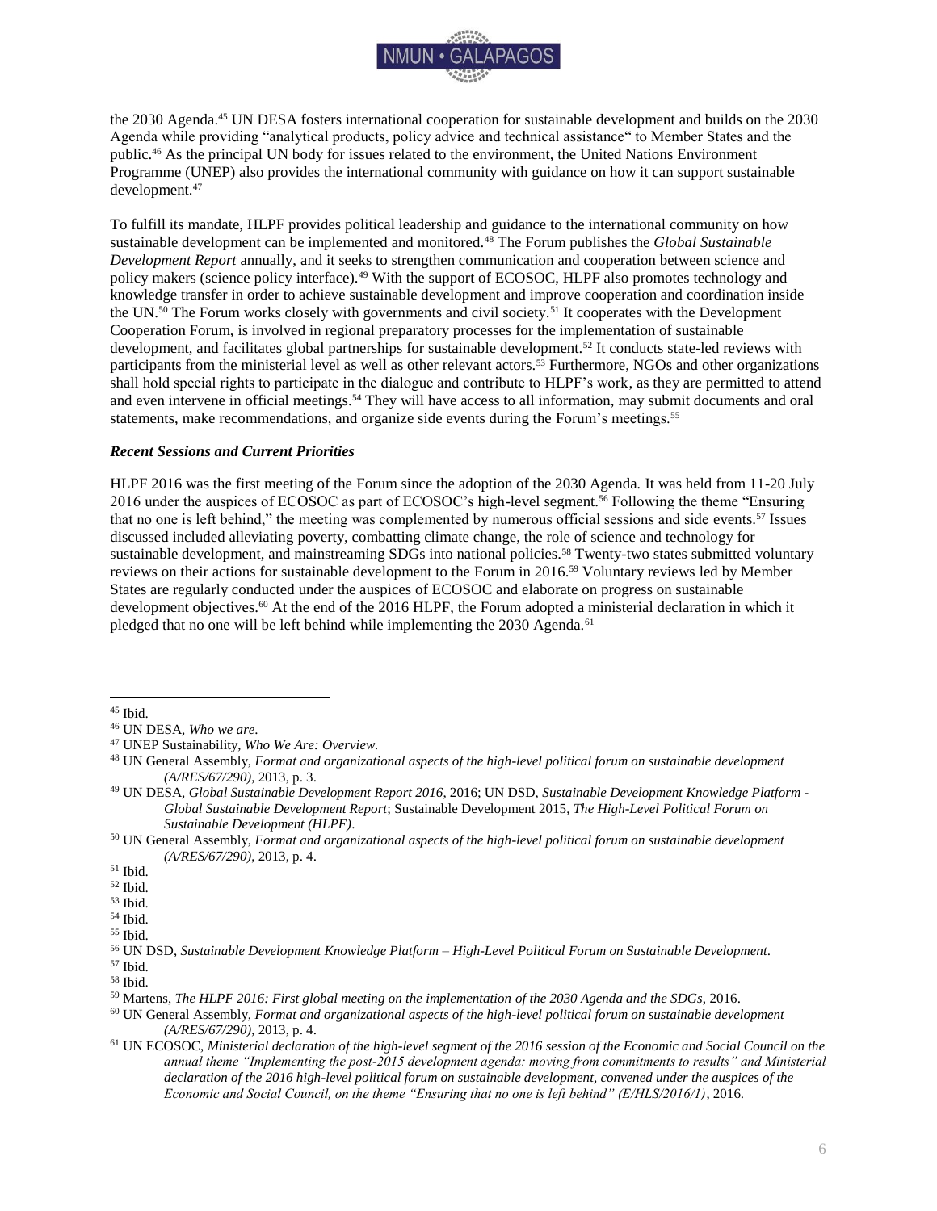the 2030 Agenda.[45] UN DESA fosters international cooperation for sustainable development and builds on the 2030 Agenda while providing "analytical products, policy advice and technical assistance" to Member States and the public.[46] As the principal UN body for issues related to the environment, the United Nations Environment Programme (UNEP) also provides the international community with guidance on how it can support sustainable development.[47]

To fulfill its mandate, HLPF provides political leadership and guidance to the international community on how sustainable development can be implemented and monitored.[48] The Forum publishes the *Global Sustainable Development Report* annually, and it seeks to strengthen communication and cooperation between science and policy makers (science policy interface).[49] With the support of ECOSOC, HLPF also promotes technology and knowledge transfer in order to achieve sustainable development and improve cooperation and coordination inside the UN.[50] The Forum works closely with governments and civil society.[51] It cooperates with the Development Cooperation Forum, is involved in regional preparatory processes for the implementation of sustainable development, and facilitates global partnerships for sustainable development.[52] It conducts state-led reviews with participants from the ministerial level as well as other relevant actors.[53] Furthermore, NGOs and other organizations shall hold special rights to participate in the dialogue and contribute to HLPF's work, as they are permitted to attend and even intervene in official meetings.[54] They will have access to all information, may submit documents and oral statements, make recommendations, and organize side events during the Forum's meetings.[55]

### *Recent Sessions and Current Priorities*

HLPF 2016 was the first meeting of the Forum since the adoption of the 2030 Agenda. It was held from 11-20 July 2016 under the auspices of ECOSOC as part of ECOSOC's high-level segment.[56] Following the theme "Ensuring that no one is left behind," the meeting was complemented by numerous official sessions and side events.[57] Issues discussed included alleviating poverty, combatting climate change, the role of science and technology for sustainable development, and mainstreaming SDGs into national policies.[58] Twenty-two states submitted voluntary reviews on their actions for sustainable development to the Forum in 2016.[59] Voluntary reviews led by Member States are regularly conducted under the auspices of ECOSOC and elaborate on progress on sustainable development objectives.[60] At the end of the 2016 HLPF, the Forum adopted a ministerial declaration in which it pledged that no one will be left behind while implementing the 2030 Agenda.[61]

---

[45] Ibid.

[46] UN DESA, *Who we are*.

[47] UNEP Sustainability, *Who We Are: Overview.*

[48] UN General Assembly, *Format and organizational aspects of the high-level political forum on sustainable development (A/RES/67/290)*, 2013, p. 3.

[49] UN DESA, *Global Sustainable Development Report 2016*, 2016; UN DSD, *Sustainable Development Knowledge Platform - Global Sustainable Development Report*; Sustainable Development 2015, *The High-Level Political Forum on Sustainable Development (HLPF)*.

[50] UN General Assembly, *Format and organizational aspects of the high-level political forum on sustainable development (A/RES/67/290)*, 2013, p. 4.

[51] Ibid.

[52] Ibid.

[53] Ibid.

[54] Ibid.

[55] Ibid.

[56] UN DSD, *Sustainable Development Knowledge Platform – High-Level Political Forum on Sustainable Development*.

[57] Ibid.

[58] Ibid.

[59] Martens, *The HLPF 2016: First global meeting on the implementation of the 2030 Agenda and the SDGs*, 2016.

[60] UN General Assembly, *Format and organizational aspects of the high-level political forum on sustainable development (A/RES/67/290)*, 2013, p. 4.

[61] UN ECOSOC, *Ministerial declaration of the high-level segment of the 2016 session of the Economic and Social Council on the annual theme "Implementing the post-2015 development agenda: moving from commitments to results" and Ministerial declaration of the 2016 high-level political forum on sustainable development, convened under the auspices of the Economic and Social Council, on the theme "Ensuring that no one is left behind" (E/HLS/2016/1)*, 2016.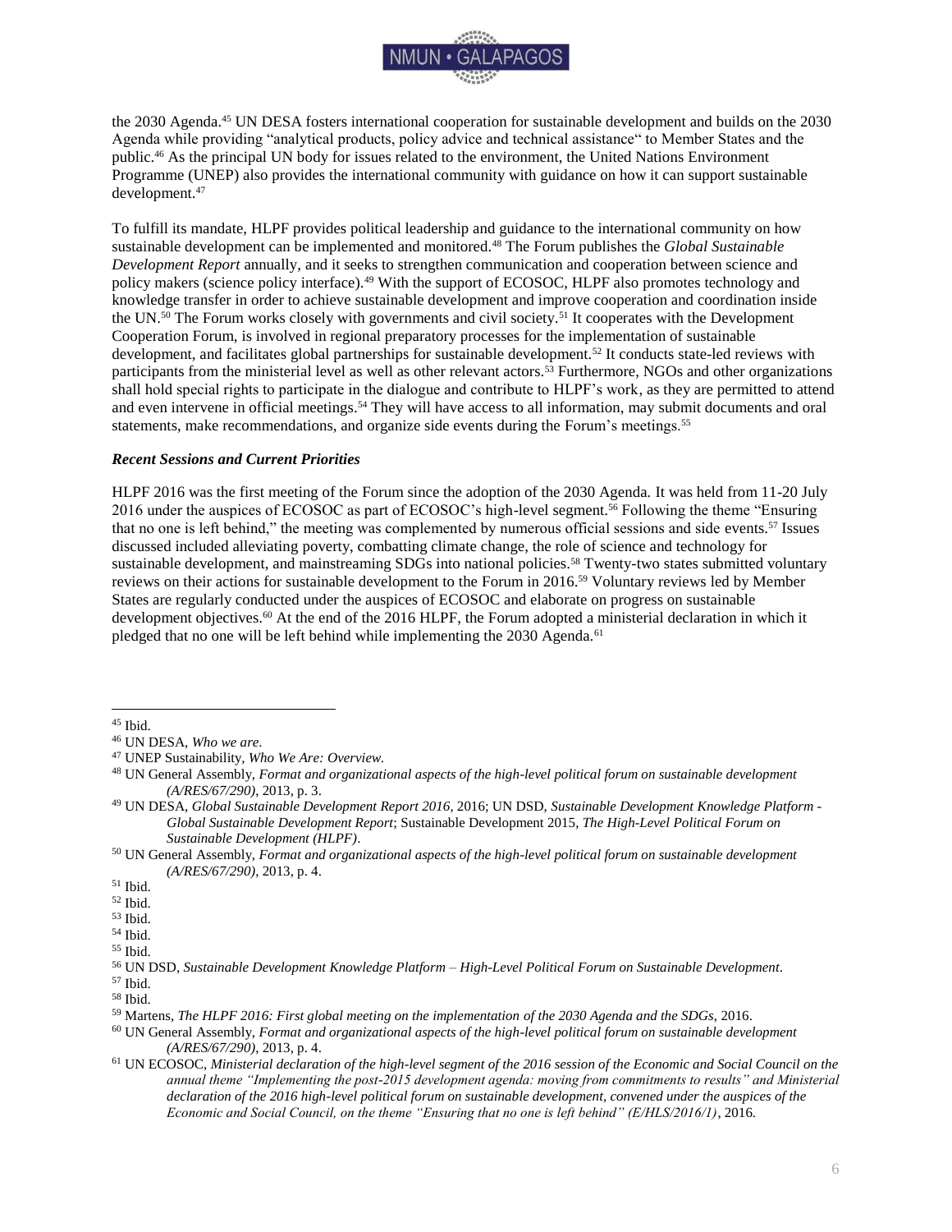the 2030 Agenda.[45] UN DESA fosters international cooperation for sustainable development and builds on the 2030 Agenda while providing "analytical products, policy advice and technical assistance" to Member States and the public.[46] As the principal UN body for issues related to the environment, the United Nations Environment Programme (UNEP) also provides the international community with guidance on how it can support sustainable development.[47]

To fulfill its mandate, HLPF provides political leadership and guidance to the international community on how sustainable development can be implemented and monitored.[48] The Forum publishes the *Global Sustainable Development Report* annually, and it seeks to strengthen communication and cooperation between science and policy makers (science policy interface).[49] With the support of ECOSOC, HLPF also promotes technology and knowledge transfer in order to achieve sustainable development and improve cooperation and coordination inside the UN.[50] The Forum works closely with governments and civil society.[51] It cooperates with the Development Cooperation Forum, is involved in regional preparatory processes for the implementation of sustainable development, and facilitates global partnerships for sustainable development.[52] It conducts state-led reviews with participants from the ministerial level as well as other relevant actors.[53] Furthermore, NGOs and other organizations shall hold special rights to participate in the dialogue and contribute to HLPF's work, as they are permitted to attend and even intervene in official meetings.[54] They will have access to all information, may submit documents and oral statements, make recommendations, and organize side events during the Forum's meetings.[55]

### *Recent Sessions and Current Priorities*

HLPF 2016 was the first meeting of the Forum since the adoption of the 2030 Agenda. It was held from 11-20 July 2016 under the auspices of ECOSOC as part of ECOSOC's high-level segment.[56] Following the theme "Ensuring that no one is left behind," the meeting was complemented by numerous official sessions and side events.[57] Issues discussed included alleviating poverty, combatting climate change, the role of science and technology for sustainable development, and mainstreaming SDGs into national policies.[58] Twenty-two states submitted voluntary reviews on their actions for sustainable development to the Forum in 2016.[59] Voluntary reviews led by Member States are regularly conducted under the auspices of ECOSOC and elaborate on progress on sustainable development objectives.[60] At the end of the 2016 HLPF, the Forum adopted a ministerial declaration in which it pledged that no one will be left behind while implementing the 2030 Agenda.[61]

---

[45] Ibid.

[46] UN DESA, *Who we are*.

[47] UNEP Sustainability, *Who We Are: Overview.*

[48] UN General Assembly, *Format and organizational aspects of the high-level political forum on sustainable development (A/RES/67/290)*, 2013, p. 3.

[49] UN DESA, *Global Sustainable Development Report 2016*, 2016; UN DSD, *Sustainable Development Knowledge Platform - Global Sustainable Development Report*; Sustainable Development 2015, *The High-Level Political Forum on Sustainable Development (HLPF)*.

[50] UN General Assembly, *Format and organizational aspects of the high-level political forum on sustainable development (A/RES/67/290)*, 2013, p. 4.

[51] Ibid.

[52] Ibid.

[53] Ibid.

[54] Ibid.

[55] Ibid.

[56] UN DSD, *Sustainable Development Knowledge Platform – High-Level Political Forum on Sustainable Development*.

[57] Ibid.

[58] Ibid.

[59] Martens, *The HLPF 2016: First global meeting on the implementation of the 2030 Agenda and the SDGs*, 2016.

[60] UN General Assembly, *Format and organizational aspects of the high-level political forum on sustainable development (A/RES/67/290)*, 2013, p. 4.

[61] UN ECOSOC, *Ministerial declaration of the high-level segment of the 2016 session of the Economic and Social Council on the annual theme "Implementing the post-2015 development agenda: moving from commitments to results" and Ministerial declaration of the 2016 high-level political forum on sustainable development, convened under the auspices of the Economic and Social Council, on the theme "Ensuring that no one is left behind" (E/HLS/2016/1)*, 2016.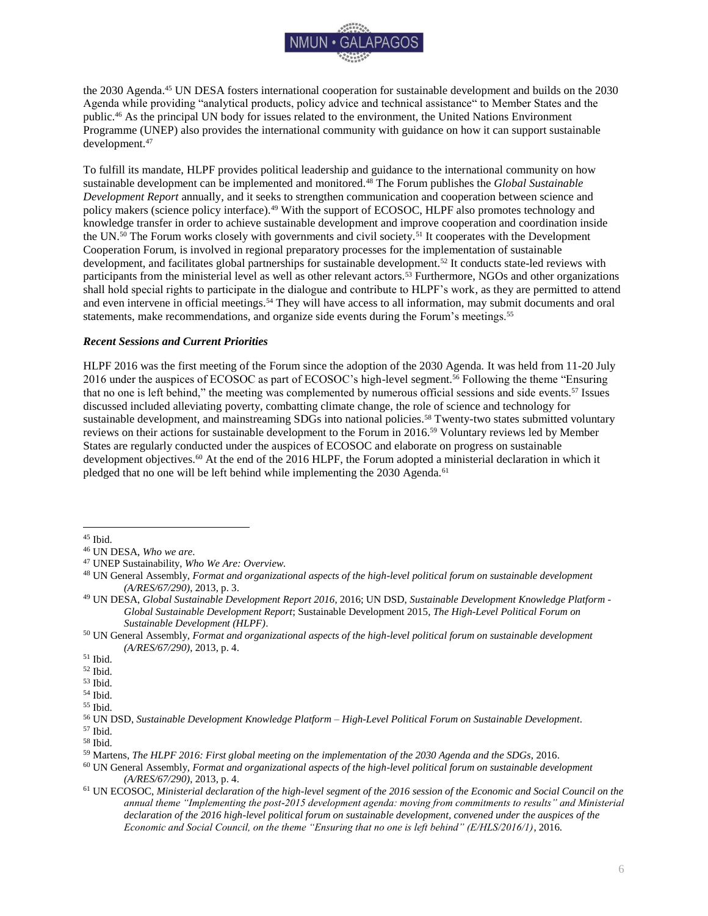the 2030 Agenda.[45] UN DESA fosters international cooperation for sustainable development and builds on the 2030 Agenda while providing "analytical products, policy advice and technical assistance" to Member States and the public.[46] As the principal UN body for issues related to the environment, the United Nations Environment Programme (UNEP) also provides the international community with guidance on how it can support sustainable development.[47]

To fulfill its mandate, HLPF provides political leadership and guidance to the international community on how sustainable development can be implemented and monitored.[48] The Forum publishes the *Global Sustainable Development Report* annually, and it seeks to strengthen communication and cooperation between science and policy makers (science policy interface).[49] With the support of ECOSOC, HLPF also promotes technology and knowledge transfer in order to achieve sustainable development and improve cooperation and coordination inside the UN.[50] The Forum works closely with governments and civil society.[51] It cooperates with the Development Cooperation Forum, is involved in regional preparatory processes for the implementation of sustainable development, and facilitates global partnerships for sustainable development.[52] It conducts state-led reviews with participants from the ministerial level as well as other relevant actors.[53] Furthermore, NGOs and other organizations shall hold special rights to participate in the dialogue and contribute to HLPF's work, as they are permitted to attend and even intervene in official meetings.[54] They will have access to all information, may submit documents and oral statements, make recommendations, and organize side events during the Forum's meetings.[55]

### *Recent Sessions and Current Priorities*

HLPF 2016 was the first meeting of the Forum since the adoption of the 2030 Agenda. It was held from 11-20 July 2016 under the auspices of ECOSOC as part of ECOSOC's high-level segment.[56] Following the theme "Ensuring that no one is left behind," the meeting was complemented by numerous official sessions and side events.[57] Issues discussed included alleviating poverty, combatting climate change, the role of science and technology for sustainable development, and mainstreaming SDGs into national policies.[58] Twenty-two states submitted voluntary reviews on their actions for sustainable development to the Forum in 2016.[59] Voluntary reviews led by Member States are regularly conducted under the auspices of ECOSOC and elaborate on progress on sustainable development objectives.[60] At the end of the 2016 HLPF, the Forum adopted a ministerial declaration in which it pledged that no one will be left behind while implementing the 2030 Agenda.[61]

---

[45] Ibid.

[46] UN DESA, *Who we are*.

[47] UNEP Sustainability, *Who We Are: Overview.*

[48] UN General Assembly, *Format and organizational aspects of the high-level political forum on sustainable development (A/RES/67/290)*, 2013, p. 3.

[49] UN DESA, *Global Sustainable Development Report 2016*, 2016; UN DSD, *Sustainable Development Knowledge Platform - Global Sustainable Development Report*; Sustainable Development 2015, *The High-Level Political Forum on Sustainable Development (HLPF)*.

[50] UN General Assembly, *Format and organizational aspects of the high-level political forum on sustainable development (A/RES/67/290)*, 2013, p. 4.

[51] Ibid.

[52] Ibid.

[53] Ibid.

[54] Ibid.

[55] Ibid.

[56] UN DSD, *Sustainable Development Knowledge Platform – High-Level Political Forum on Sustainable Development*.

[57] Ibid.

[58] Ibid.

[59] Martens, *The HLPF 2016: First global meeting on the implementation of the 2030 Agenda and the SDGs*, 2016.

[60] UN General Assembly, *Format and organizational aspects of the high-level political forum on sustainable development (A/RES/67/290)*, 2013, p. 4.

[61] UN ECOSOC, *Ministerial declaration of the high-level segment of the 2016 session of the Economic and Social Council on the annual theme "Implementing the post-2015 development agenda: moving from commitments to results" and Ministerial declaration of the 2016 high-level political forum on sustainable development, convened under the auspices of the Economic and Social Council, on the theme "Ensuring that no one is left behind" (E/HLS/2016/1)*, 2016.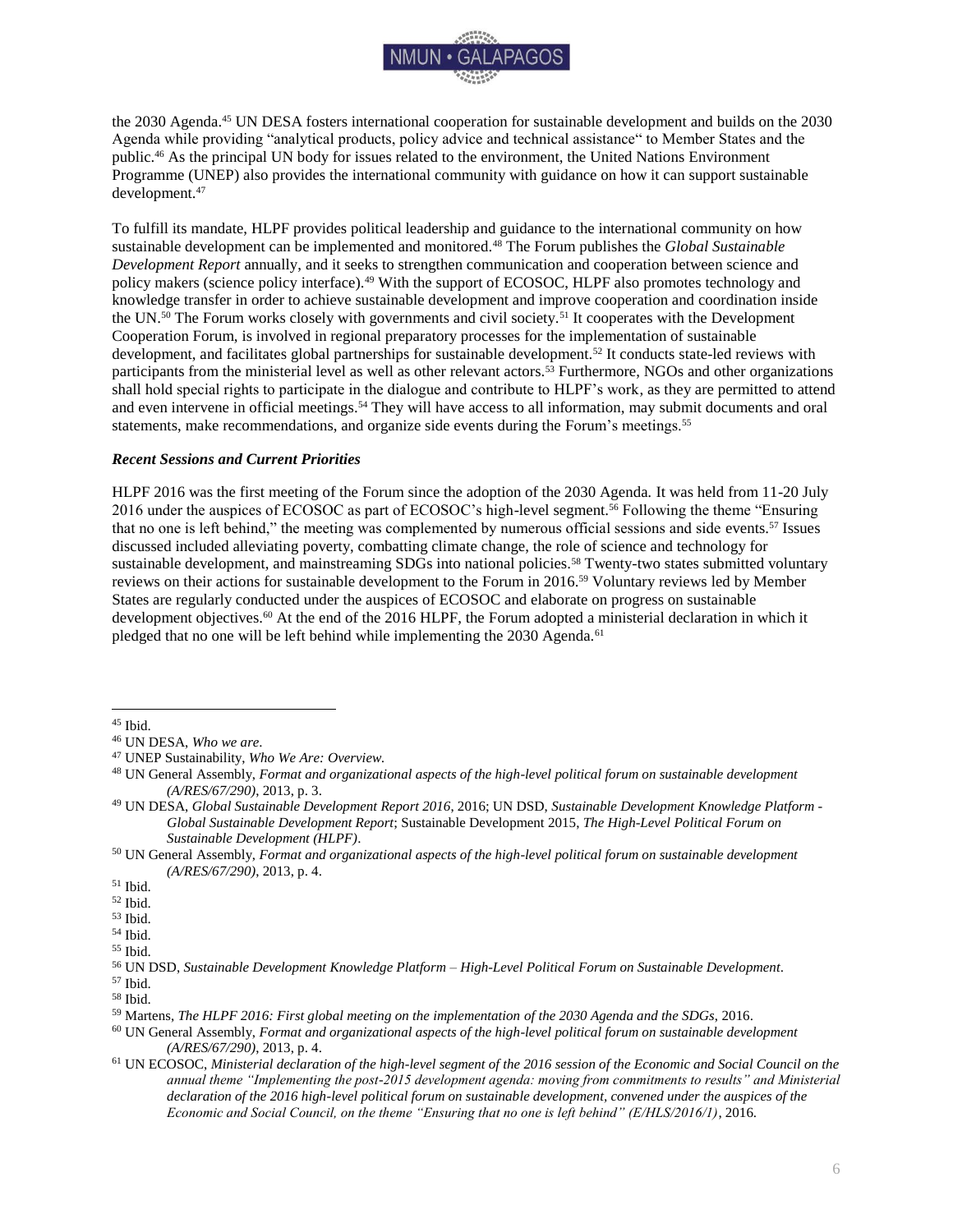the 2030 Agenda.[45] UN DESA fosters international cooperation for sustainable development and builds on the 2030 Agenda while providing "analytical products, policy advice and technical assistance" to Member States and the public.[46] As the principal UN body for issues related to the environment, the United Nations Environment Programme (UNEP) also provides the international community with guidance on how it can support sustainable development.[47]

To fulfill its mandate, HLPF provides political leadership and guidance to the international community on how sustainable development can be implemented and monitored.[48] The Forum publishes the *Global Sustainable Development Report* annually, and it seeks to strengthen communication and cooperation between science and policy makers (science policy interface).[49] With the support of ECOSOC, HLPF also promotes technology and knowledge transfer in order to achieve sustainable development and improve cooperation and coordination inside the UN.[50] The Forum works closely with governments and civil society.[51] It cooperates with the Development Cooperation Forum, is involved in regional preparatory processes for the implementation of sustainable development, and facilitates global partnerships for sustainable development.[52] It conducts state-led reviews with participants from the ministerial level as well as other relevant actors.[53] Furthermore, NGOs and other organizations shall hold special rights to participate in the dialogue and contribute to HLPF's work, as they are permitted to attend and even intervene in official meetings.[54] They will have access to all information, may submit documents and oral statements, make recommendations, and organize side events during the Forum's meetings.[55]

### *Recent Sessions and Current Priorities*

HLPF 2016 was the first meeting of the Forum since the adoption of the 2030 Agenda. It was held from 11-20 July 2016 under the auspices of ECOSOC as part of ECOSOC's high-level segment.[56] Following the theme "Ensuring that no one is left behind," the meeting was complemented by numerous official sessions and side events.[57] Issues discussed included alleviating poverty, combatting climate change, the role of science and technology for sustainable development, and mainstreaming SDGs into national policies.[58] Twenty-two states submitted voluntary reviews on their actions for sustainable development to the Forum in 2016.[59] Voluntary reviews led by Member States are regularly conducted under the auspices of ECOSOC and elaborate on progress on sustainable development objectives.[60] At the end of the 2016 HLPF, the Forum adopted a ministerial declaration in which it pledged that no one will be left behind while implementing the 2030 Agenda.[61]

---

[45] Ibid.

[46] UN DESA, *Who we are*.

[47] UNEP Sustainability, *Who We Are: Overview.*

[48] UN General Assembly, *Format and organizational aspects of the high-level political forum on sustainable development (A/RES/67/290)*, 2013, p. 3.

[49] UN DESA, *Global Sustainable Development Report 2016*, 2016; UN DSD, *Sustainable Development Knowledge Platform - Global Sustainable Development Report*; Sustainable Development 2015, *The High-Level Political Forum on Sustainable Development (HLPF)*.

[50] UN General Assembly, *Format and organizational aspects of the high-level political forum on sustainable development (A/RES/67/290)*, 2013, p. 4.

[51] Ibid.

[52] Ibid.

[53] Ibid.

[54] Ibid.

[55] Ibid.

[56] UN DSD, *Sustainable Development Knowledge Platform – High-Level Political Forum on Sustainable Development*.

[57] Ibid.

[58] Ibid.

[59] Martens, *The HLPF 2016: First global meeting on the implementation of the 2030 Agenda and the SDGs*, 2016.

[60] UN General Assembly, *Format and organizational aspects of the high-level political forum on sustainable development (A/RES/67/290)*, 2013, p. 4.

[61] UN ECOSOC, *Ministerial declaration of the high-level segment of the 2016 session of the Economic and Social Council on the annual theme "Implementing the post-2015 development agenda: moving from commitments to results" and Ministerial declaration of the 2016 high-level political forum on sustainable development, convened under the auspices of the Economic and Social Council, on the theme "Ensuring that no one is left behind" (E/HLS/2016/1)*, 2016.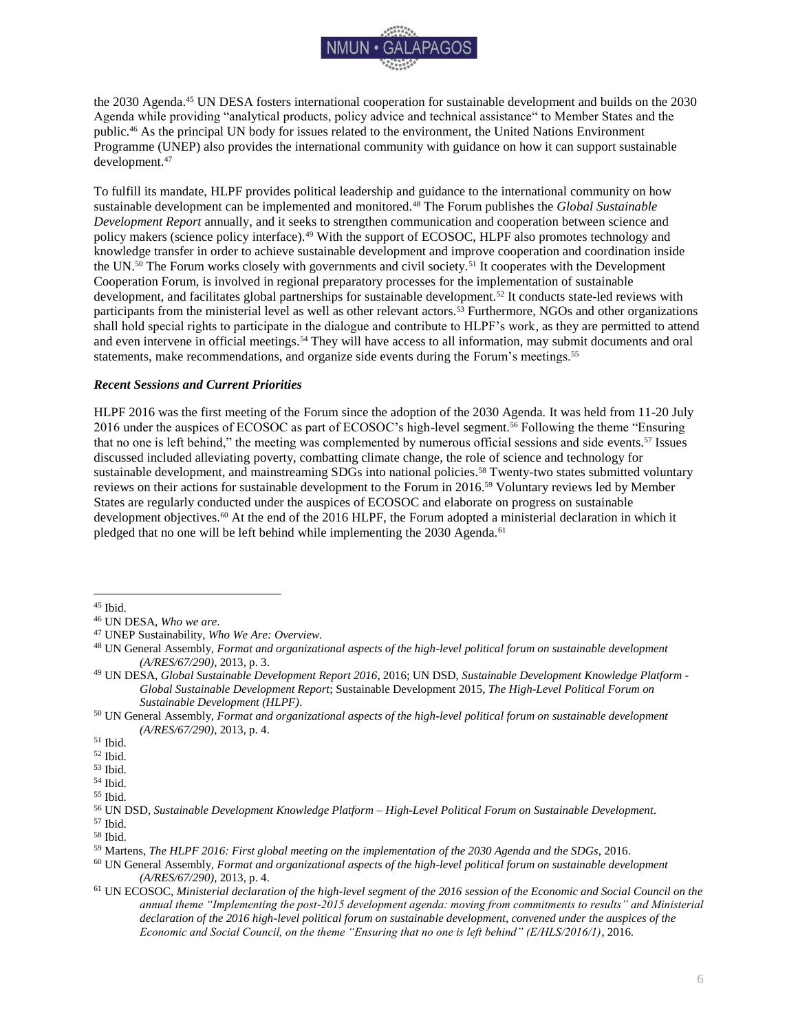the 2030 Agenda.[45] UN DESA fosters international cooperation for sustainable development and builds on the 2030 Agenda while providing "analytical products, policy advice and technical assistance" to Member States and the public.[46] As the principal UN body for issues related to the environment, the United Nations Environment Programme (UNEP) also provides the international community with guidance on how it can support sustainable development.[47]

To fulfill its mandate, HLPF provides political leadership and guidance to the international community on how sustainable development can be implemented and monitored.[48] The Forum publishes the *Global Sustainable Development Report* annually, and it seeks to strengthen communication and cooperation between science and policy makers (science policy interface).[49] With the support of ECOSOC, HLPF also promotes technology and knowledge transfer in order to achieve sustainable development and improve cooperation and coordination inside the UN.[50] The Forum works closely with governments and civil society.[51] It cooperates with the Development Cooperation Forum, is involved in regional preparatory processes for the implementation of sustainable development, and facilitates global partnerships for sustainable development.[52] It conducts state-led reviews with participants from the ministerial level as well as other relevant actors.[53] Furthermore, NGOs and other organizations shall hold special rights to participate in the dialogue and contribute to HLPF's work, as they are permitted to attend and even intervene in official meetings.[54] They will have access to all information, may submit documents and oral statements, make recommendations, and organize side events during the Forum's meetings.[55]

### *Recent Sessions and Current Priorities*

HLPF 2016 was the first meeting of the Forum since the adoption of the 2030 Agenda. It was held from 11-20 July 2016 under the auspices of ECOSOC as part of ECOSOC's high-level segment.[56] Following the theme "Ensuring that no one is left behind," the meeting was complemented by numerous official sessions and side events.[57] Issues discussed included alleviating poverty, combatting climate change, the role of science and technology for sustainable development, and mainstreaming SDGs into national policies.[58] Twenty-two states submitted voluntary reviews on their actions for sustainable development to the Forum in 2016.[59] Voluntary reviews led by Member States are regularly conducted under the auspices of ECOSOC and elaborate on progress on sustainable development objectives.[60] At the end of the 2016 HLPF, the Forum adopted a ministerial declaration in which it pledged that no one will be left behind while implementing the 2030 Agenda.[61]

---

[45] Ibid.

[46] UN DESA, *Who we are*.

[47] UNEP Sustainability, *Who We Are: Overview.*

[48] UN General Assembly, *Format and organizational aspects of the high-level political forum on sustainable development (A/RES/67/290)*, 2013, p. 3.

[49] UN DESA, *Global Sustainable Development Report 2016*, 2016; UN DSD, *Sustainable Development Knowledge Platform - Global Sustainable Development Report*; Sustainable Development 2015, *The High-Level Political Forum on Sustainable Development (HLPF)*.

[50] UN General Assembly, *Format and organizational aspects of the high-level political forum on sustainable development (A/RES/67/290)*, 2013, p. 4.

[51] Ibid.

[52] Ibid.

[53] Ibid.

[54] Ibid.

[55] Ibid.

[56] UN DSD, *Sustainable Development Knowledge Platform – High-Level Political Forum on Sustainable Development*.

[57] Ibid.

[58] Ibid.

[59] Martens, *The HLPF 2016: First global meeting on the implementation of the 2030 Agenda and the SDGs*, 2016.

[60] UN General Assembly, *Format and organizational aspects of the high-level political forum on sustainable development (A/RES/67/290)*, 2013, p. 4.

[61] UN ECOSOC, *Ministerial declaration of the high-level segment of the 2016 session of the Economic and Social Council on the annual theme "Implementing the post-2015 development agenda: moving from commitments to results" and Ministerial declaration of the 2016 high-level political forum on sustainable development, convened under the auspices of the Economic and Social Council, on the theme "Ensuring that no one is left behind" (E/HLS/2016/1)*, 2016.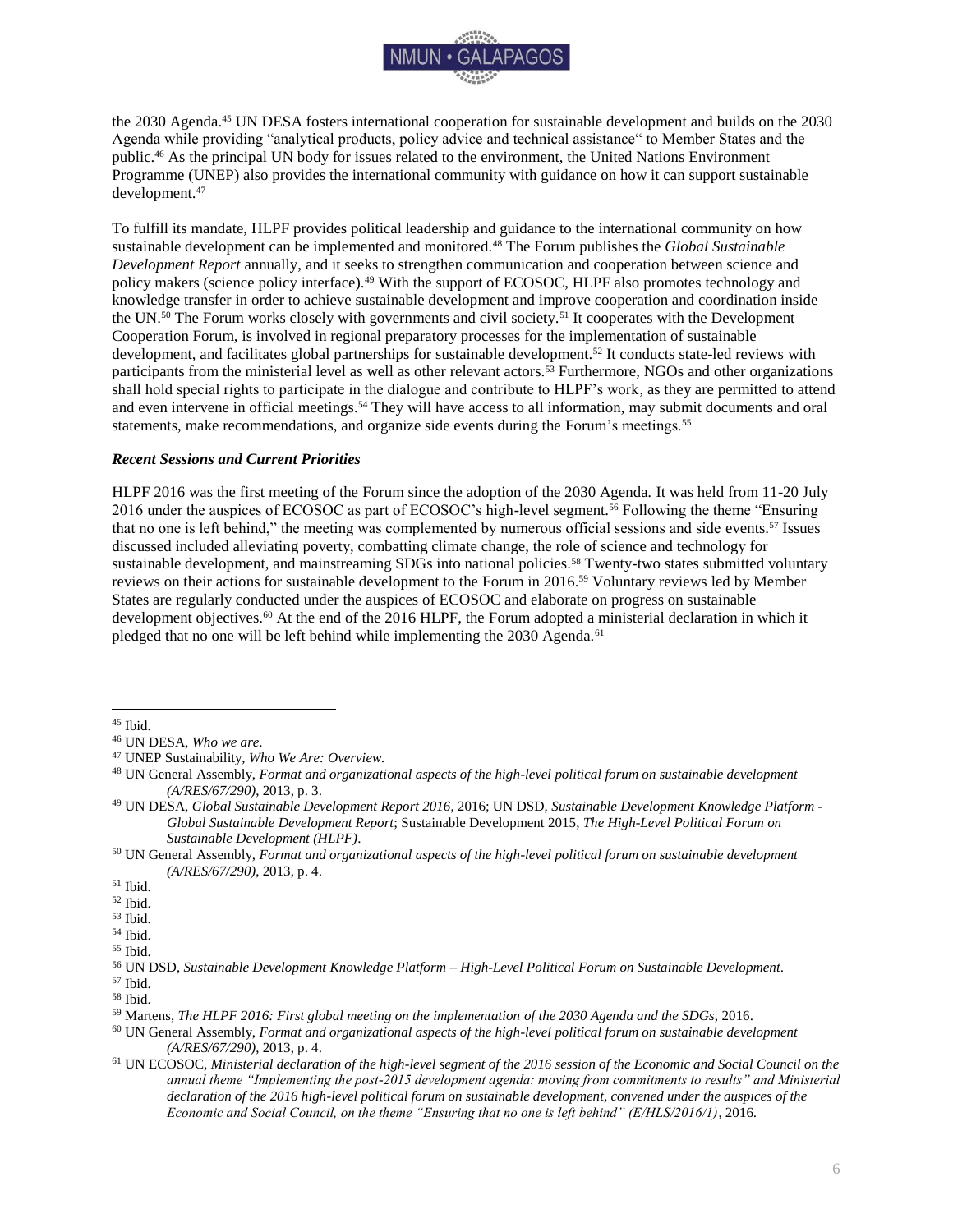the 2030 Agenda.[45] UN DESA fosters international cooperation for sustainable development and builds on the 2030 Agenda while providing "analytical products, policy advice and technical assistance" to Member States and the public.[46] As the principal UN body for issues related to the environment, the United Nations Environment Programme (UNEP) also provides the international community with guidance on how it can support sustainable development.[47]

To fulfill its mandate, HLPF provides political leadership and guidance to the international community on how sustainable development can be implemented and monitored.[48] The Forum publishes the *Global Sustainable Development Report* annually, and it seeks to strengthen communication and cooperation between science and policy makers (science policy interface).[49] With the support of ECOSOC, HLPF also promotes technology and knowledge transfer in order to achieve sustainable development and improve cooperation and coordination inside the UN.[50] The Forum works closely with governments and civil society.[51] It cooperates with the Development Cooperation Forum, is involved in regional preparatory processes for the implementation of sustainable development, and facilitates global partnerships for sustainable development.[52] It conducts state-led reviews with participants from the ministerial level as well as other relevant actors.[53] Furthermore, NGOs and other organizations shall hold special rights to participate in the dialogue and contribute to HLPF's work, as they are permitted to attend and even intervene in official meetings.[54] They will have access to all information, may submit documents and oral statements, make recommendations, and organize side events during the Forum's meetings.[55]

### *Recent Sessions and Current Priorities*

HLPF 2016 was the first meeting of the Forum since the adoption of the 2030 Agenda. It was held from 11-20 July 2016 under the auspices of ECOSOC as part of ECOSOC's high-level segment.[56] Following the theme "Ensuring that no one is left behind," the meeting was complemented by numerous official sessions and side events.[57] Issues discussed included alleviating poverty, combatting climate change, the role of science and technology for sustainable development, and mainstreaming SDGs into national policies.[58] Twenty-two states submitted voluntary reviews on their actions for sustainable development to the Forum in 2016.[59] Voluntary reviews led by Member States are regularly conducted under the auspices of ECOSOC and elaborate on progress on sustainable development objectives.[60] At the end of the 2016 HLPF, the Forum adopted a ministerial declaration in which it pledged that no one will be left behind while implementing the 2030 Agenda.[61]

---

[45] Ibid.

[46] UN DESA, *Who we are*.

[47] UNEP Sustainability, *Who We Are: Overview*.

[48] UN General Assembly, *Format and organizational aspects of the high-level political forum on sustainable development (A/RES/67/290)*, 2013, p. 3.

[49] UN DESA, *Global Sustainable Development Report 2016*, 2016; UN DSD, *Sustainable Development Knowledge Platform - Global Sustainable Development Report*; Sustainable Development 2015, *The High-Level Political Forum on Sustainable Development (HLPF)*.

[50] UN General Assembly, *Format and organizational aspects of the high-level political forum on sustainable development (A/RES/67/290)*, 2013, p. 4.

[51] Ibid.

[52] Ibid.

[53] Ibid.

[54] Ibid.

[55] Ibid.

[56] UN DSD, *Sustainable Development Knowledge Platform – High-Level Political Forum on Sustainable Development*.

[57] Ibid.

[58] Ibid.

[59] Martens, *The HLPF 2016: First global meeting on the implementation of the 2030 Agenda and the SDGs*, 2016.

[60] UN General Assembly, *Format and organizational aspects of the high-level political forum on sustainable development (A/RES/67/290)*, 2013, p. 4.

[61] UN ECOSOC, *Ministerial declaration of the high-level segment of the 2016 session of the Economic and Social Council on the annual theme "Implementing the post-2015 development agenda: moving from commitments to results" and Ministerial declaration of the 2016 high-level political forum on sustainable development, convened under the auspices of the Economic and Social Council, on the theme "Ensuring that no one is left behind" (E/HLS/2016/1)*, 2016.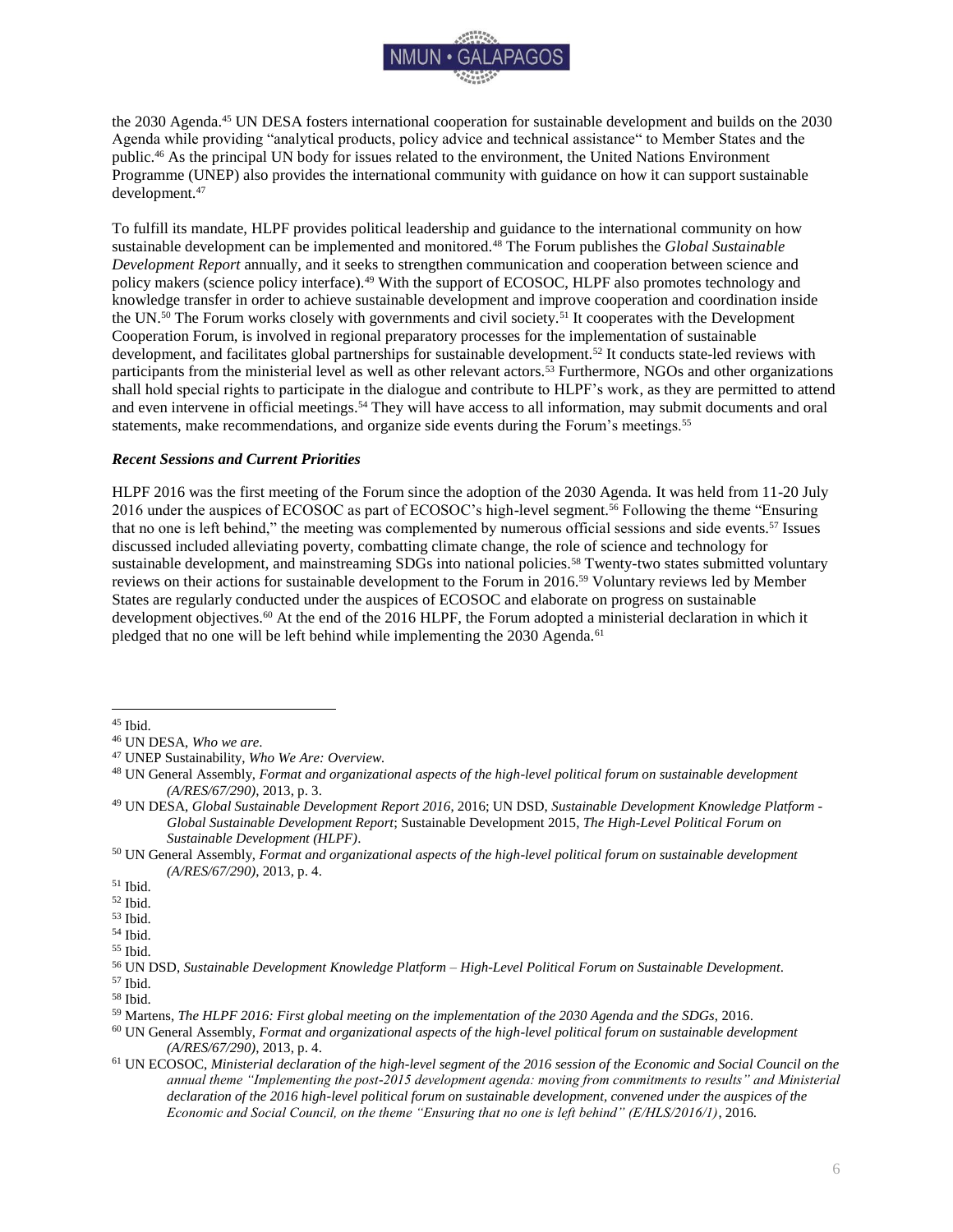the 2030 Agenda.[45] UN DESA fosters international cooperation for sustainable development and builds on the 2030 Agenda while providing "analytical products, policy advice and technical assistance" to Member States and the public.[46] As the principal UN body for issues related to the environment, the United Nations Environment Programme (UNEP) also provides the international community with guidance on how it can support sustainable development.[47]

To fulfill its mandate, HLPF provides political leadership and guidance to the international community on how sustainable development can be implemented and monitored.[48] The Forum publishes the *Global Sustainable Development Report* annually, and it seeks to strengthen communication and cooperation between science and policy makers (science policy interface).[49] With the support of ECOSOC, HLPF also promotes technology and knowledge transfer in order to achieve sustainable development and improve cooperation and coordination inside the UN.[50] The Forum works closely with governments and civil society.[51] It cooperates with the Development Cooperation Forum, is involved in regional preparatory processes for the implementation of sustainable development, and facilitates global partnerships for sustainable development.[52] It conducts state-led reviews with participants from the ministerial level as well as other relevant actors.[53] Furthermore, NGOs and other organizations shall hold special rights to participate in the dialogue and contribute to HLPF's work, as they are permitted to attend and even intervene in official meetings.[54] They will have access to all information, may submit documents and oral statements, make recommendations, and organize side events during the Forum's meetings.[55]

### *Recent Sessions and Current Priorities*

HLPF 2016 was the first meeting of the Forum since the adoption of the 2030 Agenda. It was held from 11-20 July 2016 under the auspices of ECOSOC as part of ECOSOC's high-level segment.[56] Following the theme "Ensuring that no one is left behind," the meeting was complemented by numerous official sessions and side events.[57] Issues discussed included alleviating poverty, combatting climate change, the role of science and technology for sustainable development, and mainstreaming SDGs into national policies.[58] Twenty-two states submitted voluntary reviews on their actions for sustainable development to the Forum in 2016.[59] Voluntary reviews led by Member States are regularly conducted under the auspices of ECOSOC and elaborate on progress on sustainable development objectives.[60] At the end of the 2016 HLPF, the Forum adopted a ministerial declaration in which it pledged that no one will be left behind while implementing the 2030 Agenda.[61]

---

[45] Ibid.

[46] UN DESA, *Who we are*.

[47] UNEP Sustainability, *Who We Are: Overview.*

[48] UN General Assembly, *Format and organizational aspects of the high-level political forum on sustainable development (A/RES/67/290)*, 2013, p. 3.

[49] UN DESA, *Global Sustainable Development Report 2016*, 2016; UN DSD, *Sustainable Development Knowledge Platform - Global Sustainable Development Report*; Sustainable Development 2015, *The High-Level Political Forum on Sustainable Development (HLPF)*.

[50] UN General Assembly, *Format and organizational aspects of the high-level political forum on sustainable development (A/RES/67/290)*, 2013, p. 4.

[51] Ibid.

[52] Ibid.

[53] Ibid.

[54] Ibid.

[55] Ibid.

[56] UN DSD, *Sustainable Development Knowledge Platform – High-Level Political Forum on Sustainable Development*.

[57] Ibid.

[58] Ibid.

[59] Martens, *The HLPF 2016: First global meeting on the implementation of the 2030 Agenda and the SDGs*, 2016.

[60] UN General Assembly, *Format and organizational aspects of the high-level political forum on sustainable development (A/RES/67/290)*, 2013, p. 4.

[61] UN ECOSOC, *Ministerial declaration of the high-level segment of the 2016 session of the Economic and Social Council on the annual theme "Implementing the post-2015 development agenda: moving from commitments to results" and Ministerial declaration of the 2016 high-level political forum on sustainable development, convened under the auspices of the Economic and Social Council, on the theme "Ensuring that no one is left behind" (E/HLS/2016/1)*, 2016.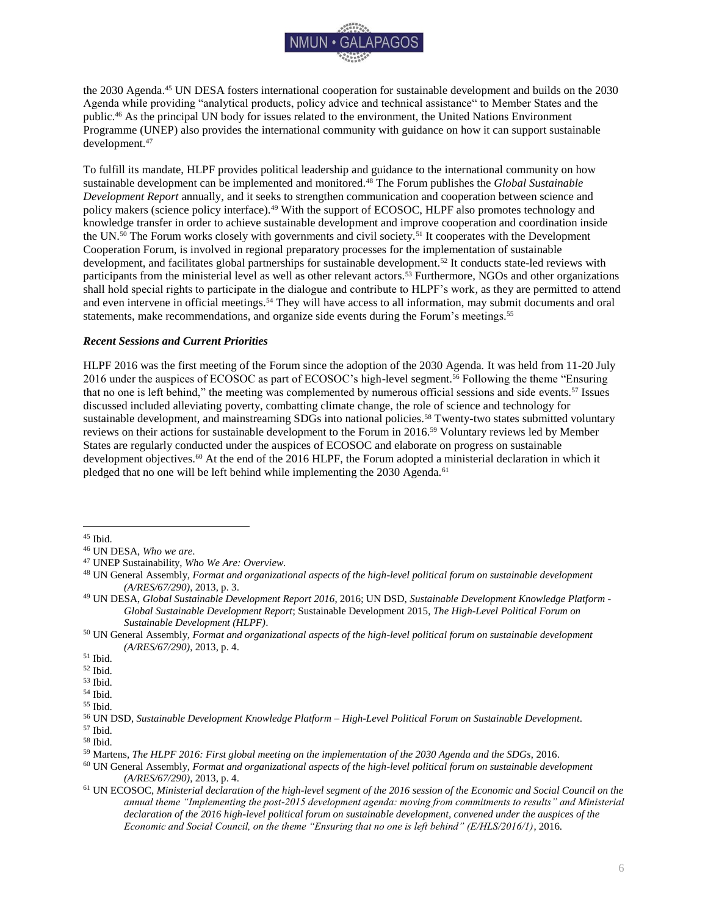the 2030 Agenda.[45] UN DESA fosters international cooperation for sustainable development and builds on the 2030 Agenda while providing "analytical products, policy advice and technical assistance" to Member States and the public.[46] As the principal UN body for issues related to the environment, the United Nations Environment Programme (UNEP) also provides the international community with guidance on how it can support sustainable development.[47]

To fulfill its mandate, HLPF provides political leadership and guidance to the international community on how sustainable development can be implemented and monitored.[48] The Forum publishes the *Global Sustainable Development Report* annually, and it seeks to strengthen communication and cooperation between science and policy makers (science policy interface).[49] With the support of ECOSOC, HLPF also promotes technology and knowledge transfer in order to achieve sustainable development and improve cooperation and coordination inside the UN.[50] The Forum works closely with governments and civil society.[51] It cooperates with the Development Cooperation Forum, is involved in regional preparatory processes for the implementation of sustainable development, and facilitates global partnerships for sustainable development.[52] It conducts state-led reviews with participants from the ministerial level as well as other relevant actors.[53] Furthermore, NGOs and other organizations shall hold special rights to participate in the dialogue and contribute to HLPF's work, as they are permitted to attend and even intervene in official meetings.[54] They will have access to all information, may submit documents and oral statements, make recommendations, and organize side events during the Forum's meetings.[55]

### *Recent Sessions and Current Priorities*

HLPF 2016 was the first meeting of the Forum since the adoption of the 2030 Agenda. It was held from 11-20 July 2016 under the auspices of ECOSOC as part of ECOSOC's high-level segment.[56] Following the theme "Ensuring that no one is left behind," the meeting was complemented by numerous official sessions and side events.[57] Issues discussed included alleviating poverty, combatting climate change, the role of science and technology for sustainable development, and mainstreaming SDGs into national policies.[58] Twenty-two states submitted voluntary reviews on their actions for sustainable development to the Forum in 2016.[59] Voluntary reviews led by Member States are regularly conducted under the auspices of ECOSOC and elaborate on progress on sustainable development objectives.[60] At the end of the 2016 HLPF, the Forum adopted a ministerial declaration in which it pledged that no one will be left behind while implementing the 2030 Agenda.[61]

---

[45] Ibid.

[46] UN DESA, *Who we are*.

[47] UNEP Sustainability, *Who We Are: Overview.*

[48] UN General Assembly, *Format and organizational aspects of the high-level political forum on sustainable development (A/RES/67/290)*, 2013, p. 3.

[49] UN DESA, *Global Sustainable Development Report 2016*, 2016; UN DSD, *Sustainable Development Knowledge Platform - Global Sustainable Development Report*; Sustainable Development 2015, *The High-Level Political Forum on Sustainable Development (HLPF)*.

[50] UN General Assembly, *Format and organizational aspects of the high-level political forum on sustainable development (A/RES/67/290)*, 2013, p. 4.

[51] Ibid.

[52] Ibid.

[53] Ibid.

[54] Ibid.

[55] Ibid.

[56] UN DSD, *Sustainable Development Knowledge Platform – High-Level Political Forum on Sustainable Development*.

[57] Ibid.

[58] Ibid.

[59] Martens, *The HLPF 2016: First global meeting on the implementation of the 2030 Agenda and the SDGs*, 2016.

[60] UN General Assembly, *Format and organizational aspects of the high-level political forum on sustainable development (A/RES/67/290)*, 2013, p. 4.

[61] UN ECOSOC, *Ministerial declaration of the high-level segment of the 2016 session of the Economic and Social Council on the annual theme "Implementing the post-2015 development agenda: moving from commitments to results" and Ministerial declaration of the 2016 high-level political forum on sustainable development, convened under the auspices of the Economic and Social Council, on the theme "Ensuring that no one is left behind" (E/HLS/2016/1)*, 2016.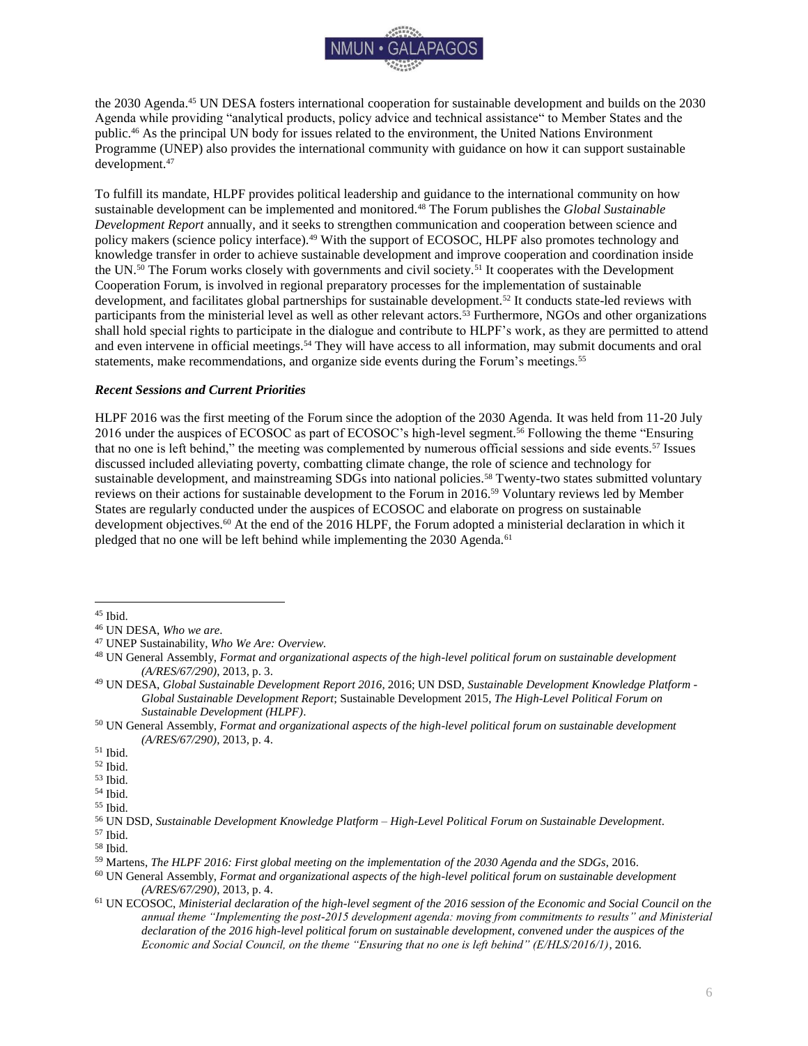the 2030 Agenda.[45] UN DESA fosters international cooperation for sustainable development and builds on the 2030 Agenda while providing "analytical products, policy advice and technical assistance" to Member States and the public.[46] As the principal UN body for issues related to the environment, the United Nations Environment Programme (UNEP) also provides the international community with guidance on how it can support sustainable development.[47]

To fulfill its mandate, HLPF provides political leadership and guidance to the international community on how sustainable development can be implemented and monitored.[48] The Forum publishes the *Global Sustainable Development Report* annually, and it seeks to strengthen communication and cooperation between science and policy makers (science policy interface).[49] With the support of ECOSOC, HLPF also promotes technology and knowledge transfer in order to achieve sustainable development and improve cooperation and coordination inside the UN.[50] The Forum works closely with governments and civil society.[51] It cooperates with the Development Cooperation Forum, is involved in regional preparatory processes for the implementation of sustainable development, and facilitates global partnerships for sustainable development.[52] It conducts state-led reviews with participants from the ministerial level as well as other relevant actors.[53] Furthermore, NGOs and other organizations shall hold special rights to participate in the dialogue and contribute to HLPF's work, as they are permitted to attend and even intervene in official meetings.[54] They will have access to all information, may submit documents and oral statements, make recommendations, and organize side events during the Forum's meetings.[55]

### *Recent Sessions and Current Priorities*

HLPF 2016 was the first meeting of the Forum since the adoption of the 2030 Agenda. It was held from 11-20 July 2016 under the auspices of ECOSOC as part of ECOSOC's high-level segment.[56] Following the theme "Ensuring that no one is left behind," the meeting was complemented by numerous official sessions and side events.[57] Issues discussed included alleviating poverty, combatting climate change, the role of science and technology for sustainable development, and mainstreaming SDGs into national policies.[58] Twenty-two states submitted voluntary reviews on their actions for sustainable development to the Forum in 2016.[59] Voluntary reviews led by Member States are regularly conducted under the auspices of ECOSOC and elaborate on progress on sustainable development objectives.[60] At the end of the 2016 HLPF, the Forum adopted a ministerial declaration in which it pledged that no one will be left behind while implementing the 2030 Agenda.[61]

---

[45] Ibid.

[46] UN DESA, *Who we are*.

[47] UNEP Sustainability, *Who We Are: Overview.*

[48] UN General Assembly, *Format and organizational aspects of the high-level political forum on sustainable development (A/RES/67/290)*, 2013, p. 3.

[49] UN DESA, *Global Sustainable Development Report 2016*, 2016; UN DSD, *Sustainable Development Knowledge Platform - Global Sustainable Development Report*; Sustainable Development 2015, *The High-Level Political Forum on Sustainable Development (HLPF)*.

[50] UN General Assembly, *Format and organizational aspects of the high-level political forum on sustainable development (A/RES/67/290)*, 2013, p. 4.

[51] Ibid.

[52] Ibid.

[53] Ibid.

[54] Ibid.

[55] Ibid.

[56] UN DSD, *Sustainable Development Knowledge Platform – High-Level Political Forum on Sustainable Development*.

[57] Ibid.

[58] Ibid.

[59] Martens, *The HLPF 2016: First global meeting on the implementation of the 2030 Agenda and the SDGs*, 2016.

[60] UN General Assembly, *Format and organizational aspects of the high-level political forum on sustainable development (A/RES/67/290)*, 2013, p. 4.

[61] UN ECOSOC, *Ministerial declaration of the high-level segment of the 2016 session of the Economic and Social Council on the annual theme "Implementing the post-2015 development agenda: moving from commitments to results" and Ministerial declaration of the 2016 high-level political forum on sustainable development, convened under the auspices of the Economic and Social Council, on the theme "Ensuring that no one is left behind" (E/HLS/2016/1)*, 2016.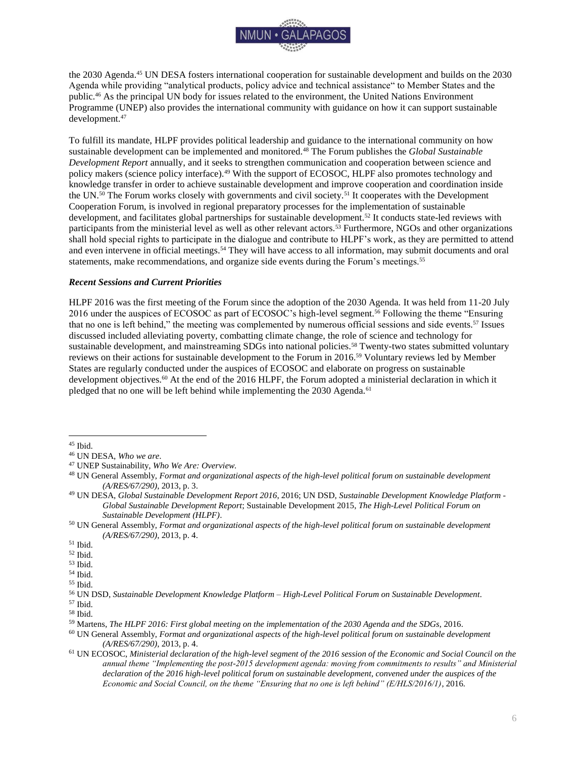the 2030 Agenda.[45] UN DESA fosters international cooperation for sustainable development and builds on the 2030 Agenda while providing "analytical products, policy advice and technical assistance" to Member States and the public.[46] As the principal UN body for issues related to the environment, the United Nations Environment Programme (UNEP) also provides the international community with guidance on how it can support sustainable development.[47]

To fulfill its mandate, HLPF provides political leadership and guidance to the international community on how sustainable development can be implemented and monitored.[48] The Forum publishes the *Global Sustainable Development Report* annually, and it seeks to strengthen communication and cooperation between science and policy makers (science policy interface).[49] With the support of ECOSOC, HLPF also promotes technology and knowledge transfer in order to achieve sustainable development and improve cooperation and coordination inside the UN.[50] The Forum works closely with governments and civil society.[51] It cooperates with the Development Cooperation Forum, is involved in regional preparatory processes for the implementation of sustainable development, and facilitates global partnerships for sustainable development.[52] It conducts state-led reviews with participants from the ministerial level as well as other relevant actors.[53] Furthermore, NGOs and other organizations shall hold special rights to participate in the dialogue and contribute to HLPF's work, as they are permitted to attend and even intervene in official meetings.[54] They will have access to all information, may submit documents and oral statements, make recommendations, and organize side events during the Forum's meetings.[55]

### *Recent Sessions and Current Priorities*

HLPF 2016 was the first meeting of the Forum since the adoption of the 2030 Agenda. It was held from 11-20 July 2016 under the auspices of ECOSOC as part of ECOSOC's high-level segment.[56] Following the theme "Ensuring that no one is left behind," the meeting was complemented by numerous official sessions and side events.[57] Issues discussed included alleviating poverty, combatting climate change, the role of science and technology for sustainable development, and mainstreaming SDGs into national policies.[58] Twenty-two states submitted voluntary reviews on their actions for sustainable development to the Forum in 2016.[59] Voluntary reviews led by Member States are regularly conducted under the auspices of ECOSOC and elaborate on progress on sustainable development objectives.[60] At the end of the 2016 HLPF, the Forum adopted a ministerial declaration in which it pledged that no one will be left behind while implementing the 2030 Agenda.[61]

---

[45] Ibid.

[46] UN DESA, *Who we are*.

[47] UNEP Sustainability, *Who We Are: Overview*.

[48] UN General Assembly, *Format and organizational aspects of the high-level political forum on sustainable development (A/RES/67/290)*, 2013, p. 3.

[49] UN DESA, *Global Sustainable Development Report 2016*, 2016; UN DSD, *Sustainable Development Knowledge Platform - Global Sustainable Development Report*; Sustainable Development 2015, *The High-Level Political Forum on Sustainable Development (HLPF)*.

[50] UN General Assembly, *Format and organizational aspects of the high-level political forum on sustainable development (A/RES/67/290)*, 2013, p. 4.

[51] Ibid.

[52] Ibid.

[53] Ibid.

[54] Ibid.

[55] Ibid.

[56] UN DSD, *Sustainable Development Knowledge Platform – High-Level Political Forum on Sustainable Development*.

[57] Ibid.

[58] Ibid.

[59] Martens, *The HLPF 2016: First global meeting on the implementation of the 2030 Agenda and the SDGs*, 2016.

[60] UN General Assembly, *Format and organizational aspects of the high-level political forum on sustainable development (A/RES/67/290)*, 2013, p. 4.

[61] UN ECOSOC, *Ministerial declaration of the high-level segment of the 2016 session of the Economic and Social Council on the annual theme "Implementing the post-2015 development agenda: moving from commitments to results" and Ministerial declaration of the 2016 high-level political forum on sustainable development, convened under the auspices of the Economic and Social Council, on the theme "Ensuring that no one is left behind" (E/HLS/2016/1)*, 2016.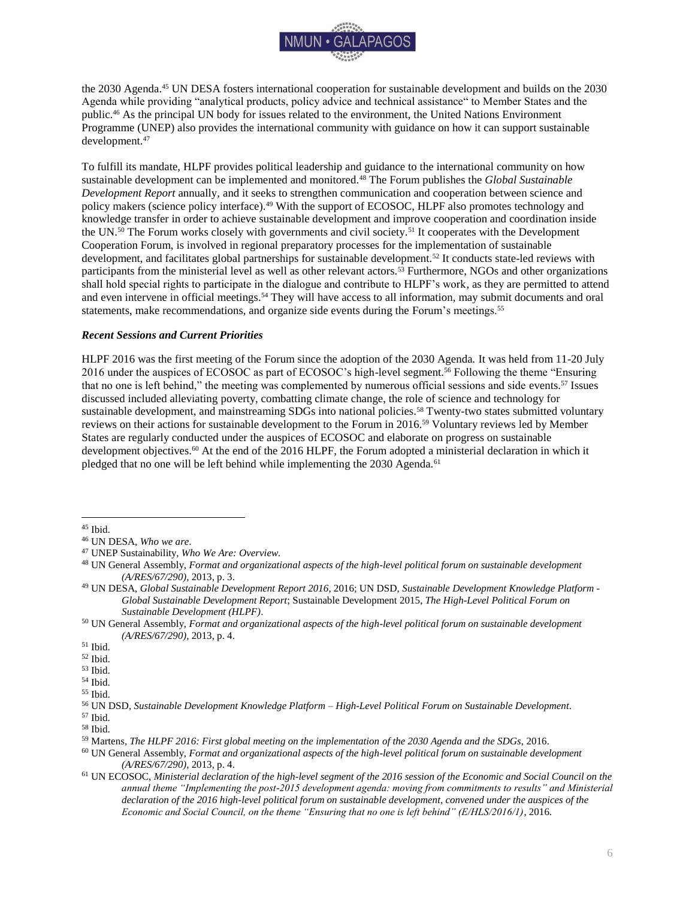the 2030 Agenda.[45] UN DESA fosters international cooperation for sustainable development and builds on the 2030 Agenda while providing "analytical products, policy advice and technical assistance" to Member States and the public.[46] As the principal UN body for issues related to the environment, the United Nations Environment Programme (UNEP) also provides the international community with guidance on how it can support sustainable development.[47]

To fulfill its mandate, HLPF provides political leadership and guidance to the international community on how sustainable development can be implemented and monitored.[48] The Forum publishes the *Global Sustainable Development Report* annually, and it seeks to strengthen communication and cooperation between science and policy makers (science policy interface).[49] With the support of ECOSOC, HLPF also promotes technology and knowledge transfer in order to achieve sustainable development and improve cooperation and coordination inside the UN.[50] The Forum works closely with governments and civil society.[51] It cooperates with the Development Cooperation Forum, is involved in regional preparatory processes for the implementation of sustainable development, and facilitates global partnerships for sustainable development.[52] It conducts state-led reviews with participants from the ministerial level as well as other relevant actors.[53] Furthermore, NGOs and other organizations shall hold special rights to participate in the dialogue and contribute to HLPF's work, as they are permitted to attend and even intervene in official meetings.[54] They will have access to all information, may submit documents and oral statements, make recommendations, and organize side events during the Forum's meetings.[55]

### *Recent Sessions and Current Priorities*

HLPF 2016 was the first meeting of the Forum since the adoption of the 2030 Agenda. It was held from 11-20 July 2016 under the auspices of ECOSOC as part of ECOSOC's high-level segment.[56] Following the theme "Ensuring that no one is left behind," the meeting was complemented by numerous official sessions and side events.[57] Issues discussed included alleviating poverty, combatting climate change, the role of science and technology for sustainable development, and mainstreaming SDGs into national policies.[58] Twenty-two states submitted voluntary reviews on their actions for sustainable development to the Forum in 2016.[59] Voluntary reviews led by Member States are regularly conducted under the auspices of ECOSOC and elaborate on progress on sustainable development objectives.[60] At the end of the 2016 HLPF, the Forum adopted a ministerial declaration in which it pledged that no one will be left behind while implementing the 2030 Agenda.[61]

---

[45] Ibid.

[46] UN DESA, *Who we are*.

[47] UNEP Sustainability, *Who We Are: Overview.*

[48] UN General Assembly, *Format and organizational aspects of the high-level political forum on sustainable development (A/RES/67/290)*, 2013, p. 3.

[49] UN DESA, *Global Sustainable Development Report 2016*, 2016; UN DSD, *Sustainable Development Knowledge Platform - Global Sustainable Development Report*; Sustainable Development 2015, *The High-Level Political Forum on Sustainable Development (HLPF)*.

[50] UN General Assembly, *Format and organizational aspects of the high-level political forum on sustainable development (A/RES/67/290)*, 2013, p. 4.

[51] Ibid.

[52] Ibid.

[53] Ibid.

[54] Ibid.

[55] Ibid.

[56] UN DSD, *Sustainable Development Knowledge Platform – High-Level Political Forum on Sustainable Development*.

[57] Ibid.

[58] Ibid.

[59] Martens, *The HLPF 2016: First global meeting on the implementation of the 2030 Agenda and the SDGs*, 2016.

[60] UN General Assembly, *Format and organizational aspects of the high-level political forum on sustainable development (A/RES/67/290)*, 2013, p. 4.

[61] UN ECOSOC, *Ministerial declaration of the high-level segment of the 2016 session of the Economic and Social Council on the annual theme "Implementing the post-2015 development agenda: moving from commitments to results" and Ministerial declaration of the 2016 high-level political forum on sustainable development, convened under the auspices of the Economic and Social Council, on the theme "Ensuring that no one is left behind" (E/HLS/2016/1)*, 2016.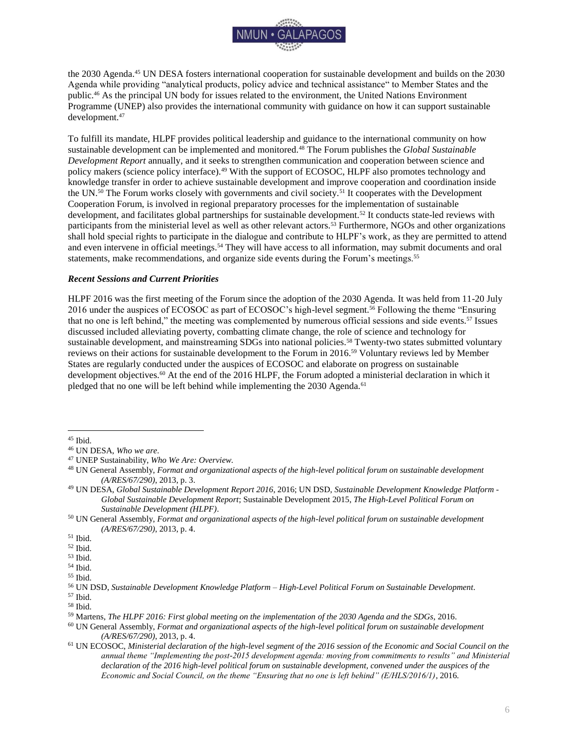the 2030 Agenda.[45] UN DESA fosters international cooperation for sustainable development and builds on the 2030 Agenda while providing "analytical products, policy advice and technical assistance" to Member States and the public.[46] As the principal UN body for issues related to the environment, the United Nations Environment Programme (UNEP) also provides the international community with guidance on how it can support sustainable development.[47]

To fulfill its mandate, HLPF provides political leadership and guidance to the international community on how sustainable development can be implemented and monitored.[48] The Forum publishes the *Global Sustainable Development Report* annually, and it seeks to strengthen communication and cooperation between science and policy makers (science policy interface).[49] With the support of ECOSOC, HLPF also promotes technology and knowledge transfer in order to achieve sustainable development and improve cooperation and coordination inside the UN.[50] The Forum works closely with governments and civil society.[51] It cooperates with the Development Cooperation Forum, is involved in regional preparatory processes for the implementation of sustainable development, and facilitates global partnerships for sustainable development.[52] It conducts state-led reviews with participants from the ministerial level as well as other relevant actors.[53] Furthermore, NGOs and other organizations shall hold special rights to participate in the dialogue and contribute to HLPF's work, as they are permitted to attend and even intervene in official meetings.[54] They will have access to all information, may submit documents and oral statements, make recommendations, and organize side events during the Forum's meetings.[55]

### *Recent Sessions and Current Priorities*

HLPF 2016 was the first meeting of the Forum since the adoption of the 2030 Agenda. It was held from 11-20 July 2016 under the auspices of ECOSOC as part of ECOSOC's high-level segment.[56] Following the theme "Ensuring that no one is left behind," the meeting was complemented by numerous official sessions and side events.[57] Issues discussed included alleviating poverty, combatting climate change, the role of science and technology for sustainable development, and mainstreaming SDGs into national policies.[58] Twenty-two states submitted voluntary reviews on their actions for sustainable development to the Forum in 2016.[59] Voluntary reviews led by Member States are regularly conducted under the auspices of ECOSOC and elaborate on progress on sustainable development objectives.[60] At the end of the 2016 HLPF, the Forum adopted a ministerial declaration in which it pledged that no one will be left behind while implementing the 2030 Agenda.[61]

---

[45] Ibid.

[46] UN DESA, *Who we are*.

[47] UNEP Sustainability, *Who We Are: Overview.*

[48] UN General Assembly, *Format and organizational aspects of the high-level political forum on sustainable development (A/RES/67/290)*, 2013, p. 3.

[49] UN DESA, *Global Sustainable Development Report 2016*, 2016; UN DSD, *Sustainable Development Knowledge Platform - Global Sustainable Development Report*; Sustainable Development 2015, *The High-Level Political Forum on Sustainable Development (HLPF)*.

[50] UN General Assembly, *Format and organizational aspects of the high-level political forum on sustainable development (A/RES/67/290)*, 2013, p. 4.

[51] Ibid.

[52] Ibid.

[53] Ibid.

[54] Ibid.

[55] Ibid.

[56] UN DSD, *Sustainable Development Knowledge Platform – High-Level Political Forum on Sustainable Development*.

[57] Ibid.

[58] Ibid.

[59] Martens, *The HLPF 2016: First global meeting on the implementation of the 2030 Agenda and the SDGs*, 2016.

[60] UN General Assembly, *Format and organizational aspects of the high-level political forum on sustainable development (A/RES/67/290)*, 2013, p. 4.

[61] UN ECOSOC, *Ministerial declaration of the high-level segment of the 2016 session of the Economic and Social Council on the annual theme "Implementing the post-2015 development agenda: moving from commitments to results" and Ministerial declaration of the 2016 high-level political forum on sustainable development, convened under the auspices of the Economic and Social Council, on the theme "Ensuring that no one is left behind" (E/HLS/2016/1)*, 2016.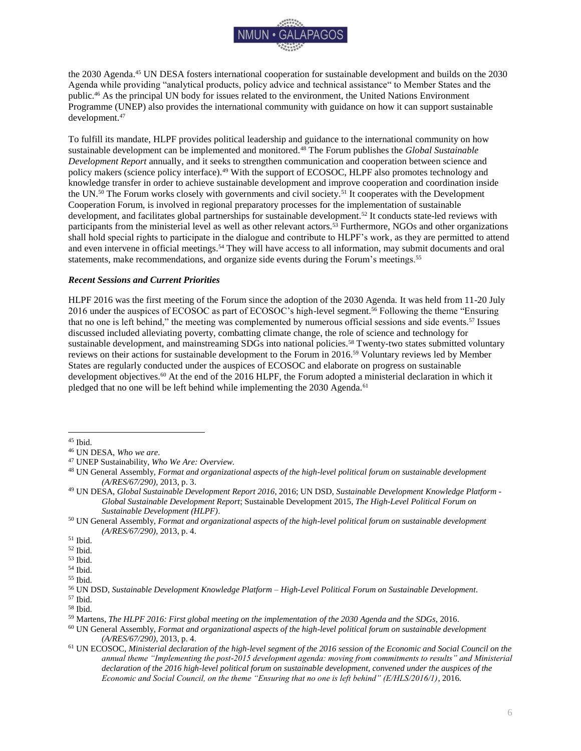the 2030 Agenda.[45] UN DESA fosters international cooperation for sustainable development and builds on the 2030 Agenda while providing "analytical products, policy advice and technical assistance" to Member States and the public.[46] As the principal UN body for issues related to the environment, the United Nations Environment Programme (UNEP) also provides the international community with guidance on how it can support sustainable development.[47]

To fulfill its mandate, HLPF provides political leadership and guidance to the international community on how sustainable development can be implemented and monitored.[48] The Forum publishes the *Global Sustainable Development Report* annually, and it seeks to strengthen communication and cooperation between science and policy makers (science policy interface).[49] With the support of ECOSOC, HLPF also promotes technology and knowledge transfer in order to achieve sustainable development and improve cooperation and coordination inside the UN.[50] The Forum works closely with governments and civil society.[51] It cooperates with the Development Cooperation Forum, is involved in regional preparatory processes for the implementation of sustainable development, and facilitates global partnerships for sustainable development.[52] It conducts state-led reviews with participants from the ministerial level as well as other relevant actors.[53] Furthermore, NGOs and other organizations shall hold special rights to participate in the dialogue and contribute to HLPF's work, as they are permitted to attend and even intervene in official meetings.[54] They will have access to all information, may submit documents and oral statements, make recommendations, and organize side events during the Forum's meetings.[55]

### *Recent Sessions and Current Priorities*

HLPF 2016 was the first meeting of the Forum since the adoption of the 2030 Agenda. It was held from 11-20 July 2016 under the auspices of ECOSOC as part of ECOSOC's high-level segment.[56] Following the theme "Ensuring that no one is left behind," the meeting was complemented by numerous official sessions and side events.[57] Issues discussed included alleviating poverty, combatting climate change, the role of science and technology for sustainable development, and mainstreaming SDGs into national policies.[58] Twenty-two states submitted voluntary reviews on their actions for sustainable development to the Forum in 2016.[59] Voluntary reviews led by Member States are regularly conducted under the auspices of ECOSOC and elaborate on progress on sustainable development objectives.[60] At the end of the 2016 HLPF, the Forum adopted a ministerial declaration in which it pledged that no one will be left behind while implementing the 2030 Agenda.[61]

---

[45] Ibid.

[46] UN DESA, *Who we are*.

[47] UNEP Sustainability, *Who We Are: Overview.*

[48] UN General Assembly, *Format and organizational aspects of the high-level political forum on sustainable development (A/RES/67/290)*, 2013, p. 3.

[49] UN DESA, *Global Sustainable Development Report 2016*, 2016; UN DSD, *Sustainable Development Knowledge Platform - Global Sustainable Development Report*; Sustainable Development 2015, *The High-Level Political Forum on Sustainable Development (HLPF)*.

[50] UN General Assembly, *Format and organizational aspects of the high-level political forum on sustainable development (A/RES/67/290)*, 2013, p. 4.

[51] Ibid.

[52] Ibid.

[53] Ibid.

[54] Ibid.

[55] Ibid.

[56] UN DSD, *Sustainable Development Knowledge Platform – High-Level Political Forum on Sustainable Development*.

[57] Ibid.

[58] Ibid.

[59] Martens, *The HLPF 2016: First global meeting on the implementation of the 2030 Agenda and the SDGs*, 2016.

[60] UN General Assembly, *Format and organizational aspects of the high-level political forum on sustainable development (A/RES/67/290)*, 2013, p. 4.

[61] UN ECOSOC, *Ministerial declaration of the high-level segment of the 2016 session of the Economic and Social Council on the annual theme "Implementing the post-2015 development agenda: moving from commitments to results" and Ministerial declaration of the 2016 high-level political forum on sustainable development, convened under the auspices of the Economic and Social Council, on the theme "Ensuring that no one is left behind" (E/HLS/2016/1)*, 2016.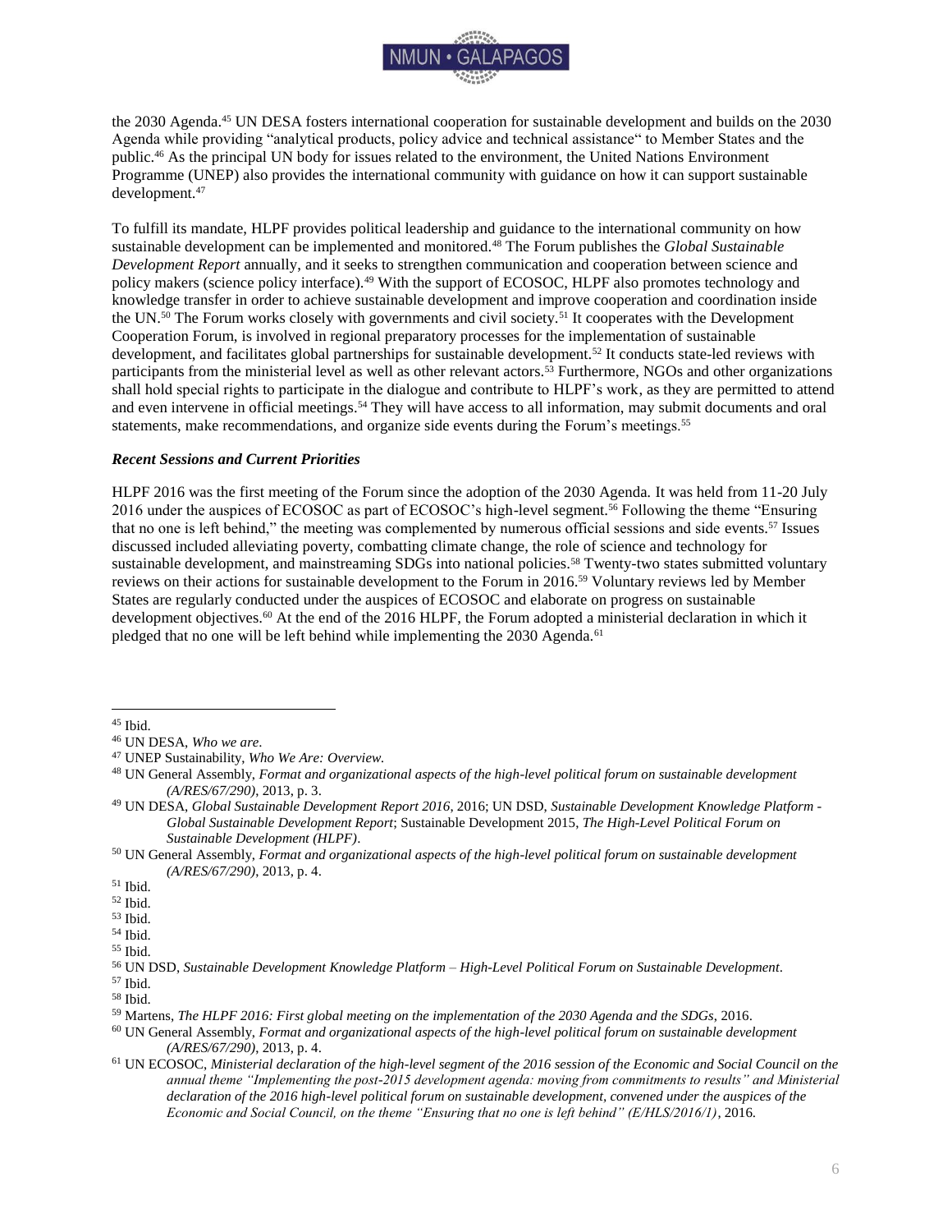the 2030 Agenda.[45] UN DESA fosters international cooperation for sustainable development and builds on the 2030 Agenda while providing "analytical products, policy advice and technical assistance" to Member States and the public.[46] As the principal UN body for issues related to the environment, the United Nations Environment Programme (UNEP) also provides the international community with guidance on how it can support sustainable development.[47]

To fulfill its mandate, HLPF provides political leadership and guidance to the international community on how sustainable development can be implemented and monitored.[48] The Forum publishes the *Global Sustainable Development Report* annually, and it seeks to strengthen communication and cooperation between science and policy makers (science policy interface).[49] With the support of ECOSOC, HLPF also promotes technology and knowledge transfer in order to achieve sustainable development and improve cooperation and coordination inside the UN.[50] The Forum works closely with governments and civil society.[51] It cooperates with the Development Cooperation Forum, is involved in regional preparatory processes for the implementation of sustainable development, and facilitates global partnerships for sustainable development.[52] It conducts state-led reviews with participants from the ministerial level as well as other relevant actors.[53] Furthermore, NGOs and other organizations shall hold special rights to participate in the dialogue and contribute to HLPF's work, as they are permitted to attend and even intervene in official meetings.[54] They will have access to all information, may submit documents and oral statements, make recommendations, and organize side events during the Forum's meetings.[55]

### *Recent Sessions and Current Priorities*

HLPF 2016 was the first meeting of the Forum since the adoption of the 2030 Agenda. It was held from 11-20 July 2016 under the auspices of ECOSOC as part of ECOSOC's high-level segment.[56] Following the theme "Ensuring that no one is left behind," the meeting was complemented by numerous official sessions and side events.[57] Issues discussed included alleviating poverty, combatting climate change, the role of science and technology for sustainable development, and mainstreaming SDGs into national policies.[58] Twenty-two states submitted voluntary reviews on their actions for sustainable development to the Forum in 2016.[59] Voluntary reviews led by Member States are regularly conducted under the auspices of ECOSOC and elaborate on progress on sustainable development objectives.[60] At the end of the 2016 HLPF, the Forum adopted a ministerial declaration in which it pledged that no one will be left behind while implementing the 2030 Agenda.[61]

---

[45] Ibid.

[46] UN DESA, *Who we are*.

[47] UNEP Sustainability, *Who We Are: Overview.*

[48] UN General Assembly, *Format and organizational aspects of the high-level political forum on sustainable development (A/RES/67/290)*, 2013, p. 3.

[49] UN DESA, *Global Sustainable Development Report 2016*, 2016; UN DSD, *Sustainable Development Knowledge Platform - Global Sustainable Development Report*; Sustainable Development 2015, *The High-Level Political Forum on Sustainable Development (HLPF)*.

[50] UN General Assembly, *Format and organizational aspects of the high-level political forum on sustainable development (A/RES/67/290)*, 2013, p. 4.

[51] Ibid.

[52] Ibid.

[53] Ibid.

[54] Ibid.

[55] Ibid.

[56] UN DSD, *Sustainable Development Knowledge Platform – High-Level Political Forum on Sustainable Development*.

[57] Ibid.

[58] Ibid.

[59] Martens, *The HLPF 2016: First global meeting on the implementation of the 2030 Agenda and the SDGs*, 2016.

[60] UN General Assembly, *Format and organizational aspects of the high-level political forum on sustainable development (A/RES/67/290)*, 2013, p. 4.

[61] UN ECOSOC, *Ministerial declaration of the high-level segment of the 2016 session of the Economic and Social Council on the annual theme "Implementing the post-2015 development agenda: moving from commitments to results" and Ministerial declaration of the 2016 high-level political forum on sustainable development, convened under the auspices of the Economic and Social Council, on the theme "Ensuring that no one is left behind" (E/HLS/2016/1)*, 2016.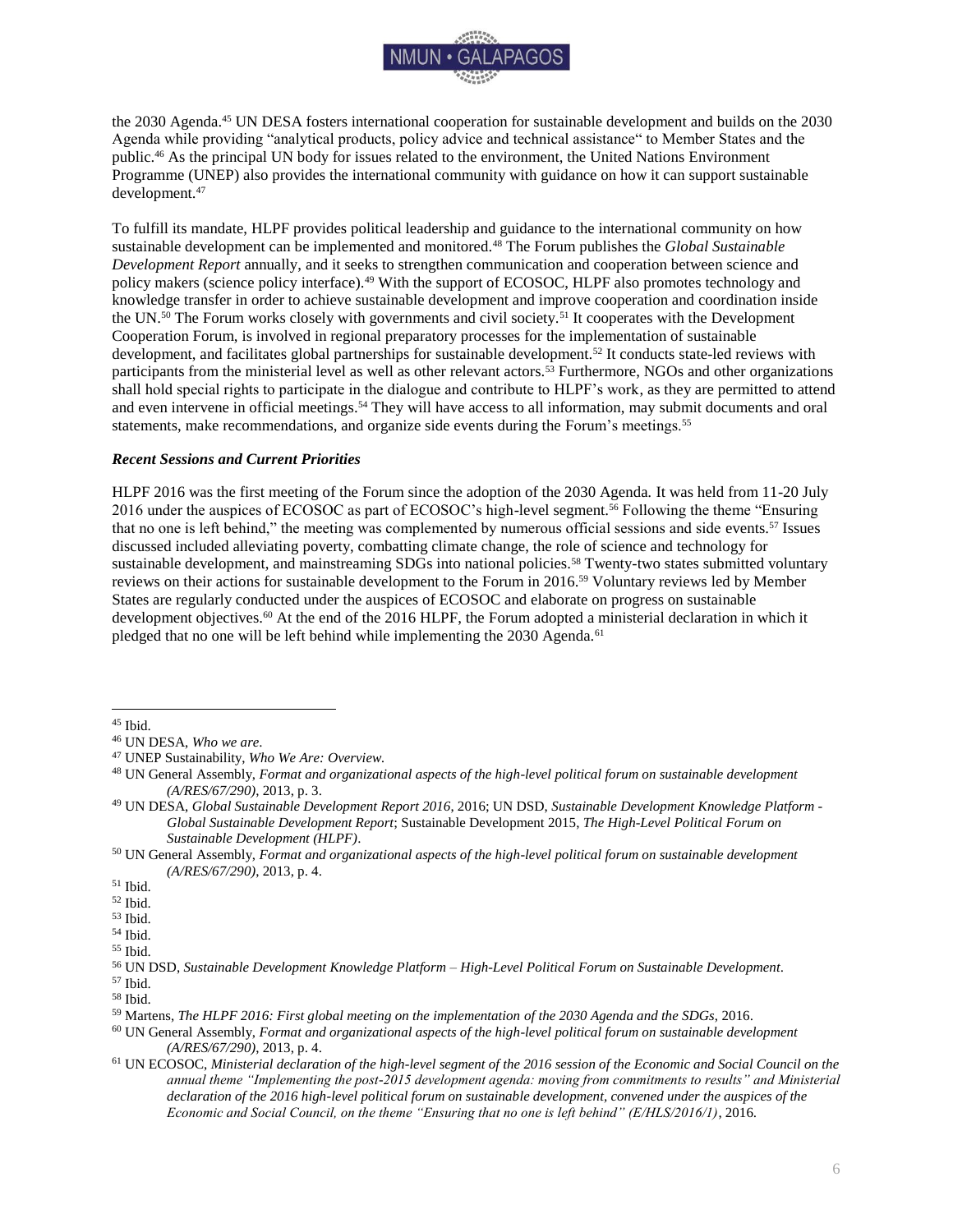the 2030 Agenda.[45] UN DESA fosters international cooperation for sustainable development and builds on the 2030 Agenda while providing "analytical products, policy advice and technical assistance" to Member States and the public.[46] As the principal UN body for issues related to the environment, the United Nations Environment Programme (UNEP) also provides the international community with guidance on how it can support sustainable development.[47]

To fulfill its mandate, HLPF provides political leadership and guidance to the international community on how sustainable development can be implemented and monitored.[48] The Forum publishes the *Global Sustainable Development Report* annually, and it seeks to strengthen communication and cooperation between science and policy makers (science policy interface).[49] With the support of ECOSOC, HLPF also promotes technology and knowledge transfer in order to achieve sustainable development and improve cooperation and coordination inside the UN.[50] The Forum works closely with governments and civil society.[51] It cooperates with the Development Cooperation Forum, is involved in regional preparatory processes for the implementation of sustainable development, and facilitates global partnerships for sustainable development.[52] It conducts state-led reviews with participants from the ministerial level as well as other relevant actors.[53] Furthermore, NGOs and other organizations shall hold special rights to participate in the dialogue and contribute to HLPF's work, as they are permitted to attend and even intervene in official meetings.[54] They will have access to all information, may submit documents and oral statements, make recommendations, and organize side events during the Forum's meetings.[55]

### *Recent Sessions and Current Priorities*

HLPF 2016 was the first meeting of the Forum since the adoption of the 2030 Agenda. It was held from 11-20 July 2016 under the auspices of ECOSOC as part of ECOSOC's high-level segment.[56] Following the theme "Ensuring that no one is left behind," the meeting was complemented by numerous official sessions and side events.[57] Issues discussed included alleviating poverty, combatting climate change, the role of science and technology for sustainable development, and mainstreaming SDGs into national policies.[58] Twenty-two states submitted voluntary reviews on their actions for sustainable development to the Forum in 2016.[59] Voluntary reviews led by Member States are regularly conducted under the auspices of ECOSOC and elaborate on progress on sustainable development objectives.[60] At the end of the 2016 HLPF, the Forum adopted a ministerial declaration in which it pledged that no one will be left behind while implementing the 2030 Agenda.[61]

---

[45] Ibid.

[46] UN DESA, *Who we are*.

[47] UNEP Sustainability, *Who We Are: Overview*.

[48] UN General Assembly, *Format and organizational aspects of the high-level political forum on sustainable development (A/RES/67/290)*, 2013, p. 3.

[49] UN DESA, *Global Sustainable Development Report 2016*, 2016; UN DSD, *Sustainable Development Knowledge Platform - Global Sustainable Development Report*; Sustainable Development 2015, *The High-Level Political Forum on Sustainable Development (HLPF)*.

[50] UN General Assembly, *Format and organizational aspects of the high-level political forum on sustainable development (A/RES/67/290)*, 2013, p. 4.

[51] Ibid.

[52] Ibid.

[53] Ibid.

[54] Ibid.

[55] Ibid.

[56] UN DSD, *Sustainable Development Knowledge Platform – High-Level Political Forum on Sustainable Development*.

[57] Ibid.

[58] Ibid.

[59] Martens, *The HLPF 2016: First global meeting on the implementation of the 2030 Agenda and the SDGs*, 2016.

[60] UN General Assembly, *Format and organizational aspects of the high-level political forum on sustainable development (A/RES/67/290)*, 2013, p. 4.

[61] UN ECOSOC, *Ministerial declaration of the high-level segment of the 2016 session of the Economic and Social Council on the annual theme "Implementing the post-2015 development agenda: moving from commitments to results" and Ministerial declaration of the 2016 high-level political forum on sustainable development, convened under the auspices of the Economic and Social Council, on the theme "Ensuring that no one is left behind" (E/HLS/2016/1)*, 2016.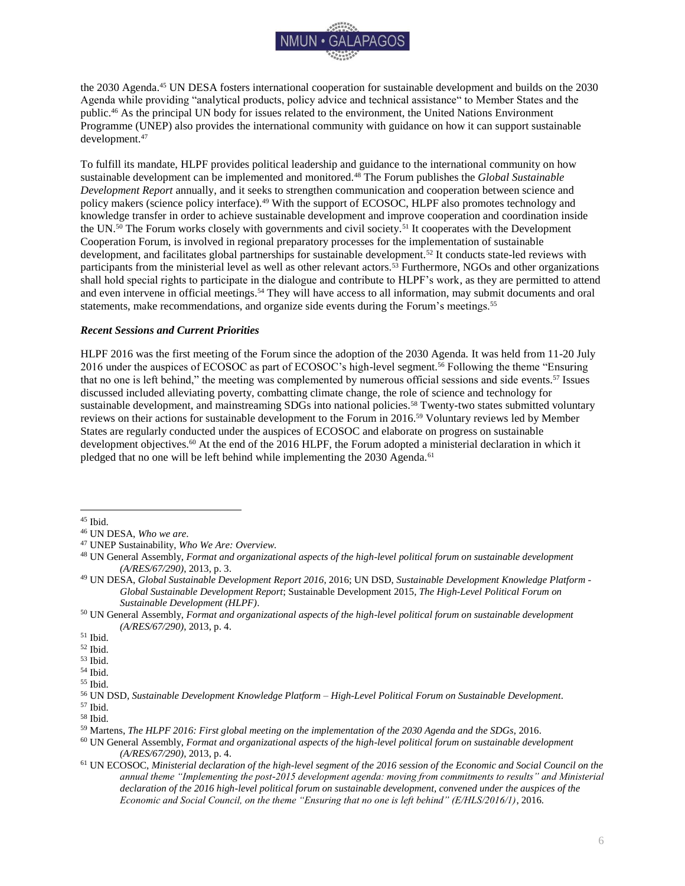the 2030 Agenda.[45] UN DESA fosters international cooperation for sustainable development and builds on the 2030 Agenda while providing "analytical products, policy advice and technical assistance" to Member States and the public.[46] As the principal UN body for issues related to the environment, the United Nations Environment Programme (UNEP) also provides the international community with guidance on how it can support sustainable development.[47]

To fulfill its mandate, HLPF provides political leadership and guidance to the international community on how sustainable development can be implemented and monitored.[48] The Forum publishes the *Global Sustainable Development Report* annually, and it seeks to strengthen communication and cooperation between science and policy makers (science policy interface).[49] With the support of ECOSOC, HLPF also promotes technology and knowledge transfer in order to achieve sustainable development and improve cooperation and coordination inside the UN.[50] The Forum works closely with governments and civil society.[51] It cooperates with the Development Cooperation Forum, is involved in regional preparatory processes for the implementation of sustainable development, and facilitates global partnerships for sustainable development.[52] It conducts state-led reviews with participants from the ministerial level as well as other relevant actors.[53] Furthermore, NGOs and other organizations shall hold special rights to participate in the dialogue and contribute to HLPF's work, as they are permitted to attend and even intervene in official meetings.[54] They will have access to all information, may submit documents and oral statements, make recommendations, and organize side events during the Forum's meetings.[55]

### *Recent Sessions and Current Priorities*

HLPF 2016 was the first meeting of the Forum since the adoption of the 2030 Agenda. It was held from 11-20 July 2016 under the auspices of ECOSOC as part of ECOSOC's high-level segment.[56] Following the theme "Ensuring that no one is left behind," the meeting was complemented by numerous official sessions and side events.[57] Issues discussed included alleviating poverty, combatting climate change, the role of science and technology for sustainable development, and mainstreaming SDGs into national policies.[58] Twenty-two states submitted voluntary reviews on their actions for sustainable development to the Forum in 2016.[59] Voluntary reviews led by Member States are regularly conducted under the auspices of ECOSOC and elaborate on progress on sustainable development objectives.[60] At the end of the 2016 HLPF, the Forum adopted a ministerial declaration in which it pledged that no one will be left behind while implementing the 2030 Agenda.[61]

---

[45] Ibid.

[46] UN DESA, *Who we are*.

[47] UNEP Sustainability, *Who We Are: Overview*.

[48] UN General Assembly, *Format and organizational aspects of the high-level political forum on sustainable development (A/RES/67/290)*, 2013, p. 3.

[49] UN DESA, *Global Sustainable Development Report 2016*, 2016; UN DSD, *Sustainable Development Knowledge Platform - Global Sustainable Development Report*; Sustainable Development 2015, *The High-Level Political Forum on Sustainable Development (HLPF)*.

[50] UN General Assembly, *Format and organizational aspects of the high-level political forum on sustainable development (A/RES/67/290)*, 2013, p. 4.

[51] Ibid.

[52] Ibid.

[53] Ibid.

[54] Ibid.

[55] Ibid.

[56] UN DSD, *Sustainable Development Knowledge Platform – High-Level Political Forum on Sustainable Development*.

[57] Ibid.

[58] Ibid.

[59] Martens, *The HLPF 2016: First global meeting on the implementation of the 2030 Agenda and the SDGs*, 2016.

[60] UN General Assembly, *Format and organizational aspects of the high-level political forum on sustainable development (A/RES/67/290)*, 2013, p. 4.

[61] UN ECOSOC, *Ministerial declaration of the high-level segment of the 2016 session of the Economic and Social Council on the annual theme "Implementing the post-2015 development agenda: moving from commitments to results" and Ministerial declaration of the 2016 high-level political forum on sustainable development, convened under the auspices of the Economic and Social Council, on the theme "Ensuring that no one is left behind" (E/HLS/2016/1)*, 2016.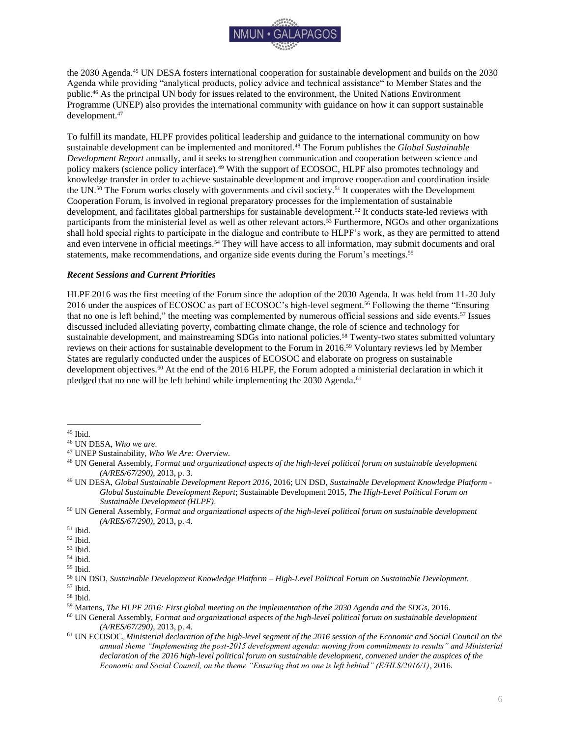the 2030 Agenda.[45] UN DESA fosters international cooperation for sustainable development and builds on the 2030 Agenda while providing "analytical products, policy advice and technical assistance" to Member States and the public.[46] As the principal UN body for issues related to the environment, the United Nations Environment Programme (UNEP) also provides the international community with guidance on how it can support sustainable development.[47]

To fulfill its mandate, HLPF provides political leadership and guidance to the international community on how sustainable development can be implemented and monitored.[48] The Forum publishes the *Global Sustainable Development Report* annually, and it seeks to strengthen communication and cooperation between science and policy makers (science policy interface).[49] With the support of ECOSOC, HLPF also promotes technology and knowledge transfer in order to achieve sustainable development and improve cooperation and coordination inside the UN.[50] The Forum works closely with governments and civil society.[51] It cooperates with the Development Cooperation Forum, is involved in regional preparatory processes for the implementation of sustainable development, and facilitates global partnerships for sustainable development.[52] It conducts state-led reviews with participants from the ministerial level as well as other relevant actors.[53] Furthermore, NGOs and other organizations shall hold special rights to participate in the dialogue and contribute to HLPF's work, as they are permitted to attend and even intervene in official meetings.[54] They will have access to all information, may submit documents and oral statements, make recommendations, and organize side events during the Forum's meetings.[55]

### *Recent Sessions and Current Priorities*

HLPF 2016 was the first meeting of the Forum since the adoption of the 2030 Agenda. It was held from 11-20 July 2016 under the auspices of ECOSOC as part of ECOSOC's high-level segment.[56] Following the theme "Ensuring that no one is left behind," the meeting was complemented by numerous official sessions and side events.[57] Issues discussed included alleviating poverty, combatting climate change, the role of science and technology for sustainable development, and mainstreaming SDGs into national policies.[58] Twenty-two states submitted voluntary reviews on their actions for sustainable development to the Forum in 2016.[59] Voluntary reviews led by Member States are regularly conducted under the auspices of ECOSOC and elaborate on progress on sustainable development objectives.[60] At the end of the 2016 HLPF, the Forum adopted a ministerial declaration in which it pledged that no one will be left behind while implementing the 2030 Agenda.[61]

---

[45] Ibid.

[46] UN DESA, *Who we are*.

[47] UNEP Sustainability, *Who We Are: Overview.*

[48] UN General Assembly, *Format and organizational aspects of the high-level political forum on sustainable development (A/RES/67/290)*, 2013, p. 3.

[49] UN DESA, *Global Sustainable Development Report 2016*, 2016; UN DSD, *Sustainable Development Knowledge Platform - Global Sustainable Development Report*; Sustainable Development 2015, *The High-Level Political Forum on Sustainable Development (HLPF)*.

[50] UN General Assembly, *Format and organizational aspects of the high-level political forum on sustainable development (A/RES/67/290)*, 2013, p. 4.

[51] Ibid.

[52] Ibid.

[53] Ibid.

[54] Ibid.

[55] Ibid.

[56] UN DSD, *Sustainable Development Knowledge Platform – High-Level Political Forum on Sustainable Development*.

[57] Ibid.

[58] Ibid.

[59] Martens, *The HLPF 2016: First global meeting on the implementation of the 2030 Agenda and the SDGs*, 2016.

[60] UN General Assembly, *Format and organizational aspects of the high-level political forum on sustainable development (A/RES/67/290)*, 2013, p. 4.

[61] UN ECOSOC, *Ministerial declaration of the high-level segment of the 2016 session of the Economic and Social Council on the annual theme "Implementing the post-2015 development agenda: moving from commitments to results" and Ministerial declaration of the 2016 high-level political forum on sustainable development, convened under the auspices of the Economic and Social Council, on the theme "Ensuring that no one is left behind" (E/HLS/2016/1)*, 2016.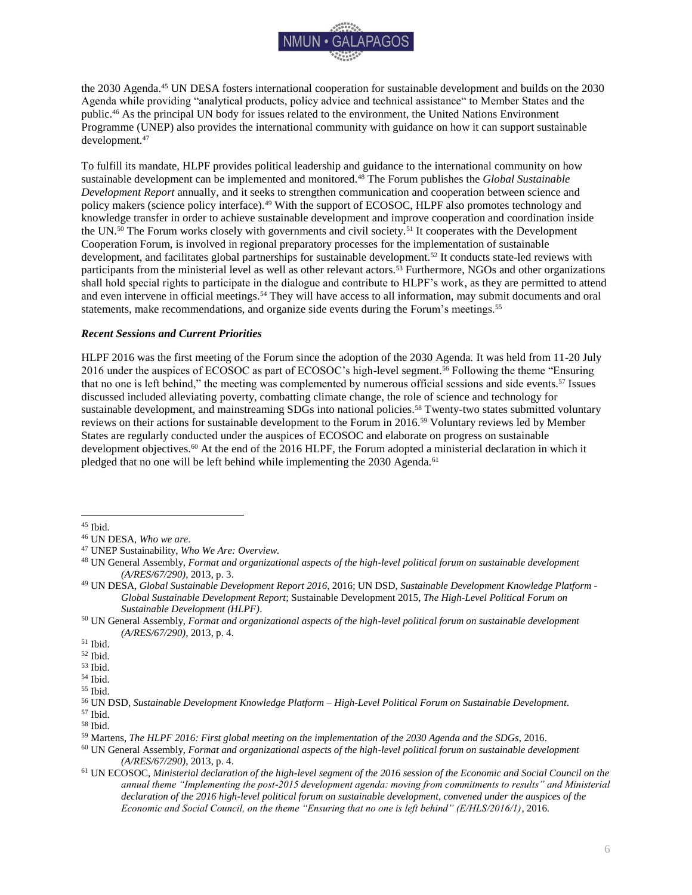the 2030 Agenda.[45] UN DESA fosters international cooperation for sustainable development and builds on the 2030 Agenda while providing "analytical products, policy advice and technical assistance" to Member States and the public.[46] As the principal UN body for issues related to the environment, the United Nations Environment Programme (UNEP) also provides the international community with guidance on how it can support sustainable development.[47]

To fulfill its mandate, HLPF provides political leadership and guidance to the international community on how sustainable development can be implemented and monitored.[48] The Forum publishes the *Global Sustainable Development Report* annually, and it seeks to strengthen communication and cooperation between science and policy makers (science policy interface).[49] With the support of ECOSOC, HLPF also promotes technology and knowledge transfer in order to achieve sustainable development and improve cooperation and coordination inside the UN.[50] The Forum works closely with governments and civil society.[51] It cooperates with the Development Cooperation Forum, is involved in regional preparatory processes for the implementation of sustainable development, and facilitates global partnerships for sustainable development.[52] It conducts state-led reviews with participants from the ministerial level as well as other relevant actors.[53] Furthermore, NGOs and other organizations shall hold special rights to participate in the dialogue and contribute to HLPF's work, as they are permitted to attend and even intervene in official meetings.[54] They will have access to all information, may submit documents and oral statements, make recommendations, and organize side events during the Forum's meetings.[55]

### *Recent Sessions and Current Priorities*

HLPF 2016 was the first meeting of the Forum since the adoption of the 2030 Agenda. It was held from 11-20 July 2016 under the auspices of ECOSOC as part of ECOSOC's high-level segment.[56] Following the theme "Ensuring that no one is left behind," the meeting was complemented by numerous official sessions and side events.[57] Issues discussed included alleviating poverty, combatting climate change, the role of science and technology for sustainable development, and mainstreaming SDGs into national policies.[58] Twenty-two states submitted voluntary reviews on their actions for sustainable development to the Forum in 2016.[59] Voluntary reviews led by Member States are regularly conducted under the auspices of ECOSOC and elaborate on progress on sustainable development objectives.[60] At the end of the 2016 HLPF, the Forum adopted a ministerial declaration in which it pledged that no one will be left behind while implementing the 2030 Agenda.[61]

---

[45] Ibid.

[46] UN DESA, *Who we are*.

[47] UNEP Sustainability, *Who We Are: Overview.*

[48] UN General Assembly, *Format and organizational aspects of the high-level political forum on sustainable development (A/RES/67/290)*, 2013, p. 3.

[49] UN DESA, *Global Sustainable Development Report 2016*, 2016; UN DSD, *Sustainable Development Knowledge Platform - Global Sustainable Development Report*; Sustainable Development 2015, *The High-Level Political Forum on Sustainable Development (HLPF)*.

[50] UN General Assembly, *Format and organizational aspects of the high-level political forum on sustainable development (A/RES/67/290)*, 2013, p. 4.

[51] Ibid.

[52] Ibid.

[53] Ibid.

[54] Ibid.

[55] Ibid.

[56] UN DSD, *Sustainable Development Knowledge Platform – High-Level Political Forum on Sustainable Development*.

[57] Ibid.

[58] Ibid.

[59] Martens, *The HLPF 2016: First global meeting on the implementation of the 2030 Agenda and the SDGs*, 2016.

[60] UN General Assembly, *Format and organizational aspects of the high-level political forum on sustainable development (A/RES/67/290)*, 2013, p. 4.

[61] UN ECOSOC, *Ministerial declaration of the high-level segment of the 2016 session of the Economic and Social Council on the annual theme "Implementing the post-2015 development agenda: moving from commitments to results" and Ministerial declaration of the 2016 high-level political forum on sustainable development, convened under the auspices of the Economic and Social Council, on the theme "Ensuring that no one is left behind" (E/HLS/2016/1)*, 2016.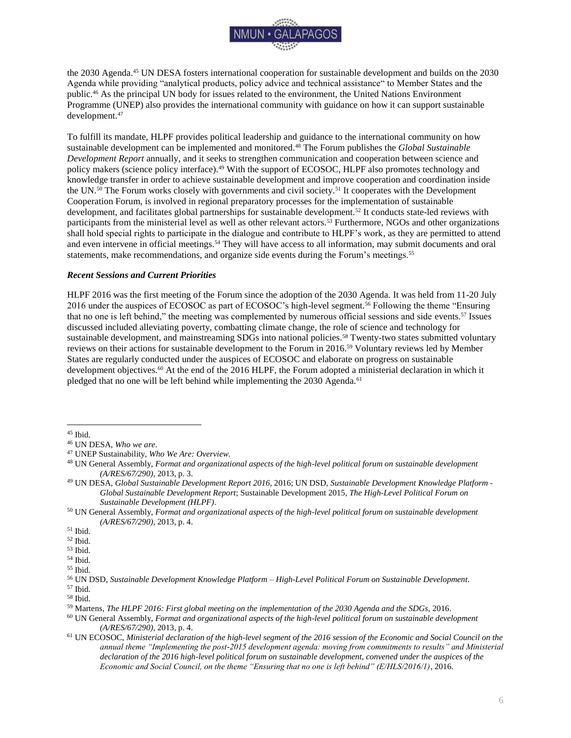the 2030 Agenda.[45] UN DESA fosters international cooperation for sustainable development and builds on the 2030 Agenda while providing "analytical products, policy advice and technical assistance" to Member States and the public.[46] As the principal UN body for issues related to the environment, the United Nations Environment Programme (UNEP) also provides the international community with guidance on how it can support sustainable development.[47]

To fulfill its mandate, HLPF provides political leadership and guidance to the international community on how sustainable development can be implemented and monitored.[48] The Forum publishes the *Global Sustainable Development Report* annually, and it seeks to strengthen communication and cooperation between science and policy makers (science policy interface).[49] With the support of ECOSOC, HLPF also promotes technology and knowledge transfer in order to achieve sustainable development and improve cooperation and coordination inside the UN.[50] The Forum works closely with governments and civil society.[51] It cooperates with the Development Cooperation Forum, is involved in regional preparatory processes for the implementation of sustainable development, and facilitates global partnerships for sustainable development.[52] It conducts state-led reviews with participants from the ministerial level as well as other relevant actors.[53] Furthermore, NGOs and other organizations shall hold special rights to participate in the dialogue and contribute to HLPF's work, as they are permitted to attend and even intervene in official meetings.[54] They will have access to all information, may submit documents and oral statements, make recommendations, and organize side events during the Forum's meetings.[55]

***Recent Sessions and Current Priorities***

HLPF 2016 was the first meeting of the Forum since the adoption of the 2030 Agenda. It was held from 11-20 July 2016 under the auspices of ECOSOC as part of ECOSOC's high-level segment.[56] Following the theme "Ensuring that no one is left behind," the meeting was complemented by numerous official sessions and side events.[57] Issues discussed included alleviating poverty, combatting climate change, the role of science and technology for sustainable development, and mainstreaming SDGs into national policies.[58] Twenty-two states submitted voluntary reviews on their actions for sustainable development to the Forum in 2016.[59] Voluntary reviews led by Member States are regularly conducted under the auspices of ECOSOC and elaborate on progress on sustainable development objectives.[60] At the end of the 2016 HLPF, the Forum adopted a ministerial declaration in which it pledged that no one will be left behind while implementing the 2030 Agenda.[61]

---

[45] Ibid.

[46] UN DESA, *Who we are*.

[47] UNEP Sustainability, *Who We Are: Overview.*

[48] UN General Assembly, *Format and organizational aspects of the high-level political forum on sustainable development (A/RES/67/290)*, 2013, p. 3.

[49] UN DESA, *Global Sustainable Development Report 2016*, 2016; UN DSD, *Sustainable Development Knowledge Platform - Global Sustainable Development Report*; Sustainable Development 2015, *The High-Level Political Forum on Sustainable Development (HLPF)*.

[50] UN General Assembly, *Format and organizational aspects of the high-level political forum on sustainable development (A/RES/67/290)*, 2013, p. 4.

[51] Ibid.

[52] Ibid.

[53] Ibid.

[54] Ibid.

[55] Ibid.

[56] UN DSD, *Sustainable Development Knowledge Platform – High-Level Political Forum on Sustainable Development*.

[57] Ibid.

[58] Ibid.

[59] Martens, *The HLPF 2016: First global meeting on the implementation of the 2030 Agenda and the SDGs*, 2016.

[60] UN General Assembly, *Format and organizational aspects of the high-level political forum on sustainable development (A/RES/67/290)*, 2013, p. 4.

[61] UN ECOSOC, *Ministerial declaration of the high-level segment of the 2016 session of the Economic and Social Council on the annual theme "Implementing the post-2015 development agenda: moving from commitments to results" and Ministerial declaration of the 2016 high-level political forum on sustainable development, convened under the auspices of the Economic and Social Council, on the theme "Ensuring that no one is left behind" (E/HLS/2016/1)*, 2016.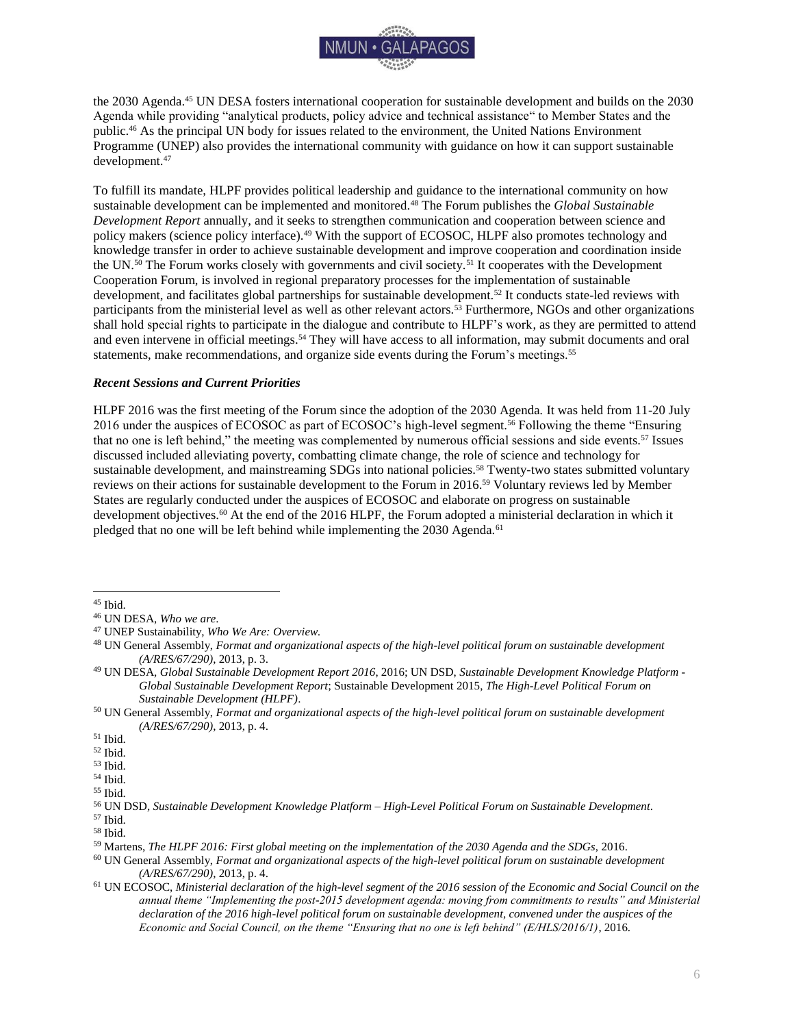the 2030 Agenda.[45] UN DESA fosters international cooperation for sustainable development and builds on the 2030 Agenda while providing "analytical products, policy advice and technical assistance" to Member States and the public.[46] As the principal UN body for issues related to the environment, the United Nations Environment Programme (UNEP) also provides the international community with guidance on how it can support sustainable development.[47]

To fulfill its mandate, HLPF provides political leadership and guidance to the international community on how sustainable development can be implemented and monitored.[48] The Forum publishes the *Global Sustainable Development Report* annually, and it seeks to strengthen communication and cooperation between science and policy makers (science policy interface).[49] With the support of ECOSOC, HLPF also promotes technology and knowledge transfer in order to achieve sustainable development and improve cooperation and coordination inside the UN.[50] The Forum works closely with governments and civil society.[51] It cooperates with the Development Cooperation Forum, is involved in regional preparatory processes for the implementation of sustainable development, and facilitates global partnerships for sustainable development.[52] It conducts state-led reviews with participants from the ministerial level as well as other relevant actors.[53] Furthermore, NGOs and other organizations shall hold special rights to participate in the dialogue and contribute to HLPF's work, as they are permitted to attend and even intervene in official meetings.[54] They will have access to all information, may submit documents and oral statements, make recommendations, and organize side events during the Forum's meetings.[55]

### *Recent Sessions and Current Priorities*

HLPF 2016 was the first meeting of the Forum since the adoption of the 2030 Agenda. It was held from 11-20 July 2016 under the auspices of ECOSOC as part of ECOSOC's high-level segment.[56] Following the theme "Ensuring that no one is left behind," the meeting was complemented by numerous official sessions and side events.[57] Issues discussed included alleviating poverty, combatting climate change, the role of science and technology for sustainable development, and mainstreaming SDGs into national policies.[58] Twenty-two states submitted voluntary reviews on their actions for sustainable development to the Forum in 2016.[59] Voluntary reviews led by Member States are regularly conducted under the auspices of ECOSOC and elaborate on progress on sustainable development objectives.[60] At the end of the 2016 HLPF, the Forum adopted a ministerial declaration in which it pledged that no one will be left behind while implementing the 2030 Agenda.[61]

---

[45] Ibid.

[46] UN DESA, *Who we are*.

[47] UNEP Sustainability, *Who We Are: Overview.*

[48] UN General Assembly, *Format and organizational aspects of the high-level political forum on sustainable development (A/RES/67/290)*, 2013, p. 3.

[49] UN DESA, *Global Sustainable Development Report 2016*, 2016; UN DSD, *Sustainable Development Knowledge Platform - Global Sustainable Development Report*; Sustainable Development 2015, *The High-Level Political Forum on Sustainable Development (HLPF)*.

[50] UN General Assembly, *Format and organizational aspects of the high-level political forum on sustainable development (A/RES/67/290)*, 2013, p. 4.

[51] Ibid.

[52] Ibid.

[53] Ibid.

[54] Ibid.

[55] Ibid.

[56] UN DSD, *Sustainable Development Knowledge Platform – High-Level Political Forum on Sustainable Development*.

[57] Ibid.

[58] Ibid.

[59] Martens, *The HLPF 2016: First global meeting on the implementation of the 2030 Agenda and the SDGs*, 2016.

[60] UN General Assembly, *Format and organizational aspects of the high-level political forum on sustainable development (A/RES/67/290)*, 2013, p. 4.

[61] UN ECOSOC, *Ministerial declaration of the high-level segment of the 2016 session of the Economic and Social Council on the annual theme "Implementing the post-2015 development agenda: moving from commitments to results" and Ministerial declaration of the 2016 high-level political forum on sustainable development, convened under the auspices of the Economic and Social Council, on the theme "Ensuring that no one is left behind" (E/HLS/2016/1)*, 2016.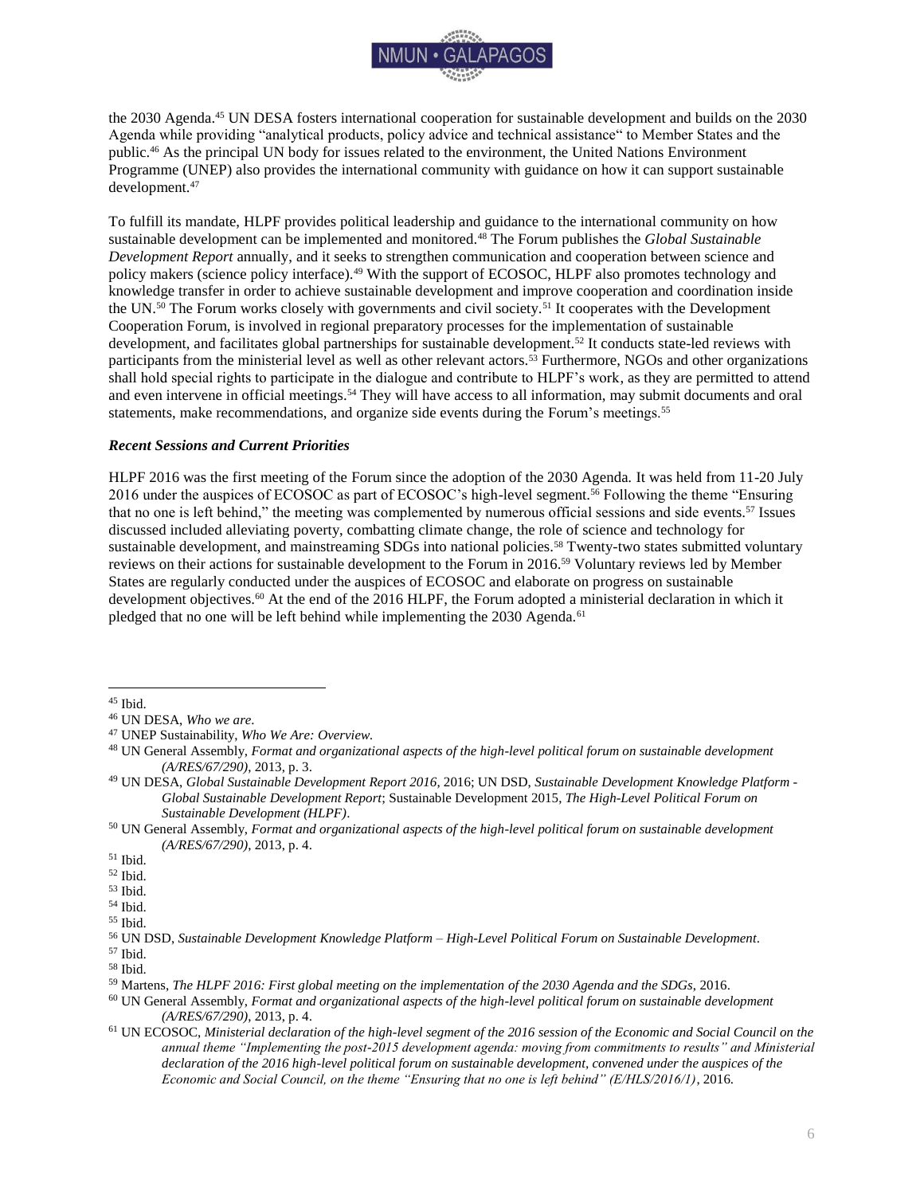the 2030 Agenda.[45] UN DESA fosters international cooperation for sustainable development and builds on the 2030 Agenda while providing "analytical products, policy advice and technical assistance" to Member States and the public.[46] As the principal UN body for issues related to the environment, the United Nations Environment Programme (UNEP) also provides the international community with guidance on how it can support sustainable development.[47]

To fulfill its mandate, HLPF provides political leadership and guidance to the international community on how sustainable development can be implemented and monitored.[48] The Forum publishes the *Global Sustainable Development Report* annually, and it seeks to strengthen communication and cooperation between science and policy makers (science policy interface).[49] With the support of ECOSOC, HLPF also promotes technology and knowledge transfer in order to achieve sustainable development and improve cooperation and coordination inside the UN.[50] The Forum works closely with governments and civil society.[51] It cooperates with the Development Cooperation Forum, is involved in regional preparatory processes for the implementation of sustainable development, and facilitates global partnerships for sustainable development.[52] It conducts state-led reviews with participants from the ministerial level as well as other relevant actors.[53] Furthermore, NGOs and other organizations shall hold special rights to participate in the dialogue and contribute to HLPF's work, as they are permitted to attend and even intervene in official meetings.[54] They will have access to all information, may submit documents and oral statements, make recommendations, and organize side events during the Forum's meetings.[55]

### *Recent Sessions and Current Priorities*

HLPF 2016 was the first meeting of the Forum since the adoption of the 2030 Agenda. It was held from 11-20 July 2016 under the auspices of ECOSOC as part of ECOSOC's high-level segment.[56] Following the theme "Ensuring that no one is left behind," the meeting was complemented by numerous official sessions and side events.[57] Issues discussed included alleviating poverty, combatting climate change, the role of science and technology for sustainable development, and mainstreaming SDGs into national policies.[58] Twenty-two states submitted voluntary reviews on their actions for sustainable development to the Forum in 2016.[59] Voluntary reviews led by Member States are regularly conducted under the auspices of ECOSOC and elaborate on progress on sustainable development objectives.[60] At the end of the 2016 HLPF, the Forum adopted a ministerial declaration in which it pledged that no one will be left behind while implementing the 2030 Agenda.[61]

---

[45] Ibid.

[46] UN DESA, *Who we are*.

[47] UNEP Sustainability, *Who We Are: Overview.*

[48] UN General Assembly, *Format and organizational aspects of the high-level political forum on sustainable development (A/RES/67/290)*, 2013, p. 3.

[49] UN DESA, *Global Sustainable Development Report 2016*, 2016; UN DSD, *Sustainable Development Knowledge Platform - Global Sustainable Development Report*; Sustainable Development 2015, *The High-Level Political Forum on Sustainable Development (HLPF)*.

[50] UN General Assembly, *Format and organizational aspects of the high-level political forum on sustainable development (A/RES/67/290)*, 2013, p. 4.

[51] Ibid.

[52] Ibid.

[53] Ibid.

[54] Ibid.

[55] Ibid.

[56] UN DSD, *Sustainable Development Knowledge Platform – High-Level Political Forum on Sustainable Development*.

[57] Ibid.

[58] Ibid.

[59] Martens, *The HLPF 2016: First global meeting on the implementation of the 2030 Agenda and the SDGs*, 2016.

[60] UN General Assembly, *Format and organizational aspects of the high-level political forum on sustainable development (A/RES/67/290)*, 2013, p. 4.

[61] UN ECOSOC, *Ministerial declaration of the high-level segment of the 2016 session of the Economic and Social Council on the annual theme "Implementing the post-2015 development agenda: moving from commitments to results" and Ministerial declaration of the 2016 high-level political forum on sustainable development, convened under the auspices of the Economic and Social Council, on the theme "Ensuring that no one is left behind" (E/HLS/2016/1)*, 2016.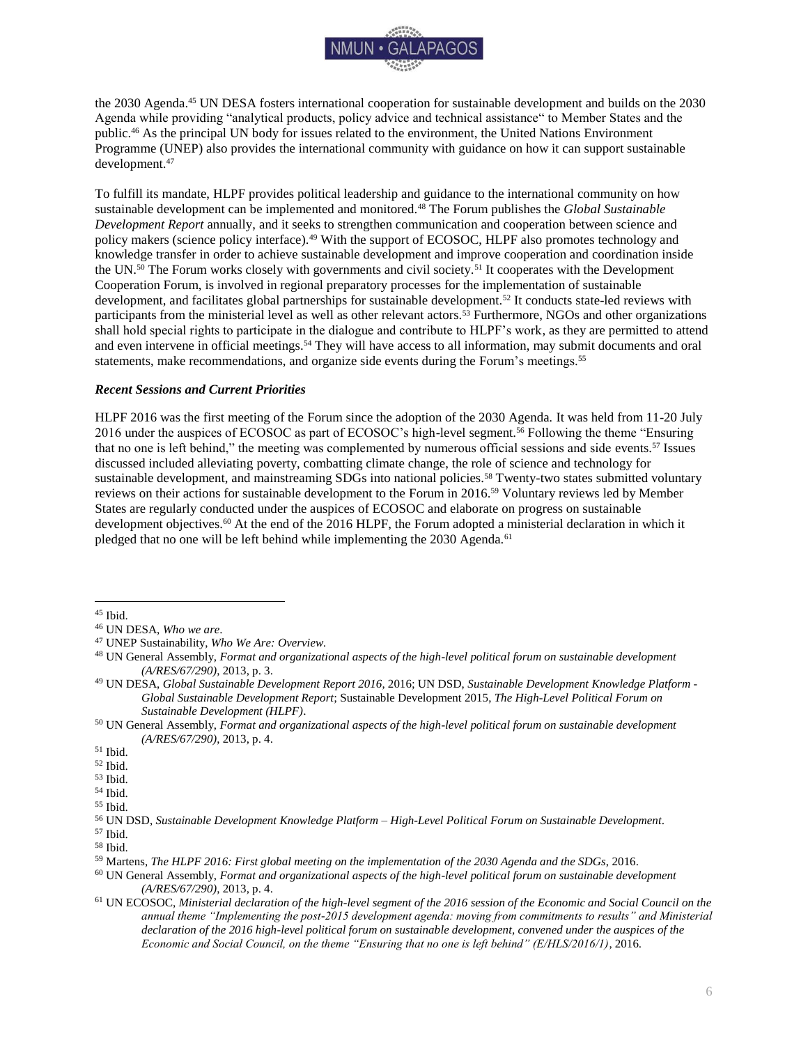the 2030 Agenda.[45] UN DESA fosters international cooperation for sustainable development and builds on the 2030 Agenda while providing "analytical products, policy advice and technical assistance" to Member States and the public.[46] As the principal UN body for issues related to the environment, the United Nations Environment Programme (UNEP) also provides the international community with guidance on how it can support sustainable development.[47]

To fulfill its mandate, HLPF provides political leadership and guidance to the international community on how sustainable development can be implemented and monitored.[48] The Forum publishes the *Global Sustainable Development Report* annually, and it seeks to strengthen communication and cooperation between science and policy makers (science policy interface).[49] With the support of ECOSOC, HLPF also promotes technology and knowledge transfer in order to achieve sustainable development and improve cooperation and coordination inside the UN.[50] The Forum works closely with governments and civil society.[51] It cooperates with the Development Cooperation Forum, is involved in regional preparatory processes for the implementation of sustainable development, and facilitates global partnerships for sustainable development.[52] It conducts state-led reviews with participants from the ministerial level as well as other relevant actors.[53] Furthermore, NGOs and other organizations shall hold special rights to participate in the dialogue and contribute to HLPF's work, as they are permitted to attend and even intervene in official meetings.[54] They will have access to all information, may submit documents and oral statements, make recommendations, and organize side events during the Forum's meetings.[55]

### *Recent Sessions and Current Priorities*

HLPF 2016 was the first meeting of the Forum since the adoption of the 2030 Agenda. It was held from 11-20 July 2016 under the auspices of ECOSOC as part of ECOSOC's high-level segment.[56] Following the theme "Ensuring that no one is left behind," the meeting was complemented by numerous official sessions and side events.[57] Issues discussed included alleviating poverty, combatting climate change, the role of science and technology for sustainable development, and mainstreaming SDGs into national policies.[58] Twenty-two states submitted voluntary reviews on their actions for sustainable development to the Forum in 2016.[59] Voluntary reviews led by Member States are regularly conducted under the auspices of ECOSOC and elaborate on progress on sustainable development objectives.[60] At the end of the 2016 HLPF, the Forum adopted a ministerial declaration in which it pledged that no one will be left behind while implementing the 2030 Agenda.[61]

---

[45] Ibid.

[46] UN DESA, *Who we are*.

[47] UNEP Sustainability, *Who We Are: Overview.*

[48] UN General Assembly, *Format and organizational aspects of the high-level political forum on sustainable development (A/RES/67/290)*, 2013, p. 3.

[49] UN DESA, *Global Sustainable Development Report 2016*, 2016; UN DSD, *Sustainable Development Knowledge Platform - Global Sustainable Development Report*; Sustainable Development 2015, *The High-Level Political Forum on Sustainable Development (HLPF)*.

[50] UN General Assembly, *Format and organizational aspects of the high-level political forum on sustainable development (A/RES/67/290)*, 2013, p. 4.

[51] Ibid.

[52] Ibid.

[53] Ibid.

[54] Ibid.

[55] Ibid.

[56] UN DSD, *Sustainable Development Knowledge Platform – High-Level Political Forum on Sustainable Development*.

[57] Ibid.

[58] Ibid.

[59] Martens, *The HLPF 2016: First global meeting on the implementation of the 2030 Agenda and the SDGs*, 2016.

[60] UN General Assembly, *Format and organizational aspects of the high-level political forum on sustainable development (A/RES/67/290)*, 2013, p. 4.

[61] UN ECOSOC, *Ministerial declaration of the high-level segment of the 2016 session of the Economic and Social Council on the annual theme "Implementing the post-2015 development agenda: moving from commitments to results" and Ministerial declaration of the 2016 high-level political forum on sustainable development, convened under the auspices of the Economic and Social Council, on the theme "Ensuring that no one is left behind" (E/HLS/2016/1)*, 2016.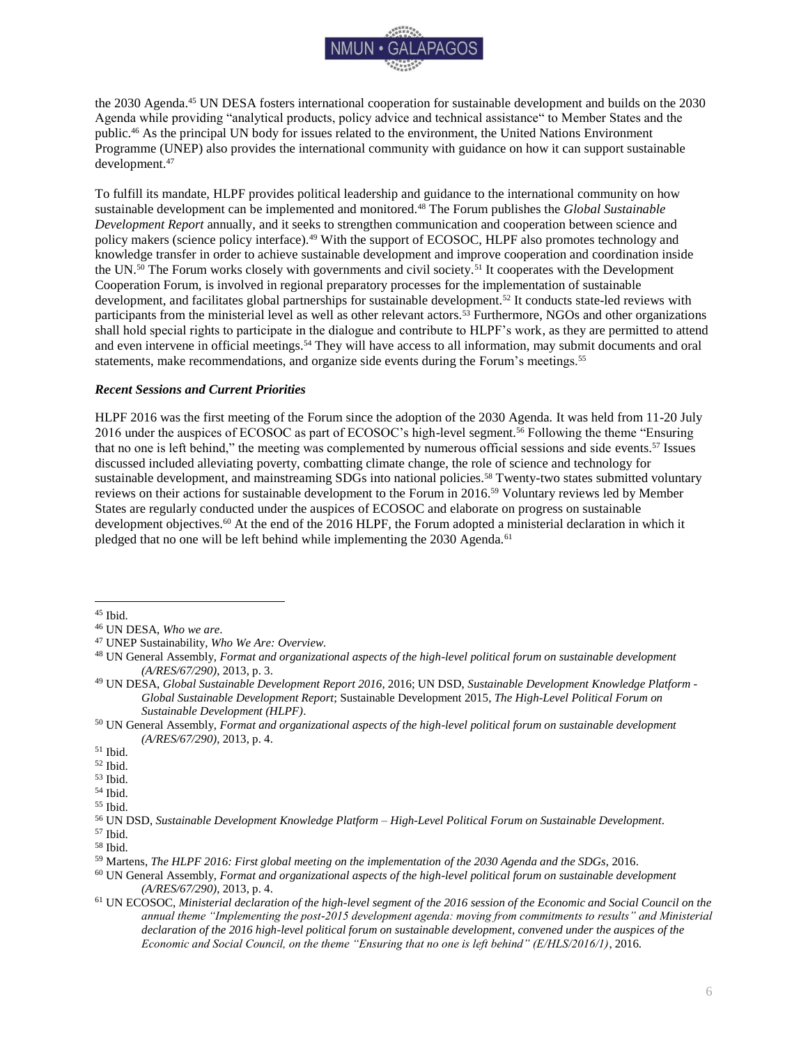the 2030 Agenda.[45] UN DESA fosters international cooperation for sustainable development and builds on the 2030 Agenda while providing "analytical products, policy advice and technical assistance" to Member States and the public.[46] As the principal UN body for issues related to the environment, the United Nations Environment Programme (UNEP) also provides the international community with guidance on how it can support sustainable development.[47]

To fulfill its mandate, HLPF provides political leadership and guidance to the international community on how sustainable development can be implemented and monitored.[48] The Forum publishes the *Global Sustainable Development Report* annually, and it seeks to strengthen communication and cooperation between science and policy makers (science policy interface).[49] With the support of ECOSOC, HLPF also promotes technology and knowledge transfer in order to achieve sustainable development and improve cooperation and coordination inside the UN.[50] The Forum works closely with governments and civil society.[51] It cooperates with the Development Cooperation Forum, is involved in regional preparatory processes for the implementation of sustainable development, and facilitates global partnerships for sustainable development.[52] It conducts state-led reviews with participants from the ministerial level as well as other relevant actors.[53] Furthermore, NGOs and other organizations shall hold special rights to participate in the dialogue and contribute to HLPF's work, as they are permitted to attend and even intervene in official meetings.[54] They will have access to all information, may submit documents and oral statements, make recommendations, and organize side events during the Forum's meetings.[55]

### *Recent Sessions and Current Priorities*

HLPF 2016 was the first meeting of the Forum since the adoption of the 2030 Agenda. It was held from 11-20 July 2016 under the auspices of ECOSOC as part of ECOSOC's high-level segment.[56] Following the theme "Ensuring that no one is left behind," the meeting was complemented by numerous official sessions and side events.[57] Issues discussed included alleviating poverty, combatting climate change, the role of science and technology for sustainable development, and mainstreaming SDGs into national policies.[58] Twenty-two states submitted voluntary reviews on their actions for sustainable development to the Forum in 2016.[59] Voluntary reviews led by Member States are regularly conducted under the auspices of ECOSOC and elaborate on progress on sustainable development objectives.[60] At the end of the 2016 HLPF, the Forum adopted a ministerial declaration in which it pledged that no one will be left behind while implementing the 2030 Agenda.[61]

---

[45] Ibid.

[46] UN DESA, *Who we are*.

[47] UNEP Sustainability, *Who We Are: Overview.*

[48] UN General Assembly, *Format and organizational aspects of the high-level political forum on sustainable development (A/RES/67/290)*, 2013, p. 3.

[49] UN DESA, *Global Sustainable Development Report 2016*, 2016; UN DSD, *Sustainable Development Knowledge Platform - Global Sustainable Development Report*; Sustainable Development 2015, *The High-Level Political Forum on Sustainable Development (HLPF)*.

[50] UN General Assembly, *Format and organizational aspects of the high-level political forum on sustainable development (A/RES/67/290)*, 2013, p. 4.

[51] Ibid.

[52] Ibid.

[53] Ibid.

[54] Ibid.

[55] Ibid.

[56] UN DSD, *Sustainable Development Knowledge Platform – High-Level Political Forum on Sustainable Development*.

[57] Ibid.

[58] Ibid.

[59] Martens, *The HLPF 2016: First global meeting on the implementation of the 2030 Agenda and the SDGs*, 2016.

[60] UN General Assembly, *Format and organizational aspects of the high-level political forum on sustainable development (A/RES/67/290)*, 2013, p. 4.

[61] UN ECOSOC, *Ministerial declaration of the high-level segment of the 2016 session of the Economic and Social Council on the annual theme "Implementing the post-2015 development agenda: moving from commitments to results" and Ministerial declaration of the 2016 high-level political forum on sustainable development, convened under the auspices of the Economic and Social Council, on the theme "Ensuring that no one is left behind" (E/HLS/2016/1)*, 2016.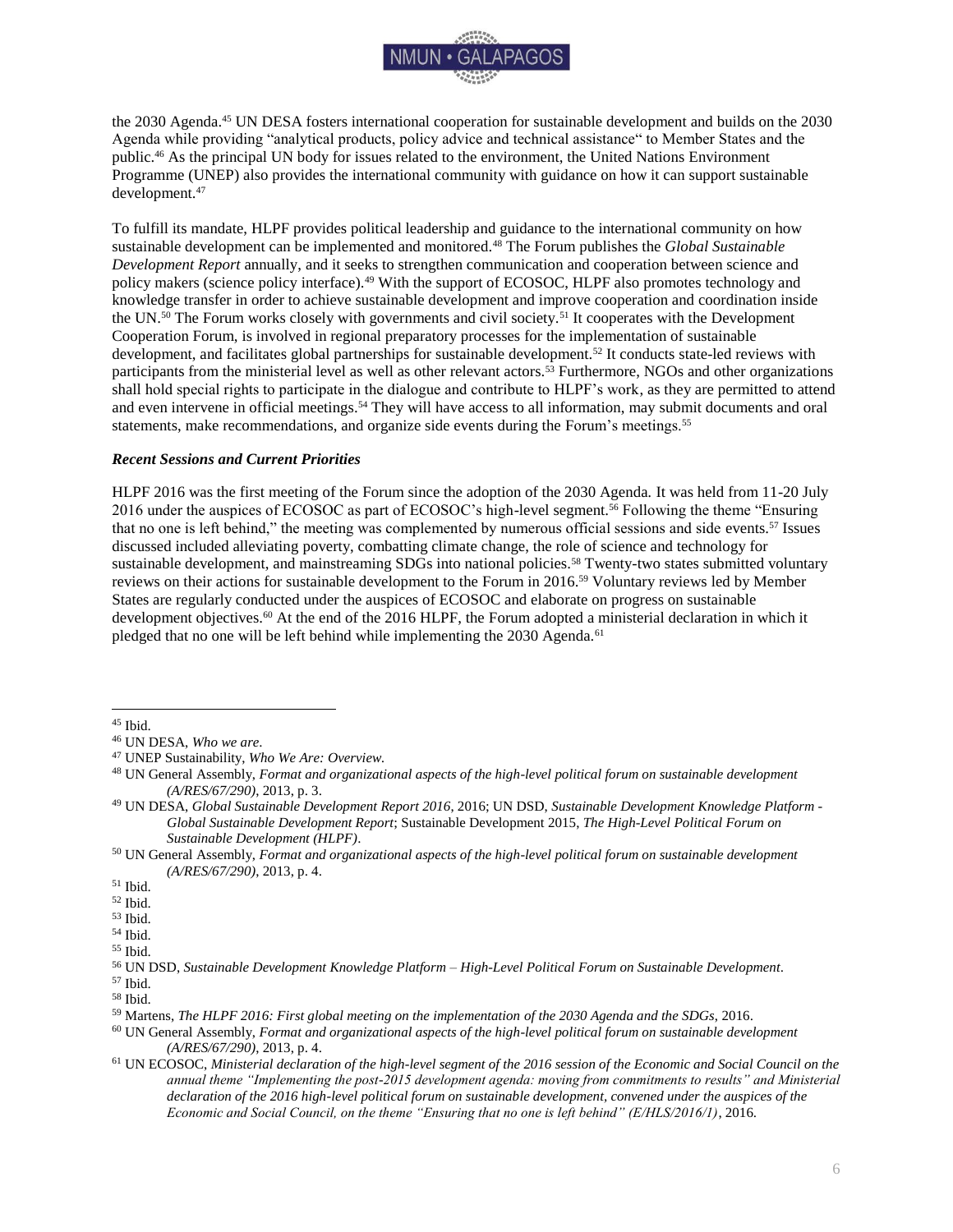the 2030 Agenda.[45] UN DESA fosters international cooperation for sustainable development and builds on the 2030 Agenda while providing "analytical products, policy advice and technical assistance" to Member States and the public.[46] As the principal UN body for issues related to the environment, the United Nations Environment Programme (UNEP) also provides the international community with guidance on how it can support sustainable development.[47]

To fulfill its mandate, HLPF provides political leadership and guidance to the international community on how sustainable development can be implemented and monitored.[48] The Forum publishes the *Global Sustainable Development Report* annually, and it seeks to strengthen communication and cooperation between science and policy makers (science policy interface).[49] With the support of ECOSOC, HLPF also promotes technology and knowledge transfer in order to achieve sustainable development and improve cooperation and coordination inside the UN.[50] The Forum works closely with governments and civil society.[51] It cooperates with the Development Cooperation Forum, is involved in regional preparatory processes for the implementation of sustainable development, and facilitates global partnerships for sustainable development.[52] It conducts state-led reviews with participants from the ministerial level as well as other relevant actors.[53] Furthermore, NGOs and other organizations shall hold special rights to participate in the dialogue and contribute to HLPF's work, as they are permitted to attend and even intervene in official meetings.[54] They will have access to all information, may submit documents and oral statements, make recommendations, and organize side events during the Forum's meetings.[55]

### *Recent Sessions and Current Priorities*

HLPF 2016 was the first meeting of the Forum since the adoption of the 2030 Agenda. It was held from 11-20 July 2016 under the auspices of ECOSOC as part of ECOSOC's high-level segment.[56] Following the theme "Ensuring that no one is left behind," the meeting was complemented by numerous official sessions and side events.[57] Issues discussed included alleviating poverty, combatting climate change, the role of science and technology for sustainable development, and mainstreaming SDGs into national policies.[58] Twenty-two states submitted voluntary reviews on their actions for sustainable development to the Forum in 2016.[59] Voluntary reviews led by Member States are regularly conducted under the auspices of ECOSOC and elaborate on progress on sustainable development objectives.[60] At the end of the 2016 HLPF, the Forum adopted a ministerial declaration in which it pledged that no one will be left behind while implementing the 2030 Agenda.[61]

---

[45] Ibid.

[46] UN DESA, *Who we are*.

[47] UNEP Sustainability, *Who We Are: Overview.*

[48] UN General Assembly, *Format and organizational aspects of the high-level political forum on sustainable development (A/RES/67/290)*, 2013, p. 3.

[49] UN DESA, *Global Sustainable Development Report 2016*, 2016; UN DSD, *Sustainable Development Knowledge Platform - Global Sustainable Development Report*; Sustainable Development 2015, *The High-Level Political Forum on Sustainable Development (HLPF)*.

[50] UN General Assembly, *Format and organizational aspects of the high-level political forum on sustainable development (A/RES/67/290)*, 2013, p. 4.

[51] Ibid.

[52] Ibid.

[53] Ibid.

[54] Ibid.

[55] Ibid.

[56] UN DSD, *Sustainable Development Knowledge Platform – High-Level Political Forum on Sustainable Development*.

[57] Ibid.

[58] Ibid.

[59] Martens, *The HLPF 2016: First global meeting on the implementation of the 2030 Agenda and the SDGs*, 2016.

[60] UN General Assembly, *Format and organizational aspects of the high-level political forum on sustainable development (A/RES/67/290)*, 2013, p. 4.

[61] UN ECOSOC, *Ministerial declaration of the high-level segment of the 2016 session of the Economic and Social Council on the annual theme "Implementing the post-2015 development agenda: moving from commitments to results" and Ministerial declaration of the 2016 high-level political forum on sustainable development, convened under the auspices of the Economic and Social Council, on the theme "Ensuring that no one is left behind" (E/HLS/2016/1)*, 2016.